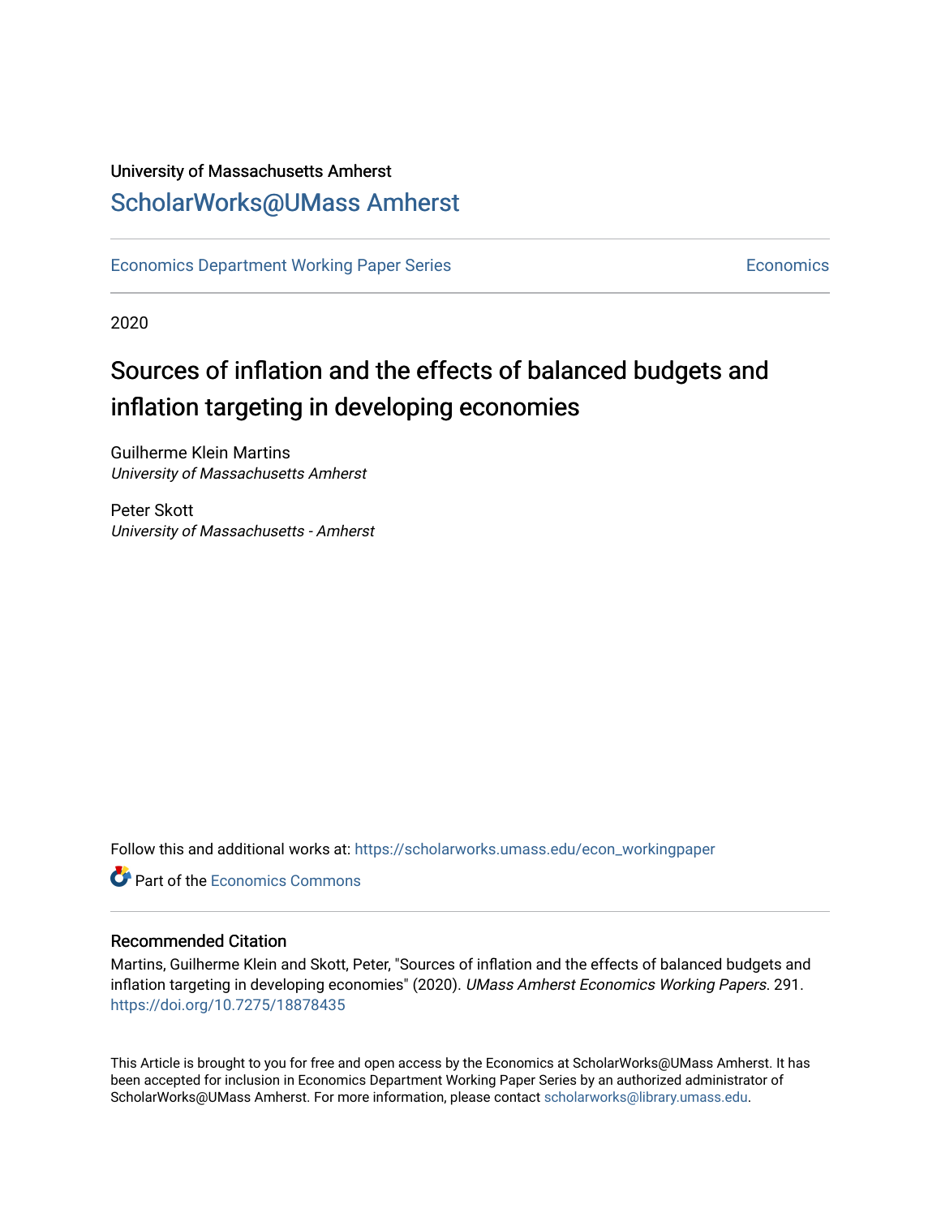University of Massachusetts Amherst

ScholarWorks@UMass Amherst

Economics Department Working Paper Series | Economics

2020

# Sources of inflation and the effects of balanced budgets and inflation targeting in developing economies

Guilherme Klein Martins
*University of Massachusetts Amherst*

Peter Skott
*University of Massachusetts - Amherst*

Follow this and additional works at: https://scholarworks.umass.edu/econ_workingpaper

Part of the Economics Commons

## Recommended Citation

Martins, Guilherme Klein and Skott, Peter, "Sources of inflation and the effects of balanced budgets and inflation targeting in developing economies" (2020). *UMass Amherst Economics Working Papers*. 291.
https://doi.org/10.7275/18878435

This Article is brought to you for free and open access by the Economics at ScholarWorks@UMass Amherst. It has been accepted for inclusion in Economics Department Working Paper Series by an authorized administrator of ScholarWorks@UMass Amherst. For more information, please contact scholarworks@library.umass.edu.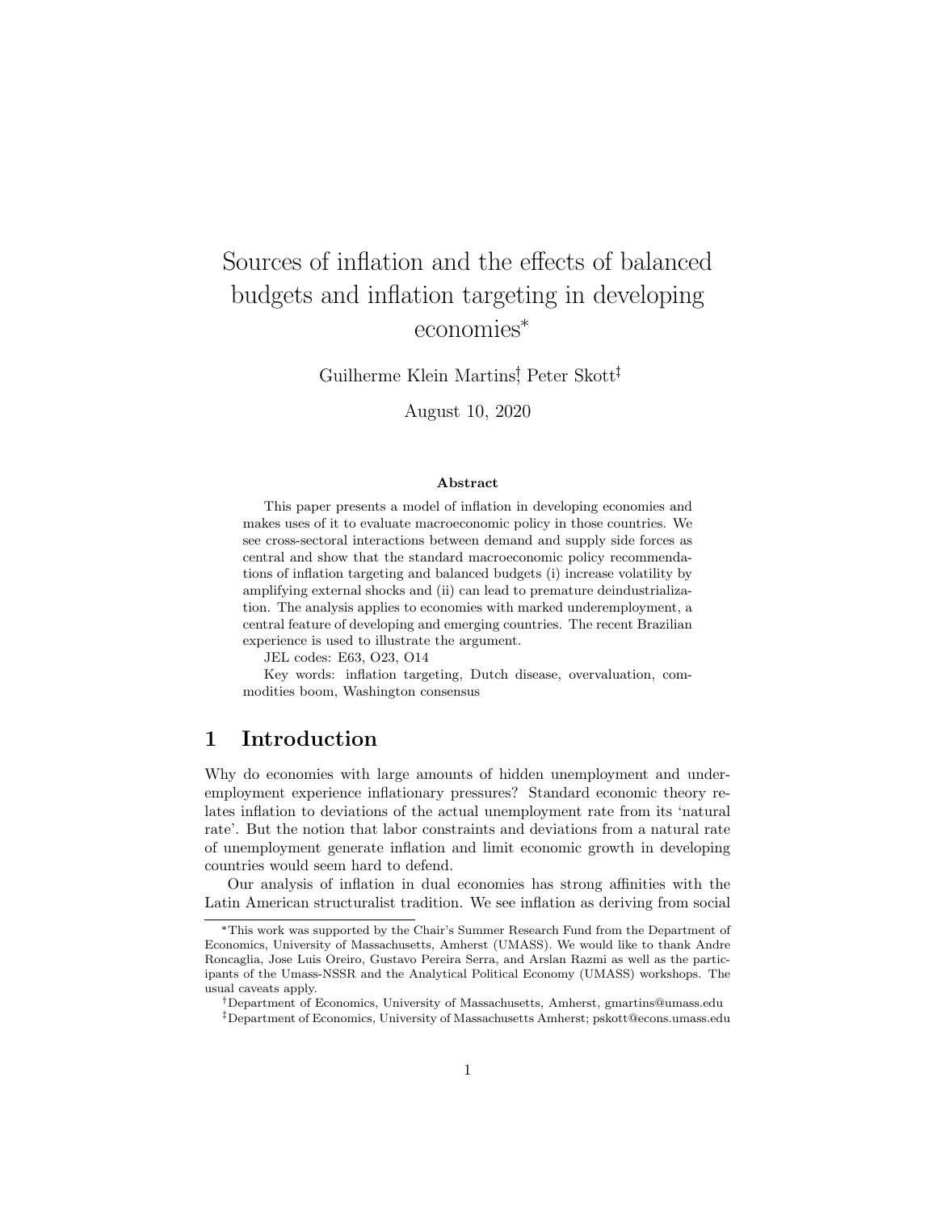# Sources of inflation and the effects of balanced budgets and inflation targeting in developing economies*

Guilherme Klein Martins[†], Peter Skott[‡]

August 10, 2020

### Abstract

This paper presents a model of inflation in developing economies and makes uses of it to evaluate macroeconomic policy in those countries. We see cross-sectoral interactions between demand and supply side forces as central and show that the standard macroeconomic policy recommendations of inflation targeting and balanced budgets (i) increase volatility by amplifying external shocks and (ii) can lead to premature deindustrialization. The analysis applies to economies with marked underemployment, a central feature of developing and emerging countries. The recent Brazilian experience is used to illustrate the argument.

JEL codes: E63, O23, O14

Key words: inflation targeting, Dutch disease, overvaluation, commodities boom, Washington consensus

## 1 Introduction

Why do economies with large amounts of hidden unemployment and underemployment experience inflationary pressures? Standard economic theory relates inflation to deviations of the actual unemployment rate from its 'natural rate'. But the notion that labor constraints and deviations from a natural rate of unemployment generate inflation and limit economic growth in developing countries would seem hard to defend.

Our analysis of inflation in dual economies has strong affinities with the Latin American structuralist tradition. We see inflation as deriving from social

---

*This work was supported by the Chair's Summer Research Fund from the Department of Economics, University of Massachusetts, Amherst (UMASS). We would like to thank Andre Roncaglia, Jose Luis Oreiro, Gustavo Pereira Serra, and Arslan Razmi as well as the participants of the Umass-NSSR and the Analytical Political Economy (UMASS) workshops. The usual caveats apply.

[†]Department of Economics, University of Massachusetts, Amherst, gmartins@umass.edu

[‡]Department of Economics, University of Massachusetts Amherst; pskott@econs.umass.edu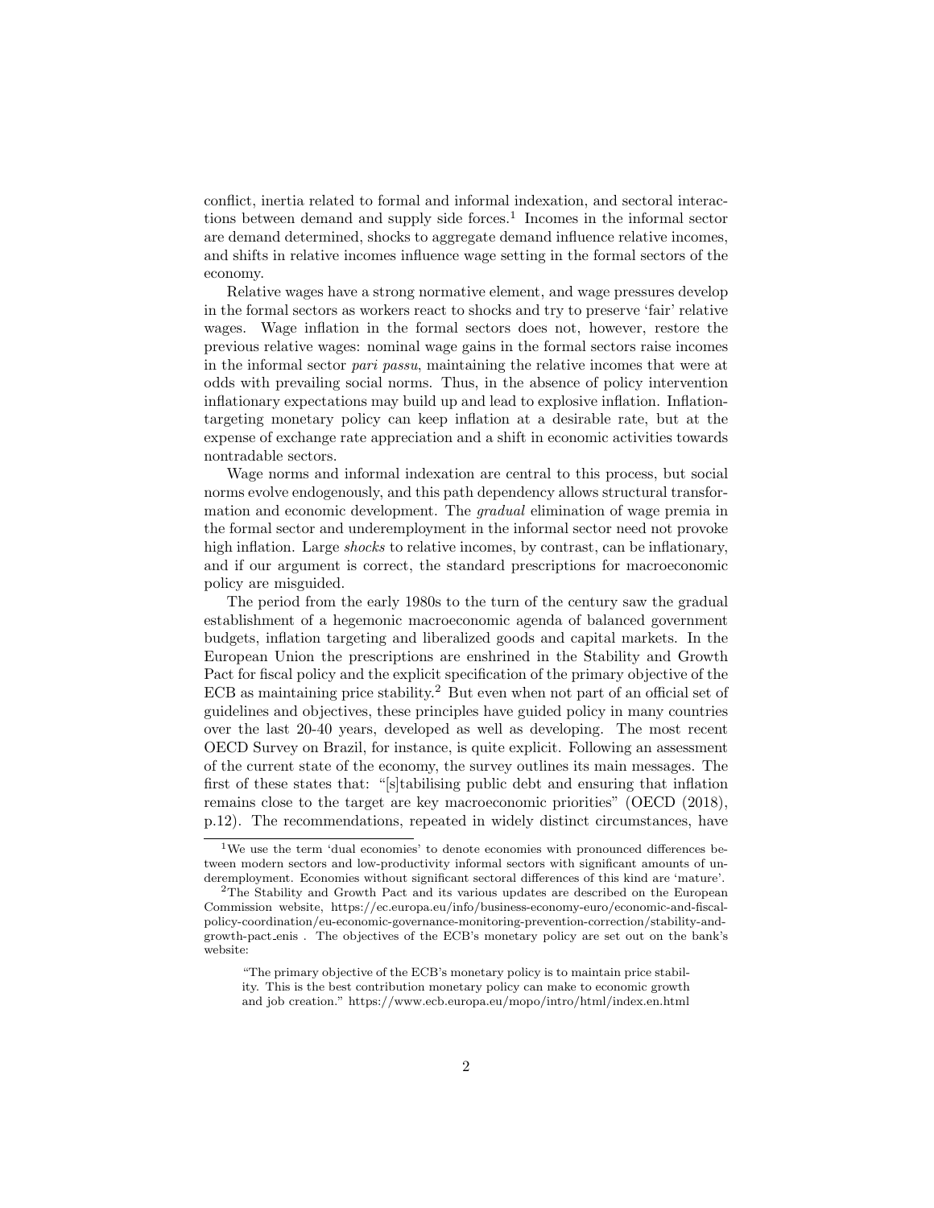conflict, inertia related to formal and informal indexation, and sectoral interactions between demand and supply side forces.[1] Incomes in the informal sector are demand determined, shocks to aggregate demand influence relative incomes, and shifts in relative incomes influence wage setting in the formal sectors of the economy.

Relative wages have a strong normative element, and wage pressures develop in the formal sectors as workers react to shocks and try to preserve 'fair' relative wages. Wage inflation in the formal sectors does not, however, restore the previous relative wages: nominal wage gains in the formal sectors raise incomes in the informal sector *pari passu*, maintaining the relative incomes that were at odds with prevailing social norms. Thus, in the absence of policy intervention inflationary expectations may build up and lead to explosive inflation. Inflation-targeting monetary policy can keep inflation at a desirable rate, but at the expense of exchange rate appreciation and a shift in economic activities towards nontradable sectors.

Wage norms and informal indexation are central to this process, but social norms evolve endogenously, and this path dependency allows structural transformation and economic development. The *gradual* elimination of wage premia in the formal sector and underemployment in the informal sector need not provoke high inflation. Large *shocks* to relative incomes, by contrast, can be inflationary, and if our argument is correct, the standard prescriptions for macroeconomic policy are misguided.

The period from the early 1980s to the turn of the century saw the gradual establishment of a hegemonic macroeconomic agenda of balanced government budgets, inflation targeting and liberalized goods and capital markets. In the European Union the prescriptions are enshrined in the Stability and Growth Pact for fiscal policy and the explicit specification of the primary objective of the ECB as maintaining price stability.[2] But even when not part of an official set of guidelines and objectives, these principles have guided policy in many countries over the last 20-40 years, developed as well as developing. The most recent OECD Survey on Brazil, for instance, is quite explicit. Following an assessment of the current state of the economy, the survey outlines its main messages. The first of these states that: "[s]tabilising public debt and ensuring that inflation remains close to the target are key macroeconomic priorities" (OECD (2018), p.12). The recommendations, repeated in widely distinct circumstances, have

[1] We use the term 'dual economies' to denote economies with pronounced differences between modern sectors and low-productivity informal sectors with significant amounts of underemployment. Economies without significant sectoral differences of this kind are 'mature'.

[2] The Stability and Growth Pact and its various updates are described on the European Commission website, https://ec.europa.eu/info/business-economy-euro/economic-and-fiscal-policy-coordination/eu-economic-governance-monitoring-prevention-correction/stability-and-growth-pact_enis . The objectives of the ECB's monetary policy are set out on the bank's website:

> "The primary objective of the ECB's monetary policy is to maintain price stability. This is the best contribution monetary policy can make to economic growth and job creation." https://www.ecb.europa.eu/mopo/intro/html/index.en.html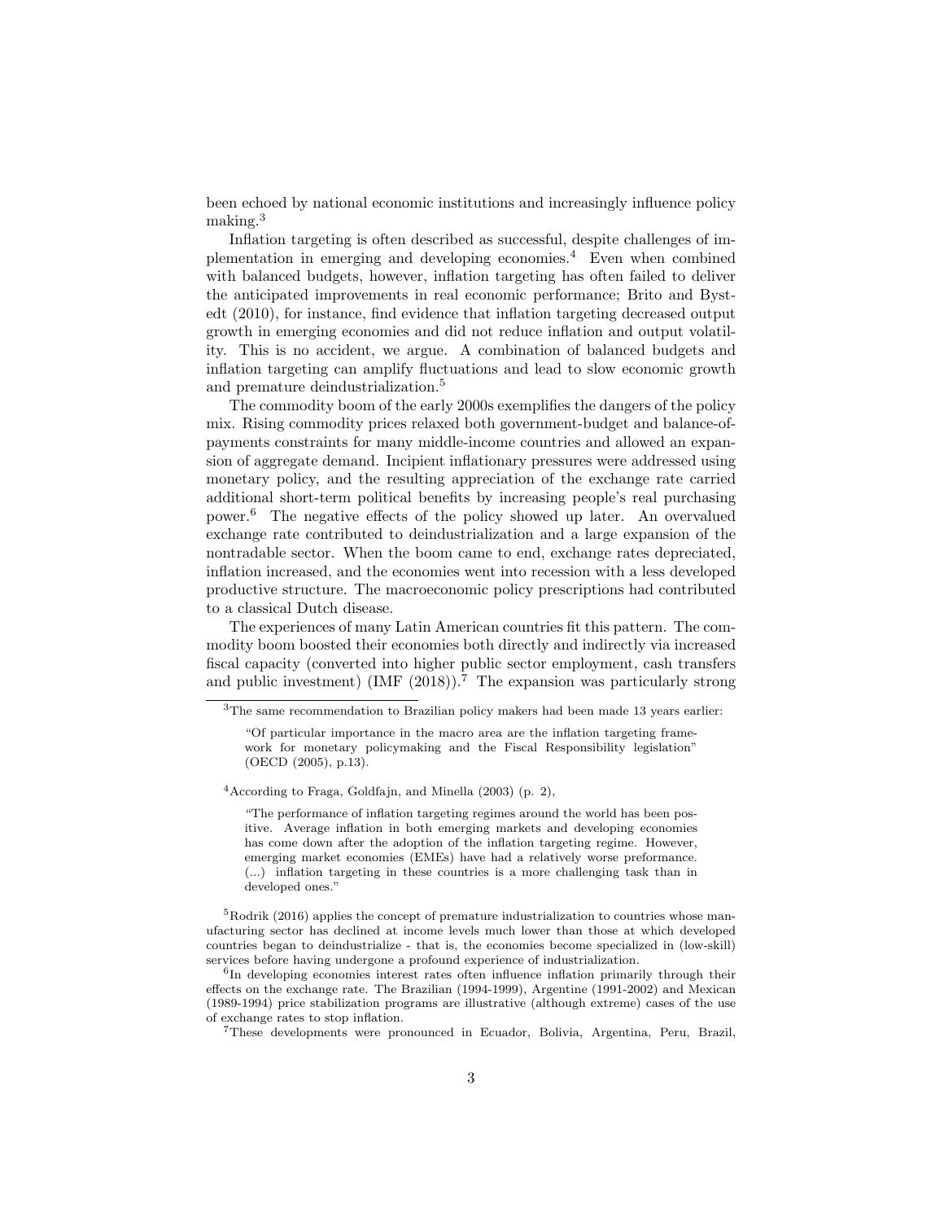been echoed by national economic institutions and increasingly influence policy making.[3]

Inflation targeting is often described as successful, despite challenges of implementation in emerging and developing economies.[4] Even when combined with balanced budgets, however, inflation targeting has often failed to deliver the anticipated improvements in real economic performance; Brito and Bystedt (2010), for instance, find evidence that inflation targeting decreased output growth in emerging economies and did not reduce inflation and output volatility. This is no accident, we argue. A combination of balanced budgets and inflation targeting can amplify fluctuations and lead to slow economic growth and premature deindustrialization.[5]

The commodity boom of the early 2000s exemplifies the dangers of the policy mix. Rising commodity prices relaxed both government-budget and balance-of-payments constraints for many middle-income countries and allowed an expansion of aggregate demand. Incipient inflationary pressures were addressed using monetary policy, and the resulting appreciation of the exchange rate carried additional short-term political benefits by increasing people's real purchasing power.[6] The negative effects of the policy showed up later. An overvalued exchange rate contributed to deindustrialization and a large expansion of the nontradable sector. When the boom came to end, exchange rates depreciated, inflation increased, and the economies went into recession with a less developed productive structure. The macroeconomic policy prescriptions had contributed to a classical Dutch disease.

The experiences of many Latin American countries fit this pattern. The commodity boom boosted their economies both directly and indirectly via increased fiscal capacity (converted into higher public sector employment, cash transfers and public investment) (IMF (2018)).[7] The expansion was particularly strong

---

[3] The same recommendation to Brazilian policy makers had been made 13 years earlier:

> "Of particular importance in the macro area are the inflation targeting framework for monetary policymaking and the Fiscal Responsibility legislation" (OECD (2005), p.13).

[4] According to Fraga, Goldfajn, and Minella (2003) (p. 2),

> "The performance of inflation targeting regimes around the world has been positive. Average inflation in both emerging markets and developing economies has come down after the adoption of the inflation targeting regime. However, emerging market economies (EMEs) have had a relatively worse preformance. (...) inflation targeting in these countries is a more challenging task than in developed ones."

[5] Rodrik (2016) applies the concept of premature industrialization to countries whose manufacturing sector has declined at income levels much lower than those at which developed countries began to deindustrialize - that is, the economies become specialized in (low-skill) services before having undergone a profound experience of industrialization.

[6] In developing economies interest rates often influence inflation primarily through their effects on the exchange rate. The Brazilian (1994-1999), Argentine (1991-2002) and Mexican (1989-1994) price stabilization programs are illustrative (although extreme) cases of the use of exchange rates to stop inflation.

[7] These developments were pronounced in Ecuador, Bolivia, Argentina, Peru, Brazil,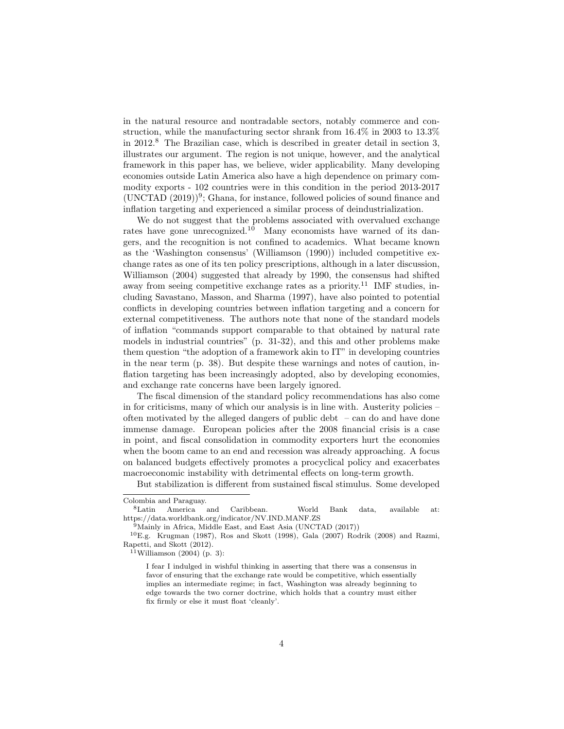in the natural resource and nontradable sectors, notably commerce and construction, while the manufacturing sector shrank from 16.4% in 2003 to 13.3% in 2012.[8] The Brazilian case, which is described in greater detail in section 3, illustrates our argument. The region is not unique, however, and the analytical framework in this paper has, we believe, wider applicability. Many developing economies outside Latin America also have a high dependence on primary commodity exports - 102 countries were in this condition in the period 2013-2017 (UNCTAD (2019))[9]; Ghana, for instance, followed policies of sound finance and inflation targeting and experienced a similar process of deindustrialization.

We do not suggest that the problems associated with overvalued exchange rates have gone unrecognized.[10] Many economists have warned of its dangers, and the recognition is not confined to academics. What became known as the 'Washington consensus' (Williamson (1990)) included competitive exchange rates as one of its ten policy prescriptions, although in a later discussion, Williamson (2004) suggested that already by 1990, the consensus had shifted away from seeing competitive exchange rates as a priority.[11] IMF studies, including Savastano, Masson, and Sharma (1997), have also pointed to potential conflicts in developing countries between inflation targeting and a concern for external competitiveness. The authors note that none of the standard models of inflation "commands support comparable to that obtained by natural rate models in industrial countries" (p. 31-32), and this and other problems make them question "the adoption of a framework akin to IT" in developing countries in the near term (p. 38). But despite these warnings and notes of caution, inflation targeting has been increasingly adopted, also by developing economies, and exchange rate concerns have been largely ignored.

The fiscal dimension of the standard policy recommendations has also come in for criticisms, many of which our analysis is in line with. Austerity policies – often motivated by the alleged dangers of public debt – can do and have done immense damage. European policies after the 2008 financial crisis is a case in point, and fiscal consolidation in commodity exporters hurt the economies when the boom came to an end and recession was already approaching. A focus on balanced budgets effectively promotes a procyclical policy and exacerbates macroeconomic instability with detrimental effects on long-term growth.

But stabilization is different from sustained fiscal stimulus. Some developed

---

Colombia and Paraguay.

[8] Latin America and Caribbean. World Bank data, available at: https://data.worldbank.org/indicator/NV.IND.MANF.ZS

[9] Mainly in Africa, Middle East, and East Asia (UNCTAD (2017))

[10] E.g. Krugman (1987), Ros and Skott (1998), Gala (2007) Rodrik (2008) and Razmi, Rapetti, and Skott (2012).

[11] Williamson (2004) (p. 3):

> I fear I indulged in wishful thinking in asserting that there was a consensus in favor of ensuring that the exchange rate would be competitive, which essentially implies an intermediate regime; in fact, Washington was already beginning to edge towards the two corner doctrine, which holds that a country must either fix firmly or else it must float 'cleanly'.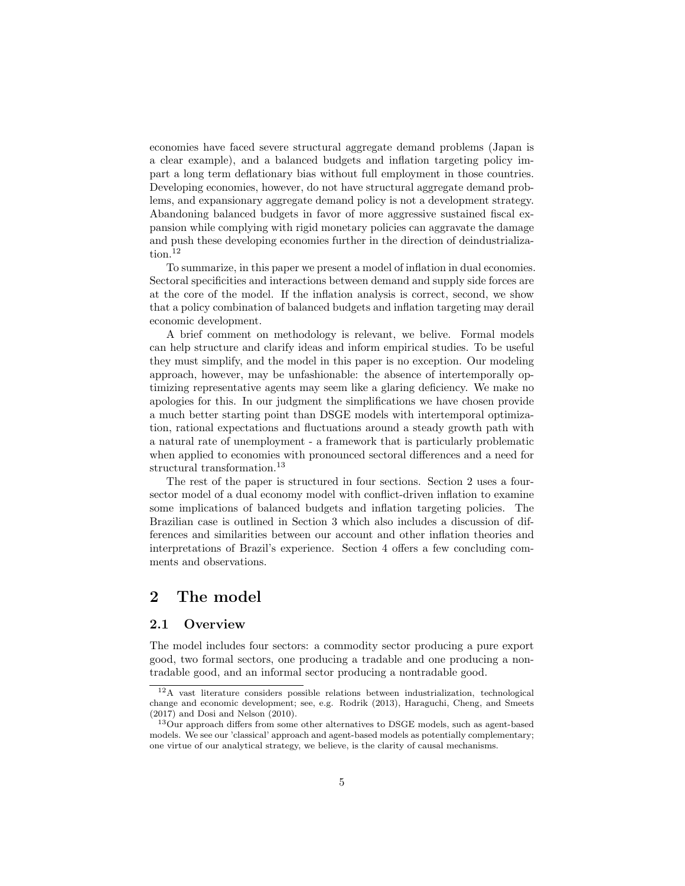economies have faced severe structural aggregate demand problems (Japan is a clear example), and a balanced budgets and inflation targeting policy impart a long term deflationary bias without full employment in those countries. Developing economies, however, do not have structural aggregate demand problems, and expansionary aggregate demand policy is not a development strategy. Abandoning balanced budgets in favor of more aggressive sustained fiscal expansion while complying with rigid monetary policies can aggravate the damage and push these developing economies further in the direction of deindustrialization.[12]

To summarize, in this paper we present a model of inflation in dual economies. Sectoral specificities and interactions between demand and supply side forces are at the core of the model. If the inflation analysis is correct, second, we show that a policy combination of balanced budgets and inflation targeting may derail economic development.

A brief comment on methodology is relevant, we belive. Formal models can help structure and clarify ideas and inform empirical studies. To be useful they must simplify, and the model in this paper is no exception. Our modeling approach, however, may be unfashionable: the absence of intertemporally optimizing representative agents may seem like a glaring deficiency. We make no apologies for this. In our judgment the simplifications we have chosen provide a much better starting point than DSGE models with intertemporal optimization, rational expectations and fluctuations around a steady growth path with a natural rate of unemployment - a framework that is particularly problematic when applied to economies with pronounced sectoral differences and a need for structural transformation.[13]

The rest of the paper is structured in four sections. Section 2 uses a four-sector model of a dual economy model with conflict-driven inflation to examine some implications of balanced budgets and inflation targeting policies. The Brazilian case is outlined in Section 3 which also includes a discussion of differences and similarities between our account and other inflation theories and interpretations of Brazil's experience. Section 4 offers a few concluding comments and observations.

# 2 The model

## 2.1 Overview

The model includes four sectors: a commodity sector producing a pure export good, two formal sectors, one producing a tradable and one producing a nontradable good, and an informal sector producing a nontradable good.

---

[12] A vast literature considers possible relations between industrialization, technological change and economic development; see, e.g. Rodrik (2013), Haraguchi, Cheng, and Smeets (2017) and Dosi and Nelson (2010).

[13] Our approach differs from some other alternatives to DSGE models, such as agent-based models. We see our 'classical' approach and agent-based models as potentially complementary; one virtue of our analytical strategy, we believe, is the clarity of causal mechanisms.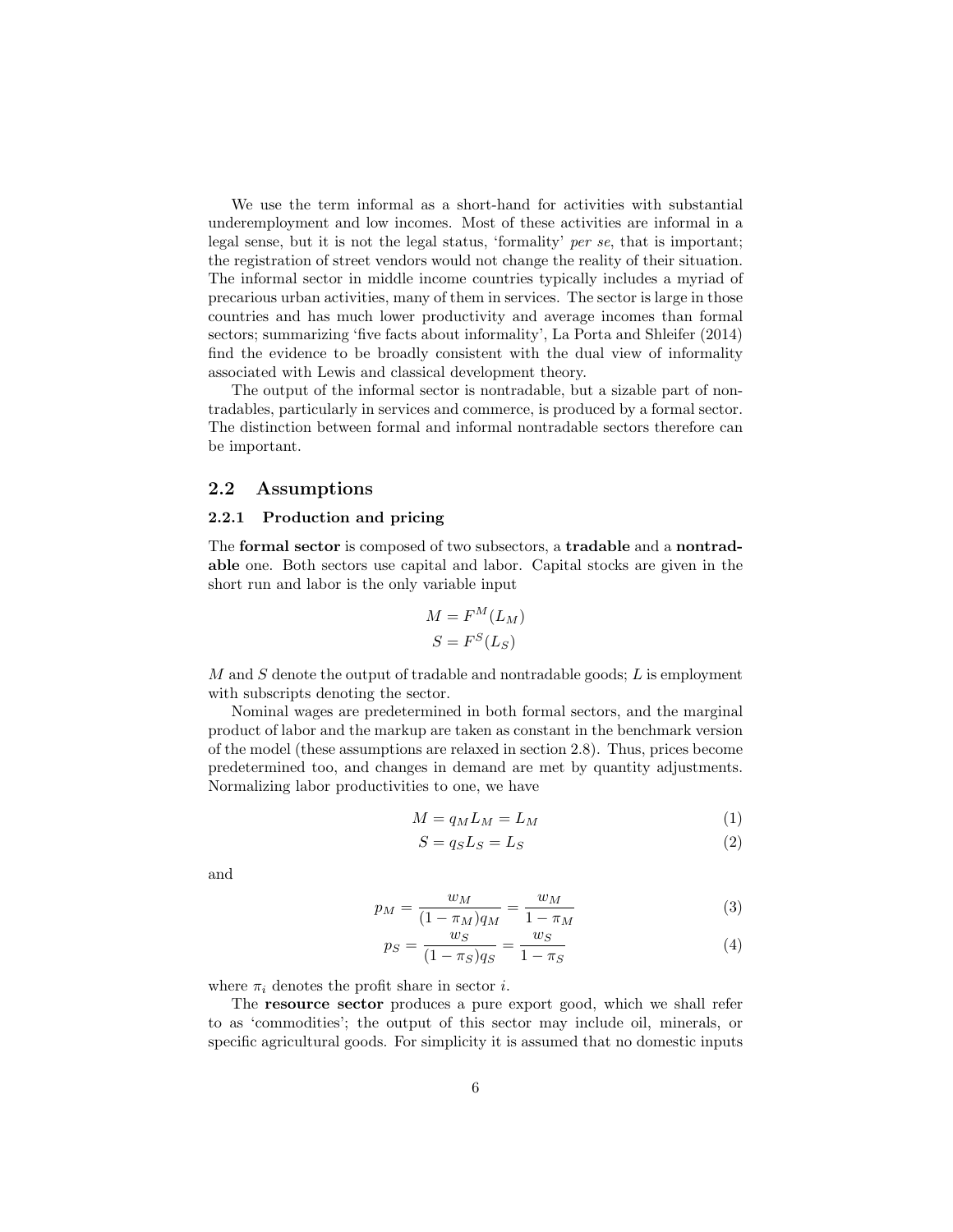We use the term informal as a short-hand for activities with substantial underemployment and low incomes. Most of these activities are informal in a legal sense, but it is not the legal status, 'formality' *per se*, that is important; the registration of street vendors would not change the reality of their situation. The informal sector in middle income countries typically includes a myriad of precarious urban activities, many of them in services. The sector is large in those countries and has much lower productivity and average incomes than formal sectors; summarizing 'five facts about informality', La Porta and Shleifer (2014) find the evidence to be broadly consistent with the dual view of informality associated with Lewis and classical development theory.

The output of the informal sector is nontradable, but a sizable part of nontradables, particularly in services and commerce, is produced by a formal sector. The distinction between formal and informal nontradable sectors therefore can be important.

## 2.2 Assumptions

### 2.2.1 Production and pricing

The **formal sector** is composed of two subsectors, a **tradable** and a **nontradable** one. Both sectors use capital and labor. Capital stocks are given in the short run and labor is the only variable input

$$M = F^M(L_M)$$
$$S = F^S(L_S)$$

$M$ and $S$ denote the output of tradable and nontradable goods; $L$ is employment with subscripts denoting the sector.

Nominal wages are predetermined in both formal sectors, and the marginal product of labor and the markup are taken as constant in the benchmark version of the model (these assumptions are relaxed in section 2.8). Thus, prices become predetermined too, and changes in demand are met by quantity adjustments. Normalizing labor productivities to one, we have

$$M = q_M L_M = L_M \tag{1}$$
$$S = q_S L_S = L_S \tag{2}$$

and

$$p_M = \frac{w_M}{(1 - \pi_M) q_M} = \frac{w_M}{1 - \pi_M} \tag{3}$$
$$p_S = \frac{w_S}{(1 - \pi_S) q_S} = \frac{w_S}{1 - \pi_S} \tag{4}$$

where $\pi_i$ denotes the profit share in sector $i$.

The **resource sector** produces a pure export good, which we shall refer to as 'commodities'; the output of this sector may include oil, minerals, or specific agricultural goods. For simplicity it is assumed that no domestic inputs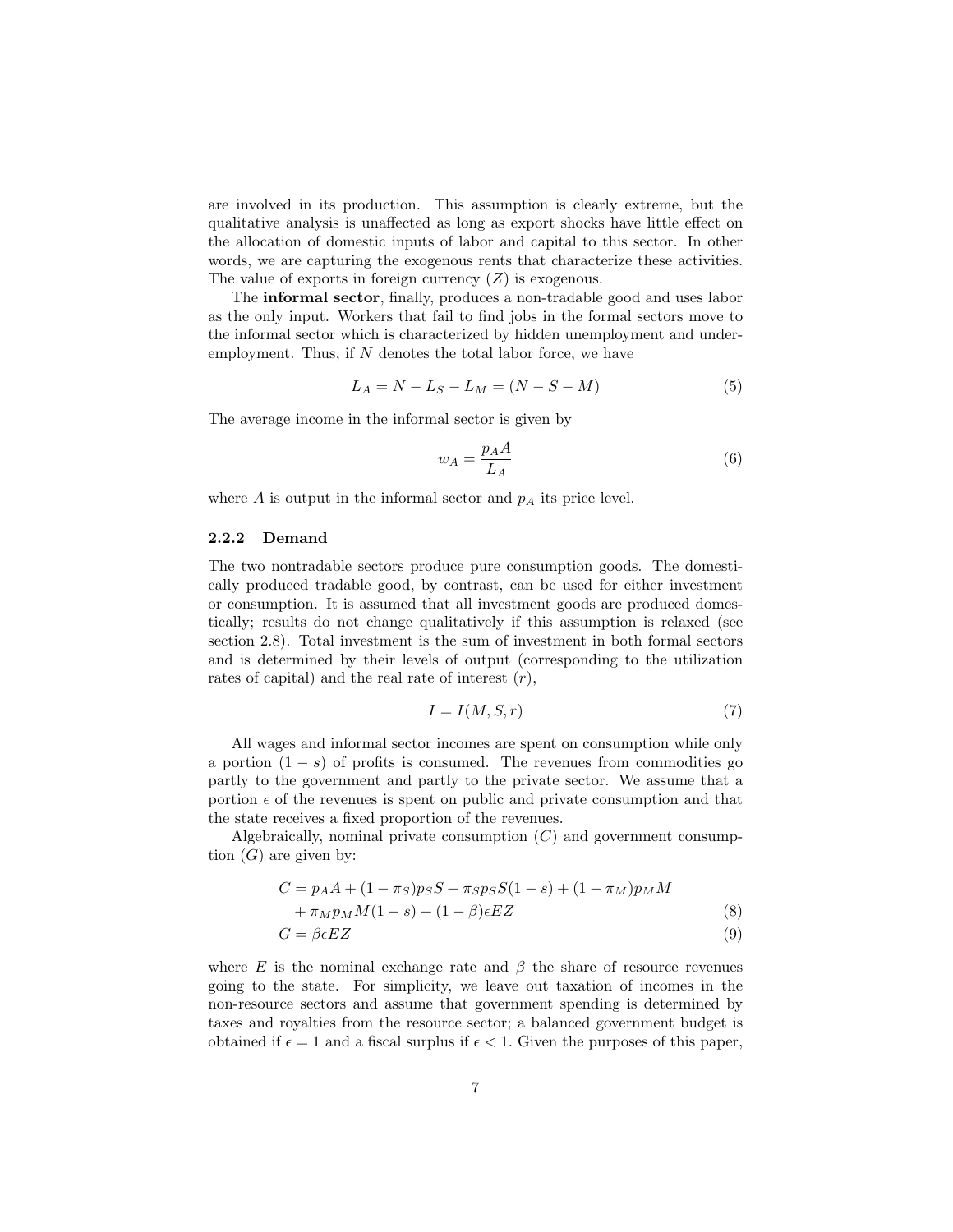are involved in its production. This assumption is clearly extreme, but the qualitative analysis is unaffected as long as export shocks have little effect on the allocation of domestic inputs of labor and capital to this sector. In other words, we are capturing the exogenous rents that characterize these activities. The value of exports in foreign currency ($Z$) is exogenous.

The **informal sector**, finally, produces a non-tradable good and uses labor as the only input. Workers that fail to find jobs in the formal sectors move to the informal sector which is characterized by hidden unemployment and underemployment. Thus, if $N$ denotes the total labor force, we have

$$L_A = N - L_S - L_M = (N - S - M) \tag{5}$$

The average income in the informal sector is given by

$$w_A = \frac{p_A A}{L_A} \tag{6}$$

where $A$ is output in the informal sector and $p_A$ its price level.

### 2.2.2 Demand

The two nontradable sectors produce pure consumption goods. The domestically produced tradable good, by contrast, can be used for either investment or consumption. It is assumed that all investment goods are produced domestically; results do not change qualitatively if this assumption is relaxed (see section 2.8). Total investment is the sum of investment in both formal sectors and is determined by their levels of output (corresponding to the utilization rates of capital) and the real rate of interest ($r$),

$$I = I(M, S, r) \tag{7}$$

All wages and informal sector incomes are spent on consumption while only a portion $(1 - s)$ of profits is consumed. The revenues from commodities go partly to the government and partly to the private sector. We assume that a portion $\epsilon$ of the revenues is spent on public and private consumption and that the state receives a fixed proportion of the revenues.

Algebraically, nominal private consumption ($C$) and government consumption ($G$) are given by:

$$\begin{aligned}
C &= p_A A + (1 - \pi_S) p_S S + \pi_S p_S S(1 - s) + (1 - \pi_M) p_M M \\
&\quad + \pi_M p_M M(1 - s) + (1 - \beta)\epsilon E Z &\quad (8) \\
G &= \beta \epsilon E Z &\quad (9)
\end{aligned}$$

where $E$ is the nominal exchange rate and $\beta$ the share of resource revenues going to the state. For simplicity, we leave out taxation of incomes in the non-resource sectors and assume that government spending is determined by taxes and royalties from the resource sector; a balanced government budget is obtained if $\epsilon = 1$ and a fiscal surplus if $\epsilon < 1$. Given the purposes of this paper,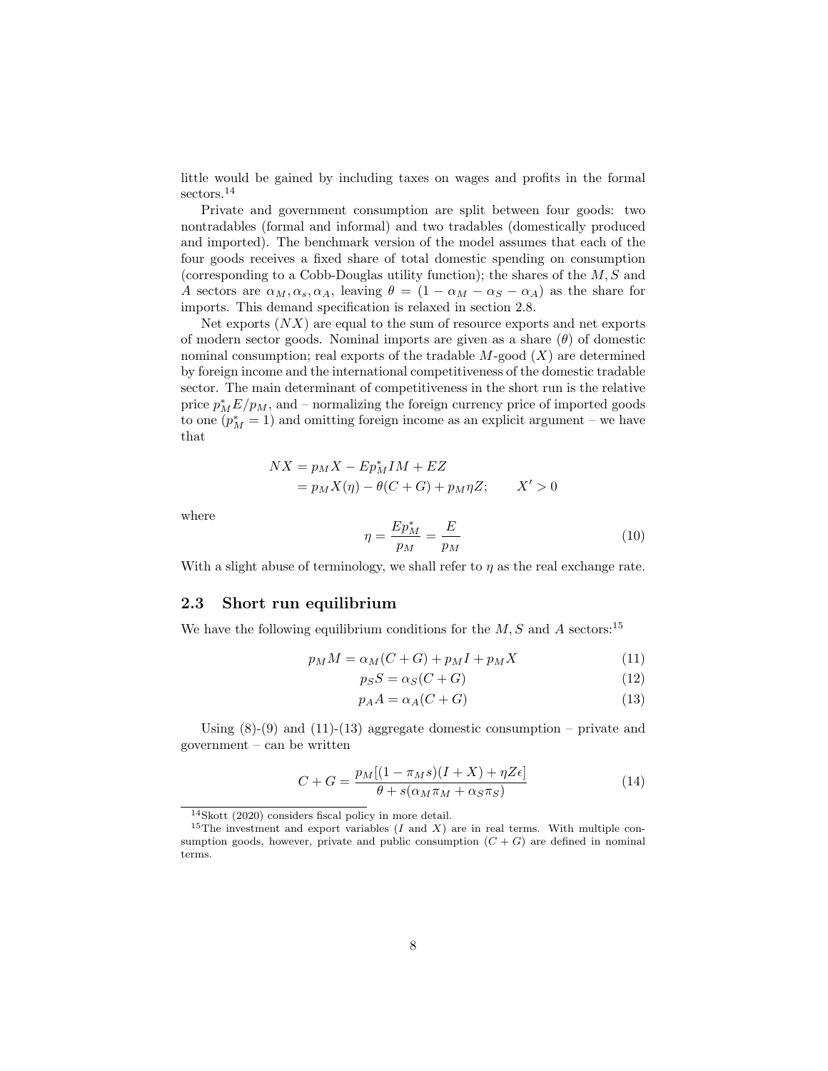little would be gained by including taxes on wages and profits in the formal sectors.[14]

Private and government consumption are split between four goods: two nontradables (formal and informal) and two tradables (domestically produced and imported). The benchmark version of the model assumes that each of the four goods receives a fixed share of total domestic spending on consumption (corresponding to a Cobb-Douglas utility function); the shares of the $M, S$ and $A$ sectors are $\alpha_M, \alpha_s, \alpha_A$, leaving $\theta = (1 - \alpha_M - \alpha_S - \alpha_A)$ as the share for imports. This demand specification is relaxed in section 2.8.

Net exports ($NX$) are equal to the sum of resource exports and net exports of modern sector goods. Nominal imports are given as a share ($\theta$) of domestic nominal consumption; real exports of the tradable $M$-good ($X$) are determined by foreign income and the international competitiveness of the domestic tradable sector. The main determinant of competitiveness in the short run is the relative price $p_M^* E/p_M$, and – normalizing the foreign currency price of imported goods to one ($p_M^* = 1$) and omitting foreign income as an explicit argument – we have that

$$
\begin{aligned}
NX &= p_M X - E p_M^* IM + EZ \\
&= p_M X(\eta) - \theta(C + G) + p_M \eta Z; \qquad X' > 0
\end{aligned}
$$

where

$$
\eta = \frac{E p_M^*}{p_M} = \frac{E}{p_M} \tag{10}
$$

With a slight abuse of terminology, we shall refer to $\eta$ as the real exchange rate.

## 2.3 Short run equilibrium

We have the following equilibrium conditions for the $M, S$ and $A$ sectors:[15]

$$
p_M M = \alpha_M(C + G) + p_M I + p_M X \tag{11}
$$

$$
p_S S = \alpha_S(C + G) \tag{12}
$$

$$
p_A A = \alpha_A(C + G) \tag{13}
$$

Using (8)-(9) and (11)-(13) aggregate domestic consumption – private and government – can be written

$$
C + G = \frac{p_M[(1 - \pi_M s)(I + X) + \eta Z \epsilon]}{\theta + s(\alpha_M \pi_M + \alpha_S \pi_S)} \tag{14}
$$

[14] Skott (2020) considers fiscal policy in more detail.

[15] The investment and export variables ($I$ and $X$) are in real terms. With multiple consumption goods, however, private and public consumption ($C + G$) are defined in nominal terms.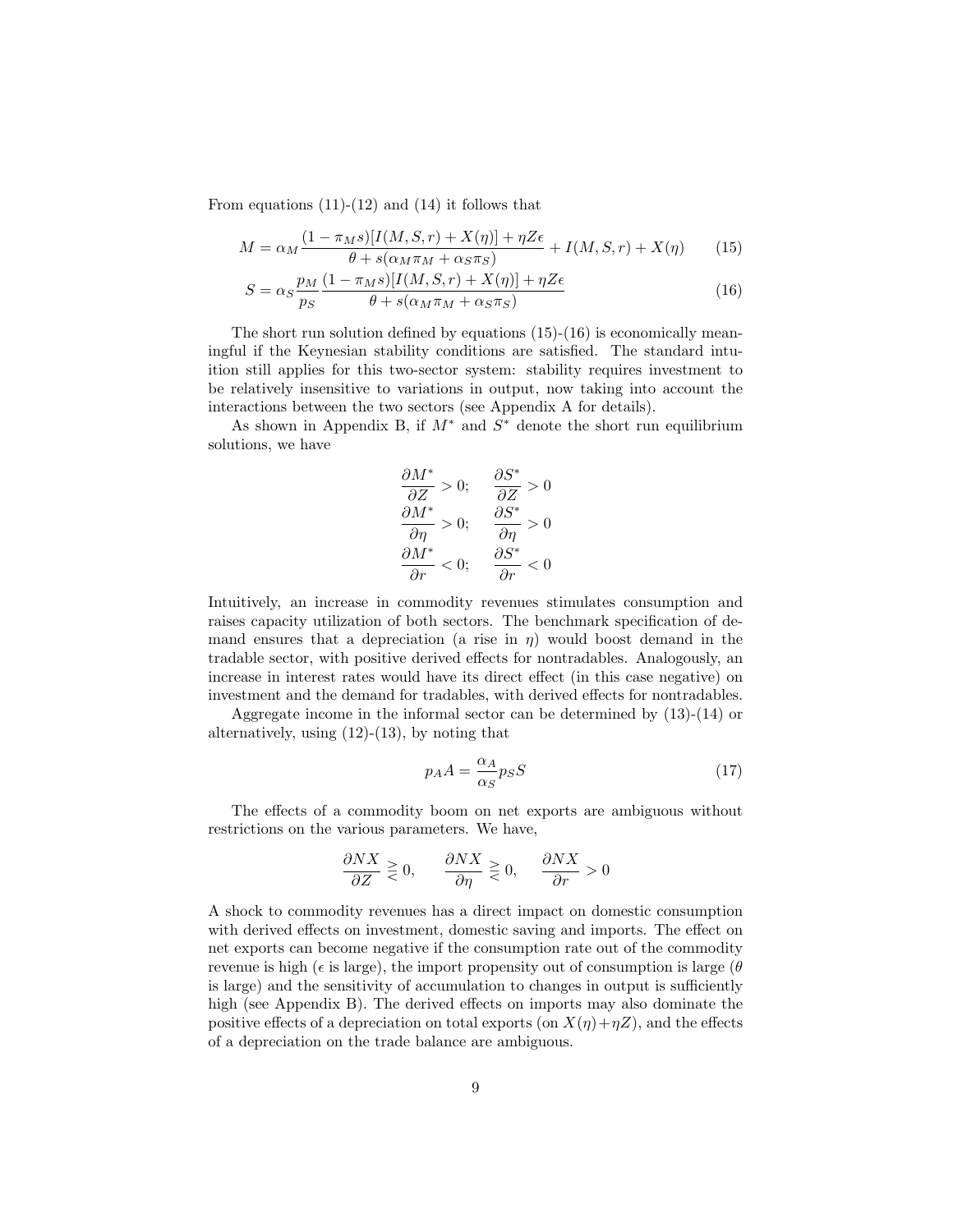From equations (11)-(12) and (14) it follows that

$$M = \alpha_M \frac{(1-\pi_M s)[I(M,S,r)+X(\eta)] + \eta Z \epsilon}{\theta + s(\alpha_M \pi_M + \alpha_S \pi_S)} + I(M,S,r) + X(\eta) \tag{15}$$

$$S = \alpha_S \frac{p_M}{p_S} \frac{(1-\pi_M s)[I(M,S,r)+X(\eta)] + \eta Z \epsilon}{\theta + s(\alpha_M \pi_M + \alpha_S \pi_S)} \tag{16}$$

The short run solution defined by equations (15)-(16) is economically meaningful if the Keynesian stability conditions are satisfied. The standard intuition still applies for this two-sector system: stability requires investment to be relatively insensitive to variations in output, now taking into account the interactions between the two sectors (see Appendix A for details).

As shown in Appendix B, if $M^*$ and $S^*$ denote the short run equilibrium solutions, we have

$$\frac{\partial M^*}{\partial Z} > 0; \quad \frac{\partial S^*}{\partial Z} > 0$$
$$\frac{\partial M^*}{\partial \eta} > 0; \quad \frac{\partial S^*}{\partial \eta} > 0$$
$$\frac{\partial M^*}{\partial r} < 0; \quad \frac{\partial S^*}{\partial r} < 0$$

Intuitively, an increase in commodity revenues stimulates consumption and raises capacity utilization of both sectors. The benchmark specification of demand ensures that a depreciation (a rise in $\eta$) would boost demand in the tradable sector, with positive derived effects for nontradables. Analogously, an increase in interest rates would have its direct effect (in this case negative) on investment and the demand for tradables, with derived effects for nontradables.

Aggregate income in the informal sector can be determined by (13)-(14) or alternatively, using (12)-(13), by noting that

$$p_A A = \frac{\alpha_A}{\alpha_S} p_S S \tag{17}$$

The effects of a commodity boom on net exports are ambiguous without restrictions on the various parameters. We have,

$$\frac{\partial NX}{\partial Z} \gtreqless 0, \quad \frac{\partial NX}{\partial \eta} \gtreqless 0, \quad \frac{\partial NX}{\partial r} > 0$$

A shock to commodity revenues has a direct impact on domestic consumption with derived effects on investment, domestic saving and imports. The effect on net exports can become negative if the consumption rate out of the commodity revenue is high ($\epsilon$ is large), the import propensity out of consumption is large ($\theta$ is large) and the sensitivity of accumulation to changes in output is sufficiently high (see Appendix B). The derived effects on imports may also dominate the positive effects of a depreciation on total exports (on $X(\eta)+\eta Z$), and the effects of a depreciation on the trade balance are ambiguous.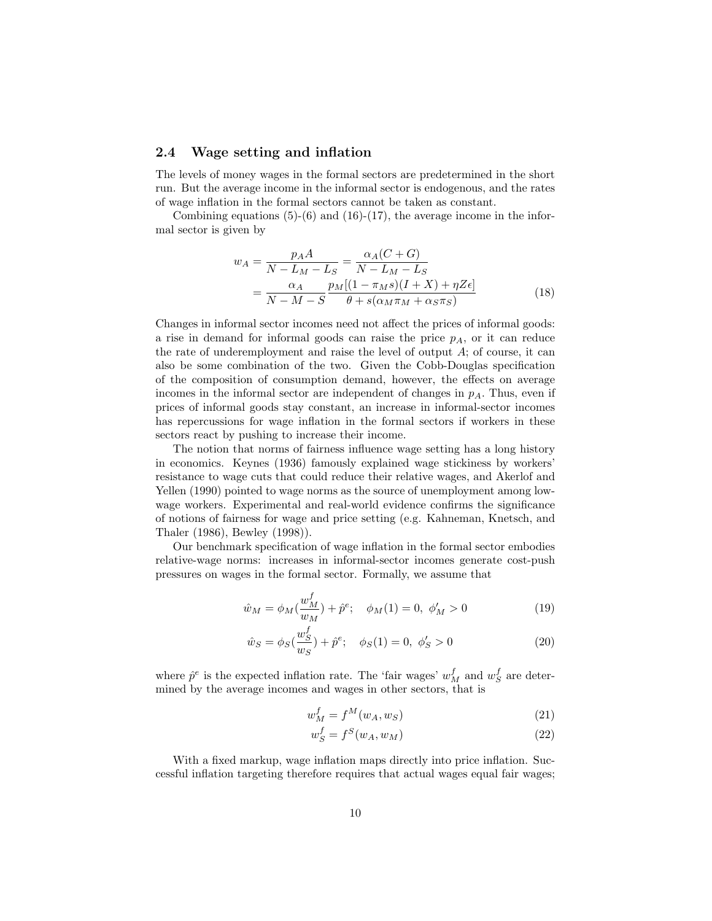## 2.4 Wage setting and inflation

The levels of money wages in the formal sectors are predetermined in the short run. But the average income in the informal sector is endogenous, and the rates of wage inflation in the formal sectors cannot be taken as constant.

Combining equations (5)-(6) and (16)-(17), the average income in the informal sector is given by

$$
\begin{aligned}
w_A &= \frac{p_A A}{N - L_M - L_S} = \frac{\alpha_A (C + G)}{N - L_M - L_S} \\
&= \frac{\alpha_A}{N - M - S} \frac{p_M[(1 - \pi_M s)(I + X) + \eta Z \epsilon]}{\theta + s(\alpha_M \pi_M + \alpha_S \pi_S)}
\end{aligned}
\tag{18}
$$

Changes in informal sector incomes need not affect the prices of informal goods: a rise in demand for informal goods can raise the price $p_A$, or it can reduce the rate of underemployment and raise the level of output $A$; of course, it can also be some combination of the two. Given the Cobb-Douglas specification of the composition of consumption demand, however, the effects on average incomes in the informal sector are independent of changes in $p_A$. Thus, even if prices of informal goods stay constant, an increase in informal-sector incomes has repercussions for wage inflation in the formal sectors if workers in these sectors react by pushing to increase their income.

The notion that norms of fairness influence wage setting has a long history in economics. Keynes (1936) famously explained wage stickiness by workers' resistance to wage cuts that could reduce their relative wages, and Akerlof and Yellen (1990) pointed to wage norms as the source of unemployment among low-wage workers. Experimental and real-world evidence confirms the significance of notions of fairness for wage and price setting (e.g. Kahneman, Knetsch, and Thaler (1986), Bewley (1998)).

Our benchmark specification of wage inflation in the formal sector embodies relative-wage norms: increases in informal-sector incomes generate cost-push pressures on wages in the formal sector. Formally, we assume that

$$
\hat{w}_M = \phi_M\left(\frac{w_M^f}{w_M}\right) + \hat{p}^e; \quad \phi_M(1) = 0,\ \phi_M' > 0 \tag{19}
$$

$$
\hat{w}_S = \phi_S\left(\frac{w_S^f}{w_S}\right) + \hat{p}^e; \quad \phi_S(1) = 0,\ \phi_S' > 0 \tag{20}
$$

where $\hat{p}^e$ is the expected inflation rate. The 'fair wages' $w_M^f$ and $w_S^f$ are determined by the average incomes and wages in other sectors, that is

$$
w_M^f = f^M(w_A, w_S) \tag{21}
$$

$$
w_S^f = f^S(w_A, w_M) \tag{22}
$$

With a fixed markup, wage inflation maps directly into price inflation. Successful inflation targeting therefore requires that actual wages equal fair wages;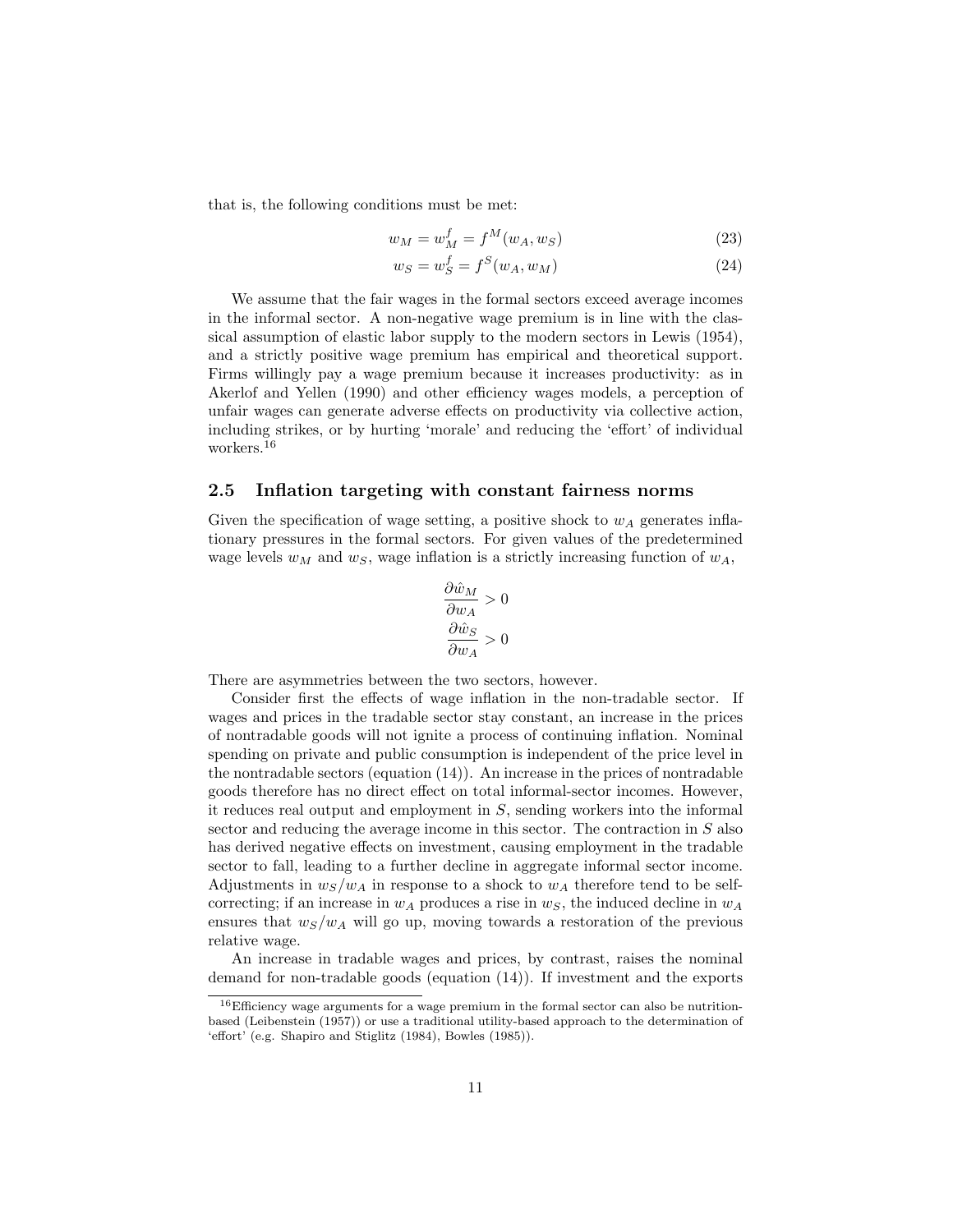that is, the following conditions must be met:

$$w_M = w_M^f = f^M(w_A, w_S) \tag{23}$$

$$w_S = w_S^f = f^S(w_A, w_M) \tag{24}$$

We assume that the fair wages in the formal sectors exceed average incomes in the informal sector. A non-negative wage premium is in line with the classical assumption of elastic labor supply to the modern sectors in Lewis (1954), and a strictly positive wage premium has empirical and theoretical support. Firms willingly pay a wage premium because it increases productivity: as in Akerlof and Yellen (1990) and other efficiency wages models, a perception of unfair wages can generate adverse effects on productivity via collective action, including strikes, or by hurting 'morale' and reducing the 'effort' of individual workers.[16]

## 2.5 Inflation targeting with constant fairness norms

Given the specification of wage setting, a positive shock to $w_A$ generates inflationary pressures in the formal sectors. For given values of the predetermined wage levels $w_M$ and $w_S$, wage inflation is a strictly increasing function of $w_A$,

$$\frac{\partial \hat{w}_M}{\partial w_A} > 0$$

$$\frac{\partial \hat{w}_S}{\partial w_A} > 0$$

There are asymmetries between the two sectors, however.

Consider first the effects of wage inflation in the non-tradable sector. If wages and prices in the tradable sector stay constant, an increase in the prices of nontradable goods will not ignite a process of continuing inflation. Nominal spending on private and public consumption is independent of the price level in the nontradable sectors (equation (14)). An increase in the prices of nontradable goods therefore has no direct effect on total informal-sector incomes. However, it reduces real output and employment in $S$, sending workers into the informal sector and reducing the average income in this sector. The contraction in $S$ also has derived negative effects on investment, causing employment in the tradable sector to fall, leading to a further decline in aggregate informal sector income. Adjustments in $w_S/w_A$ in response to a shock to $w_A$ therefore tend to be self-correcting; if an increase in $w_A$ produces a rise in $w_S$, the induced decline in $w_A$ ensures that $w_S/w_A$ will go up, moving towards a restoration of the previous relative wage.

An increase in tradable wages and prices, by contrast, raises the nominal demand for non-tradable goods (equation (14)). If investment and the exports

[16] Efficiency wage arguments for a wage premium in the formal sector can also be nutrition-based (Leibenstein (1957)) or use a traditional utility-based approach to the determination of 'effort' (e.g. Shapiro and Stiglitz (1984), Bowles (1985)).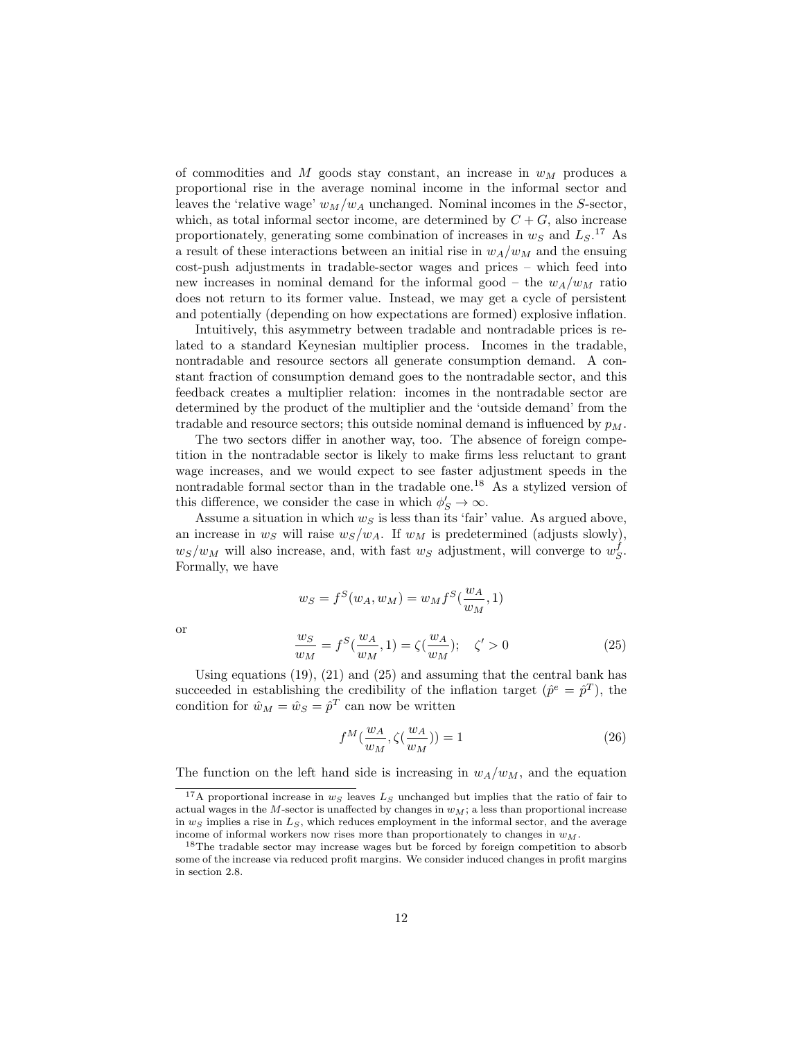of commodities and $M$ goods stay constant, an increase in $w_M$ produces a proportional rise in the average nominal income in the informal sector and leaves the 'relative wage' $w_M/w_A$ unchanged. Nominal incomes in the $S$-sector, which, as total informal sector income, are determined by $C + G$, also increase proportionately, generating some combination of increases in $w_S$ and $L_S$.[17] As a result of these interactions between an initial rise in $w_A/w_M$ and the ensuing cost-push adjustments in tradable-sector wages and prices – which feed into new increases in nominal demand for the informal good – the $w_A/w_M$ ratio does not return to its former value. Instead, we may get a cycle of persistent and potentially (depending on how expectations are formed) explosive inflation.

Intuitively, this asymmetry between tradable and nontradable prices is related to a standard Keynesian multiplier process. Incomes in the tradable, nontradable and resource sectors all generate consumption demand. A constant fraction of consumption demand goes to the nontradable sector, and this feedback creates a multiplier relation: incomes in the nontradable sector are determined by the product of the multiplier and the 'outside demand' from the tradable and resource sectors; this outside nominal demand is influenced by $p_M$.

The two sectors differ in another way, too. The absence of foreign competition in the nontradable sector is likely to make firms less reluctant to grant wage increases, and we would expect to see faster adjustment speeds in the nontradable formal sector than in the tradable one.[18] As a stylized version of this difference, we consider the case in which $\phi'_S \to \infty$.

Assume a situation in which $w_S$ is less than its 'fair' value. As argued above, an increase in $w_S$ will raise $w_S/w_A$. If $w_M$ is predetermined (adjusts slowly), $w_S/w_M$ will also increase, and, with fast $w_S$ adjustment, will converge to $w_S^f$. Formally, we have

$$w_S = f^S(w_A, w_M) = w_M f^S(\frac{w_A}{w_M}, 1)$$

or

$$\frac{w_S}{w_M} = f^S(\frac{w_A}{w_M}, 1) = \zeta(\frac{w_A}{w_M}); \quad \zeta' > 0 \tag{25}$$

Using equations (19), (21) and (25) and assuming that the central bank has succeeded in establishing the credibility of the inflation target ($\hat{p}^e = \hat{p}^T$), the condition for $\hat{w}_M = \hat{w}_S = \hat{p}^T$ can now be written

$$f^M(\frac{w_A}{w_M}, \zeta(\frac{w_A}{w_M})) = 1 \tag{26}$$

The function on the left hand side is increasing in $w_A/w_M$, and the equation

[17] A proportional increase in $w_S$ leaves $L_S$ unchanged but implies that the ratio of fair to actual wages in the $M$-sector is unaffected by changes in $w_M$; a less than proportional increase in $w_S$ implies a rise in $L_S$, which reduces employment in the informal sector, and the average income of informal workers now rises more than proportionately to changes in $w_M$.

[18] The tradable sector may increase wages but be forced by foreign competition to absorb some of the increase via reduced profit margins. We consider induced changes in profit margins in section 2.8.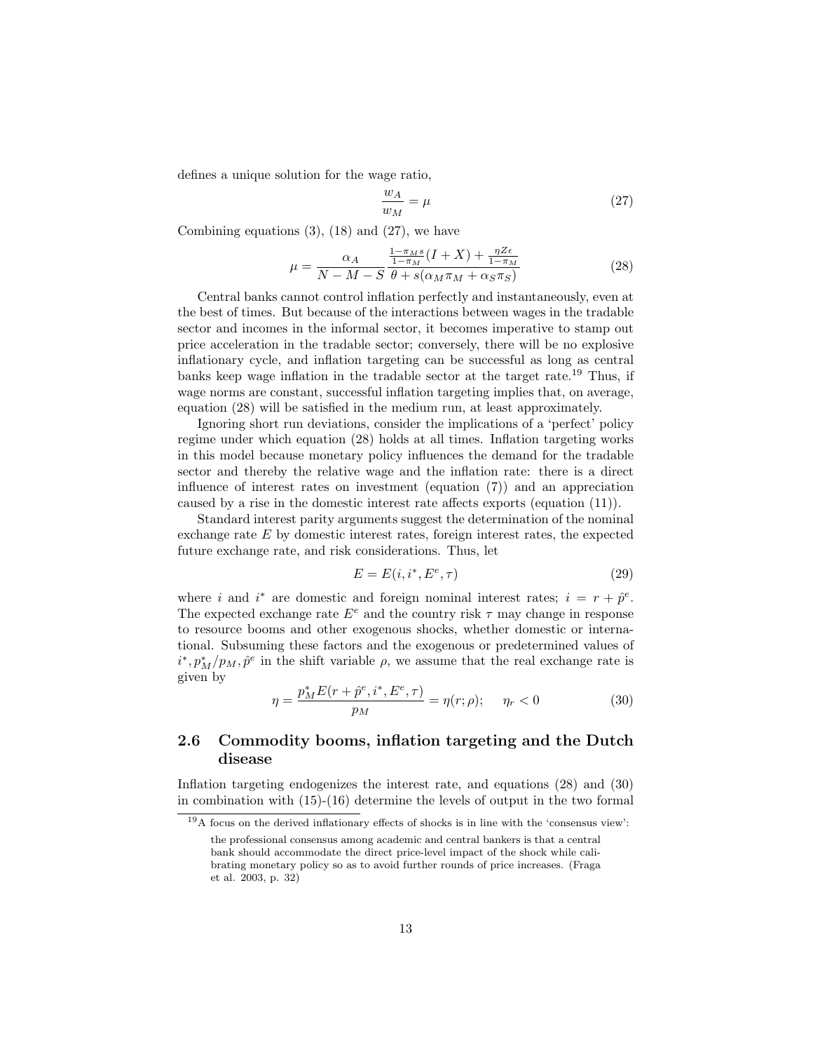defines a unique solution for the wage ratio,

$$\frac{w_A}{w_M} = \mu \tag{27}$$

Combining equations (3), (18) and (27), we have

$$\mu = \frac{\alpha_A}{N - M - S} \frac{\frac{1-\pi_M s}{1-\pi_M}(I + X) + \frac{\eta Z \epsilon}{1-\pi_M}}{\theta + s(\alpha_M \pi_M + \alpha_S \pi_S)} \tag{28}$$

Central banks cannot control inflation perfectly and instantaneously, even at the best of times. But because of the interactions between wages in the tradable sector and incomes in the informal sector, it becomes imperative to stamp out price acceleration in the tradable sector; conversely, there will be no explosive inflationary cycle, and inflation targeting can be successful as long as central banks keep wage inflation in the tradable sector at the target rate.[19] Thus, if wage norms are constant, successful inflation targeting implies that, on average, equation (28) will be satisfied in the medium run, at least approximately.

Ignoring short run deviations, consider the implications of a 'perfect' policy regime under which equation (28) holds at all times. Inflation targeting works in this model because monetary policy influences the demand for the tradable sector and thereby the relative wage and the inflation rate: there is a direct influence of interest rates on investment (equation (7)) and an appreciation caused by a rise in the domestic interest rate affects exports (equation (11)).

Standard interest parity arguments suggest the determination of the nominal exchange rate $E$ by domestic interest rates, foreign interest rates, the expected future exchange rate, and risk considerations. Thus, let

$$E = E(i, i^*, E^e, \tau) \tag{29}$$

where $i$ and $i^*$ are domestic and foreign nominal interest rates; $i = r + \hat{p}^e$. The expected exchange rate $E^e$ and the country risk $\tau$ may change in response to resource booms and other exogenous shocks, whether domestic or international. Subsuming these factors and the exogenous or predetermined values of $i^*, p_M^*/p_M, \hat{p}^e$ in the shift variable $\rho$, we assume that the real exchange rate is given by

$$\eta = \frac{p_M^* E(r + \hat{p}^e, i^*, E^e, \tau)}{p_M} = \eta(r; \rho); \quad \eta_r < 0 \tag{30}$$

## 2.6 Commodity booms, inflation targeting and the Dutch disease

Inflation targeting endogenizes the interest rate, and equations (28) and (30) in combination with (15)-(16) determine the levels of output in the two formal

[19] A focus on the derived inflationary effects of shocks is in line with the 'consensus view':

> the professional consensus among academic and central bankers is that a central bank should accommodate the direct price-level impact of the shock while calibrating monetary policy so as to avoid further rounds of price increases. (Fraga et al. 2003, p. 32)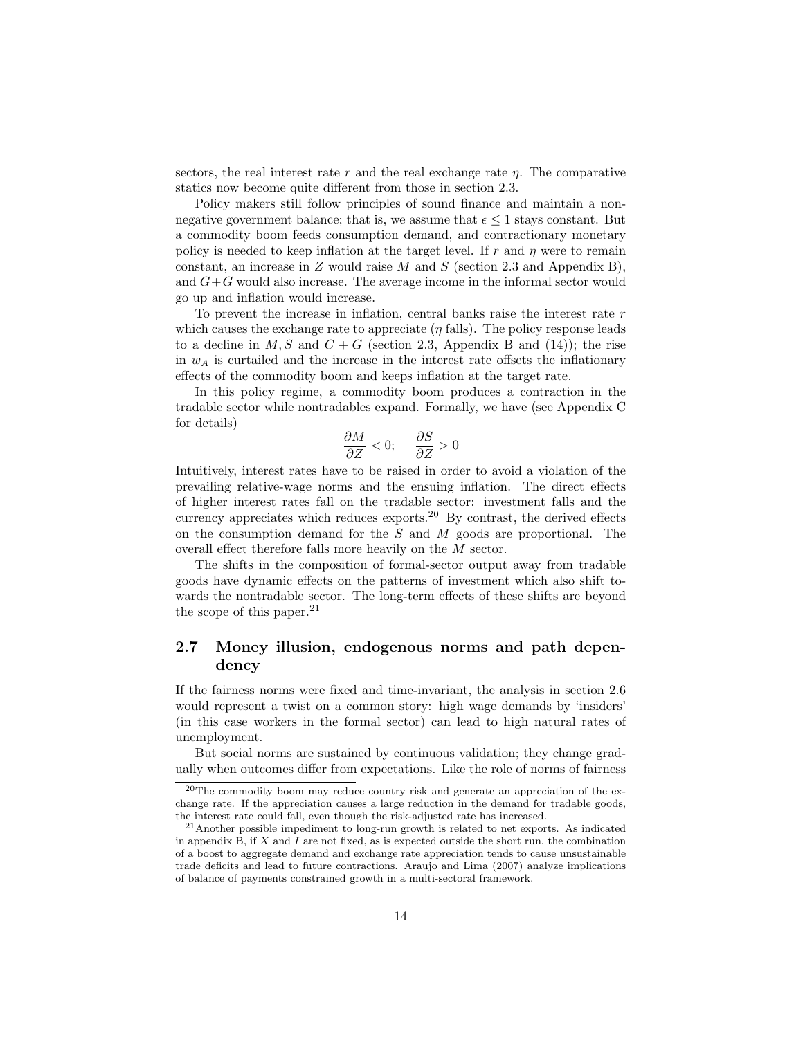sectors, the real interest rate $r$ and the real exchange rate $\eta$. The comparative statics now become quite different from those in section 2.3.

Policy makers still follow principles of sound finance and maintain a non-negative government balance; that is, we assume that $\epsilon \leq 1$ stays constant. But a commodity boom feeds consumption demand, and contractionary monetary policy is needed to keep inflation at the target level. If $r$ and $\eta$ were to remain constant, an increase in $Z$ would raise $M$ and $S$ (section 2.3 and Appendix B), and $G+G$ would also increase. The average income in the informal sector would go up and inflation would increase.

To prevent the increase in inflation, central banks raise the interest rate $r$ which causes the exchange rate to appreciate ($\eta$ falls). The policy response leads to a decline in $M, S$ and $C+G$ (section 2.3, Appendix B and (14)); the rise in $w_A$ is curtailed and the increase in the interest rate offsets the inflationary effects of the commodity boom and keeps inflation at the target rate.

In this policy regime, a commodity boom produces a contraction in the tradable sector while nontradables expand. Formally, we have (see Appendix C for details)

$$\frac{\partial M}{\partial Z} < 0; \quad \frac{\partial S}{\partial Z} > 0$$

Intuitively, interest rates have to be raised in order to avoid a violation of the prevailing relative-wage norms and the ensuing inflation. The direct effects of higher interest rates fall on the tradable sector: investment falls and the currency appreciates which reduces exports.[20] By contrast, the derived effects on the consumption demand for the $S$ and $M$ goods are proportional. The overall effect therefore falls more heavily on the $M$ sector.

The shifts in the composition of formal-sector output away from tradable goods have dynamic effects on the patterns of investment which also shift towards the nontradable sector. The long-term effects of these shifts are beyond the scope of this paper.[21]

## 2.7 Money illusion, endogenous norms and path dependency

If the fairness norms were fixed and time-invariant, the analysis in section 2.6 would represent a twist on a common story: high wage demands by 'insiders' (in this case workers in the formal sector) can lead to high natural rates of unemployment.

But social norms are sustained by continuous validation; they change gradually when outcomes differ from expectations. Like the role of norms of fairness

[20] The commodity boom may reduce country risk and generate an appreciation of the exchange rate. If the appreciation causes a large reduction in the demand for tradable goods, the interest rate could fall, even though the risk-adjusted rate has increased.

[21] Another possible impediment to long-run growth is related to net exports. As indicated in appendix B, if $X$ and $I$ are not fixed, as is expected outside the short run, the combination of a boost to aggregate demand and exchange rate appreciation tends to cause unsustainable trade deficits and lead to future contractions. Araujo and Lima (2007) analyze implications of balance of payments constrained growth in a multi-sectoral framework.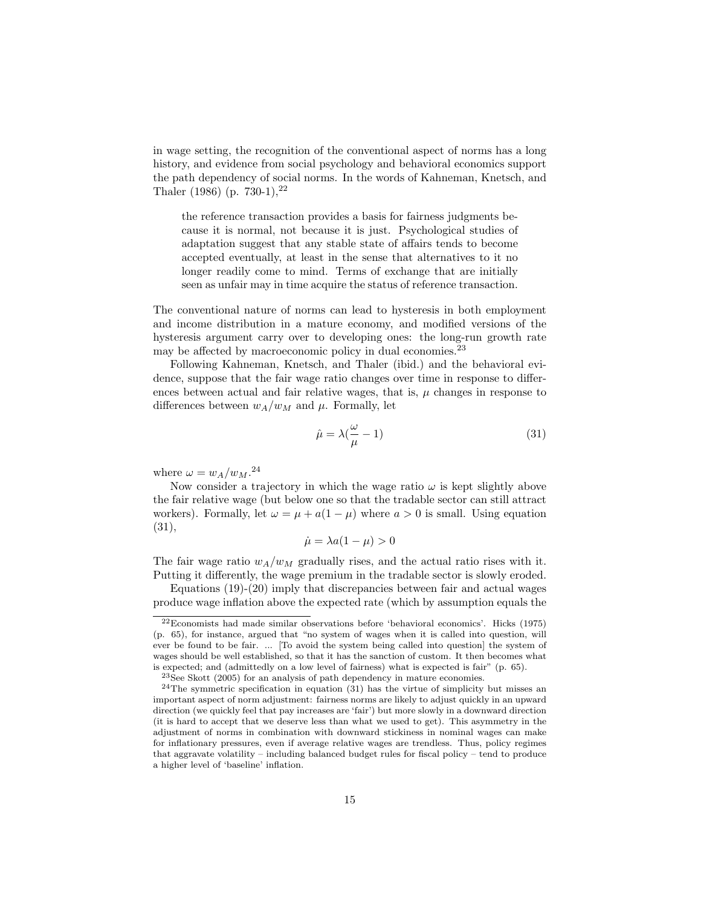in wage setting, the recognition of the conventional aspect of norms has a long history, and evidence from social psychology and behavioral economics support the path dependency of social norms. In the words of Kahneman, Knetsch, and Thaler (1986) (p. 730-1),[22]

> the reference transaction provides a basis for fairness judgments because it is normal, not because it is just. Psychological studies of adaptation suggest that any stable state of affairs tends to become accepted eventually, at least in the sense that alternatives to it no longer readily come to mind. Terms of exchange that are initially seen as unfair may in time acquire the status of reference transaction.

The conventional nature of norms can lead to hysteresis in both employment and income distribution in a mature economy, and modified versions of the hysteresis argument carry over to developing ones: the long-run growth rate may be affected by macroeconomic policy in dual economies.[23]

Following Kahneman, Knetsch, and Thaler (ibid.) and the behavioral evidence, suppose that the fair wage ratio changes over time in response to differences between actual and fair relative wages, that is, $\mu$ changes in response to differences between $w_A/w_M$ and $\mu$. Formally, let

$$\hat{\mu} = \lambda(\frac{\omega}{\mu} - 1) \tag{31}$$

where $\omega = w_A/w_M$.[24]

Now consider a trajectory in which the wage ratio $\omega$ is kept slightly above the fair relative wage (but below one so that the tradable sector can still attract workers). Formally, let $\omega = \mu + a(1 - \mu)$ where $a > 0$ is small. Using equation (31),

$$\dot{\mu} = \lambda a(1 - \mu) > 0$$

The fair wage ratio $w_A/w_M$ gradually rises, and the actual ratio rises with it. Putting it differently, the wage premium in the tradable sector is slowly eroded.

Equations (19)-(20) imply that discrepancies between fair and actual wages produce wage inflation above the expected rate (which by assumption equals the

---

[22] Economists had made similar observations before 'behavioral economics'. Hicks (1975) (p. 65), for instance, argued that "no system of wages when it is called into question, will ever be found to be fair. ... [To avoid the system being called into question] the system of wages should be well established, so that it has the sanction of custom. It then becomes what is expected; and (admittedly on a low level of fairness) what is expected is fair" (p. 65).

[23] See Skott (2005) for an analysis of path dependency in mature economies.

[24] The symmetric specification in equation (31) has the virtue of simplicity but misses an important aspect of norm adjustment: fairness norms are likely to adjust quickly in an upward direction (we quickly feel that pay increases are 'fair') but more slowly in a downward direction (it is hard to accept that we deserve less than what we used to get). This asymmetry in the adjustment of norms in combination with downward stickiness in nominal wages can make for inflationary pressures, even if average relative wages are trendless. Thus, policy regimes that aggravate volatility – including balanced budget rules for fiscal policy – tend to produce a higher level of 'baseline' inflation.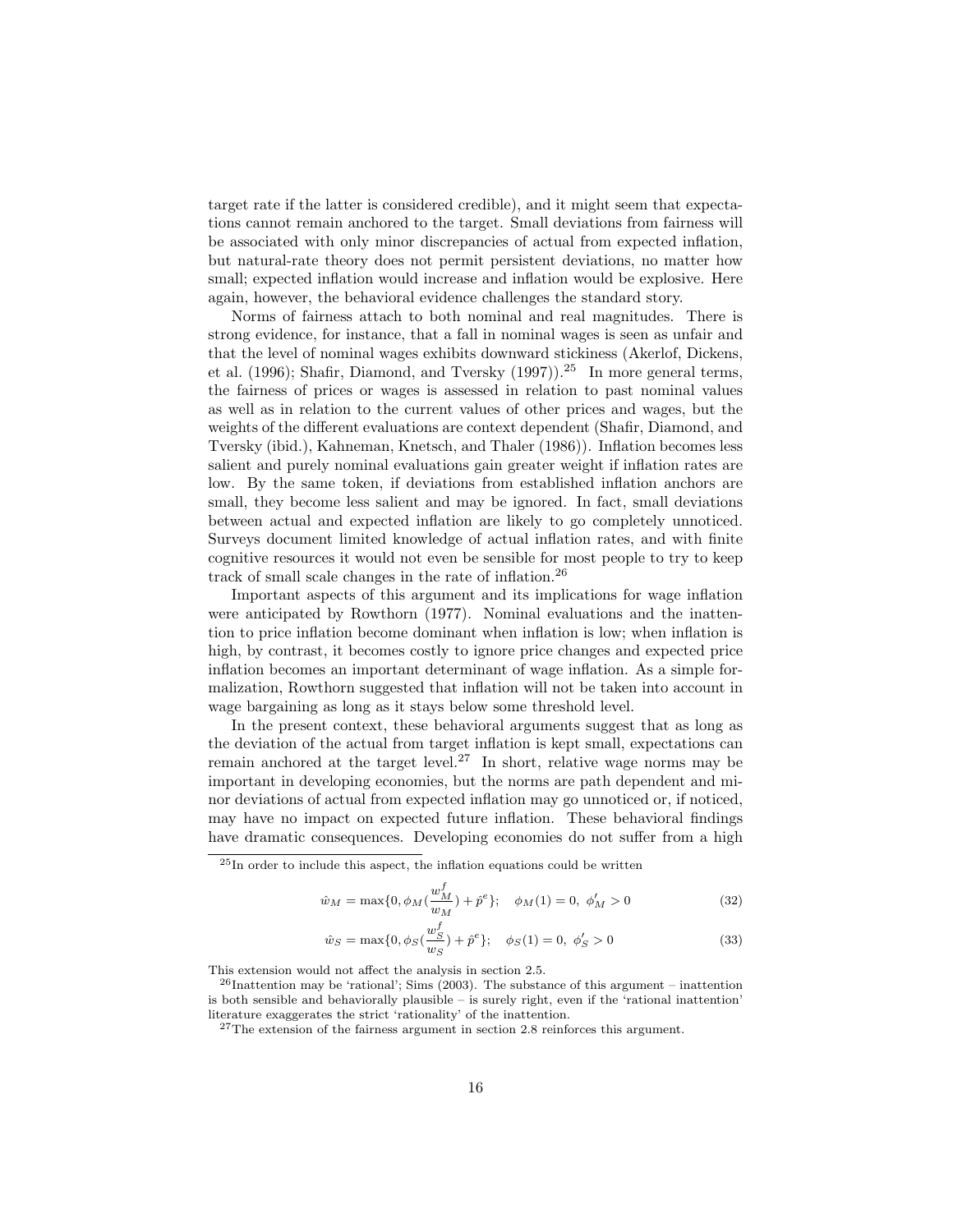target rate if the latter is considered credible), and it might seem that expectations cannot remain anchored to the target. Small deviations from fairness will be associated with only minor discrepancies of actual from expected inflation, but natural-rate theory does not permit persistent deviations, no matter how small; expected inflation would increase and inflation would be explosive. Here again, however, the behavioral evidence challenges the standard story.

Norms of fairness attach to both nominal and real magnitudes. There is strong evidence, for instance, that a fall in nominal wages is seen as unfair and that the level of nominal wages exhibits downward stickiness (Akerlof, Dickens, et al. (1996); Shafir, Diamond, and Tversky (1997)).[25] In more general terms, the fairness of prices or wages is assessed in relation to past nominal values as well as in relation to the current values of other prices and wages, but the weights of the different evaluations are context dependent (Shafir, Diamond, and Tversky (ibid.), Kahneman, Knetsch, and Thaler (1986)). Inflation becomes less salient and purely nominal evaluations gain greater weight if inflation rates are low. By the same token, if deviations from established inflation anchors are small, they become less salient and may be ignored. In fact, small deviations between actual and expected inflation are likely to go completely unnoticed. Surveys document limited knowledge of actual inflation rates, and with finite cognitive resources it would not even be sensible for most people to try to keep track of small scale changes in the rate of inflation.[26]

Important aspects of this argument and its implications for wage inflation were anticipated by Rowthorn (1977). Nominal evaluations and the inattention to price inflation become dominant when inflation is low; when inflation is high, by contrast, it becomes costly to ignore price changes and expected price inflation becomes an important determinant of wage inflation. As a simple formalization, Rowthorn suggested that inflation will not be taken into account in wage bargaining as long as it stays below some threshold level.

In the present context, these behavioral arguments suggest that as long as the deviation of the actual from target inflation is kept small, expectations can remain anchored at the target level.[27] In short, relative wage norms may be important in developing economies, but the norms are path dependent and minor deviations of actual from expected inflation may go unnoticed or, if noticed, may have no impact on expected future inflation. These behavioral findings have dramatic consequences. Developing economies do not suffer from a high

---

[25] In order to include this aspect, the inflation equations could be written

$$\hat{w}_M = \max\{0, \phi_M(\frac{w_M^f}{w_M}) + \hat{p}^e\}; \quad \phi_M(1) = 0, \ \phi'_M > 0 \tag{32}$$

$$\hat{w}_S = \max\{0, \phi_S(\frac{w_S^f}{w_S}) + \hat{p}^e\}; \quad \phi_S(1) = 0, \ \phi'_S > 0 \tag{33}$$

This extension would not affect the analysis in section 2.5.

[26] Inattention may be 'rational'; Sims (2003). The substance of this argument – inattention is both sensible and behaviorally plausible – is surely right, even if the 'rational inattention' literature exaggerates the strict 'rationality' of the inattention.

[27] The extension of the fairness argument in section 2.8 reinforces this argument.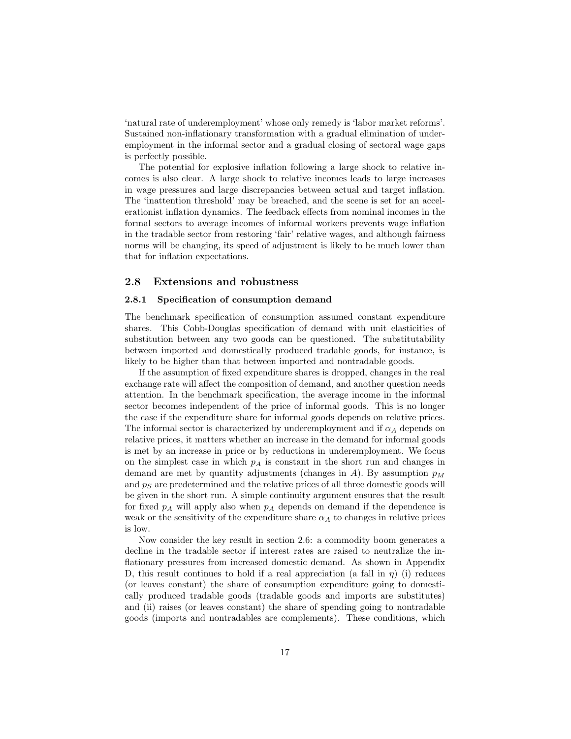'natural rate of underemployment' whose only remedy is 'labor market reforms'. Sustained non-inflationary transformation with a gradual elimination of underemployment in the informal sector and a gradual closing of sectoral wage gaps is perfectly possible.

The potential for explosive inflation following a large shock to relative incomes is also clear. A large shock to relative incomes leads to large increases in wage pressures and large discrepancies between actual and target inflation. The 'inattention threshold' may be breached, and the scene is set for an accelerationist inflation dynamics. The feedback effects from nominal incomes in the formal sectors to average incomes of informal workers prevents wage inflation in the tradable sector from restoring 'fair' relative wages, and although fairness norms will be changing, its speed of adjustment is likely to be much lower than that for inflation expectations.

## 2.8 Extensions and robustness

### 2.8.1 Specification of consumption demand

The benchmark specification of consumption assumed constant expenditure shares. This Cobb-Douglas specification of demand with unit elasticities of substitution between any two goods can be questioned. The substitutability between imported and domestically produced tradable goods, for instance, is likely to be higher than that between imported and nontradable goods.

If the assumption of fixed expenditure shares is dropped, changes in the real exchange rate will affect the composition of demand, and another question needs attention. In the benchmark specification, the average income in the informal sector becomes independent of the price of informal goods. This is no longer the case if the expenditure share for informal goods depends on relative prices. The informal sector is characterized by underemployment and if $\alpha_A$ depends on relative prices, it matters whether an increase in the demand for informal goods is met by an increase in price or by reductions in underemployment. We focus on the simplest case in which $p_A$ is constant in the short run and changes in demand are met by quantity adjustments (changes in $A$). By assumption $p_M$ and $p_S$ are predetermined and the relative prices of all three domestic goods will be given in the short run. A simple continuity argument ensures that the result for fixed $p_A$ will apply also when $p_A$ depends on demand if the dependence is weak or the sensitivity of the expenditure share $\alpha_A$ to changes in relative prices is low.

Now consider the key result in section 2.6: a commodity boom generates a decline in the tradable sector if interest rates are raised to neutralize the inflationary pressures from increased domestic demand. As shown in Appendix D, this result continues to hold if a real appreciation (a fall in $\eta$) (i) reduces (or leaves constant) the share of consumption expenditure going to domestically produced tradable goods (tradable goods and imports are substitutes) and (ii) raises (or leaves constant) the share of spending going to nontradable goods (imports and nontradables are complements). These conditions, which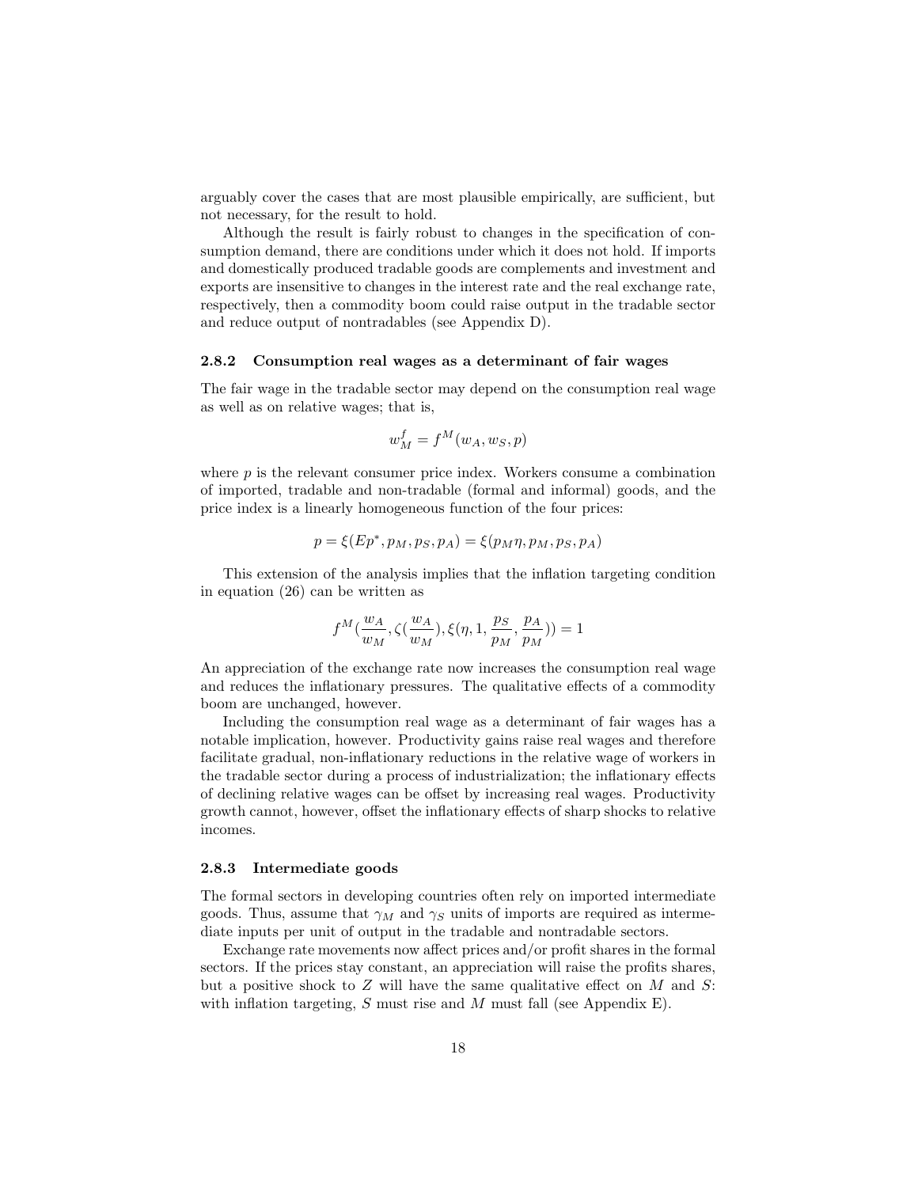arguably cover the cases that are most plausible empirically, are sufficient, but not necessary, for the result to hold.

Although the result is fairly robust to changes in the specification of consumption demand, there are conditions under which it does not hold. If imports and domestically produced tradable goods are complements and investment and exports are insensitive to changes in the interest rate and the real exchange rate, respectively, then a commodity boom could raise output in the tradable sector and reduce output of nontradables (see Appendix D).

### 2.8.2 Consumption real wages as a determinant of fair wages

The fair wage in the tradable sector may depend on the consumption real wage as well as on relative wages; that is,

$$w_M^f = f^M(w_A, w_S, p)$$

where $p$ is the relevant consumer price index. Workers consume a combination of imported, tradable and non-tradable (formal and informal) goods, and the price index is a linearly homogeneous function of the four prices:

$$p = \xi(Ep^*, p_M, p_S, p_A) = \xi(p_M\eta, p_M, p_S, p_A)$$

This extension of the analysis implies that the inflation targeting condition in equation (26) can be written as

$$f^M(\frac{w_A}{w_M}, \zeta(\frac{w_A}{w_M}), \xi(\eta, 1, \frac{p_S}{p_M}, \frac{p_A}{p_M})) = 1$$

An appreciation of the exchange rate now increases the consumption real wage and reduces the inflationary pressures. The qualitative effects of a commodity boom are unchanged, however.

Including the consumption real wage as a determinant of fair wages has a notable implication, however. Productivity gains raise real wages and therefore facilitate gradual, non-inflationary reductions in the relative wage of workers in the tradable sector during a process of industrialization; the inflationary effects of declining relative wages can be offset by increasing real wages. Productivity growth cannot, however, offset the inflationary effects of sharp shocks to relative incomes.

### 2.8.3 Intermediate goods

The formal sectors in developing countries often rely on imported intermediate goods. Thus, assume that $\gamma_M$ and $\gamma_S$ units of imports are required as intermediate inputs per unit of output in the tradable and nontradable sectors.

Exchange rate movements now affect prices and/or profit shares in the formal sectors. If the prices stay constant, an appreciation will raise the profits shares, but a positive shock to $Z$ will have the same qualitative effect on $M$ and $S$: with inflation targeting, $S$ must rise and $M$ must fall (see Appendix E).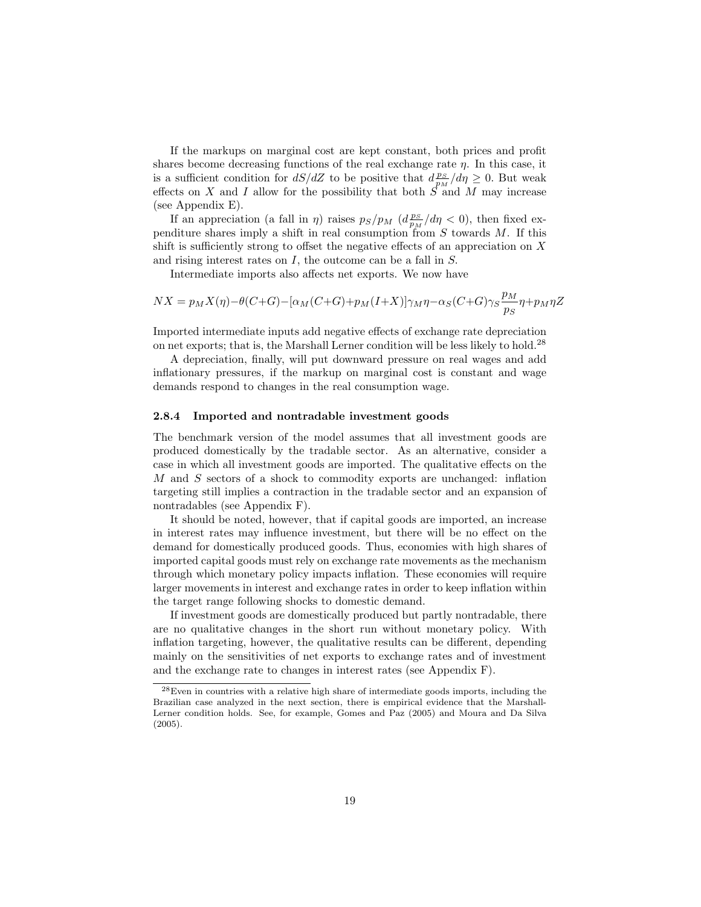If the markups on marginal cost are kept constant, both prices and profit shares become decreasing functions of the real exchange rate $\eta$. In this case, it is a sufficient condition for $dS/dZ$ to be positive that $d\frac{p_S}{p_M}/d\eta \geq 0$. But weak effects on $X$ and $I$ allow for the possibility that both $S$ and $M$ may increase (see Appendix E).

If an appreciation (a fall in $\eta$) raises $p_S/p_M$ ($d\frac{p_S}{p_M}/d\eta < 0$), then fixed expenditure shares imply a shift in real consumption from $S$ towards $M$. If this shift is sufficiently strong to offset the negative effects of an appreciation on $X$ and rising interest rates on $I$, the outcome can be a fall in $S$.

Intermediate imports also affects net exports. We now have

$$NX = p_M X(\eta) - \theta(C+G) - [\alpha_M(C+G) + p_M(I+X)]\gamma_M \eta - \alpha_S(C+G)\gamma_S \frac{p_M}{p_S}\eta + p_M \eta Z$$

Imported intermediate inputs add negative effects of exchange rate depreciation on net exports; that is, the Marshall Lerner condition will be less likely to hold.[28]

A depreciation, finally, will put downward pressure on real wages and add inflationary pressures, if the markup on marginal cost is constant and wage demands respond to changes in the real consumption wage.

### 2.8.4 Imported and nontradable investment goods

The benchmark version of the model assumes that all investment goods are produced domestically by the tradable sector. As an alternative, consider a case in which all investment goods are imported. The qualitative effects on the $M$ and $S$ sectors of a shock to commodity exports are unchanged: inflation targeting still implies a contraction in the tradable sector and an expansion of nontradables (see Appendix F).

It should be noted, however, that if capital goods are imported, an increase in interest rates may influence investment, but there will be no effect on the demand for domestically produced goods. Thus, economies with high shares of imported capital goods must rely on exchange rate movements as the mechanism through which monetary policy impacts inflation. These economies will require larger movements in interest and exchange rates in order to keep inflation within the target range following shocks to domestic demand.

If investment goods are domestically produced but partly nontradable, there are no qualitative changes in the short run without monetary policy. With inflation targeting, however, the qualitative results can be different, depending mainly on the sensitivities of net exports to exchange rates and of investment and the exchange rate to changes in interest rates (see Appendix F).

[28] Even in countries with a relative high share of intermediate goods imports, including the Brazilian case analyzed in the next section, there is empirical evidence that the Marshall-Lerner condition holds. See, for example, Gomes and Paz (2005) and Moura and Da Silva (2005).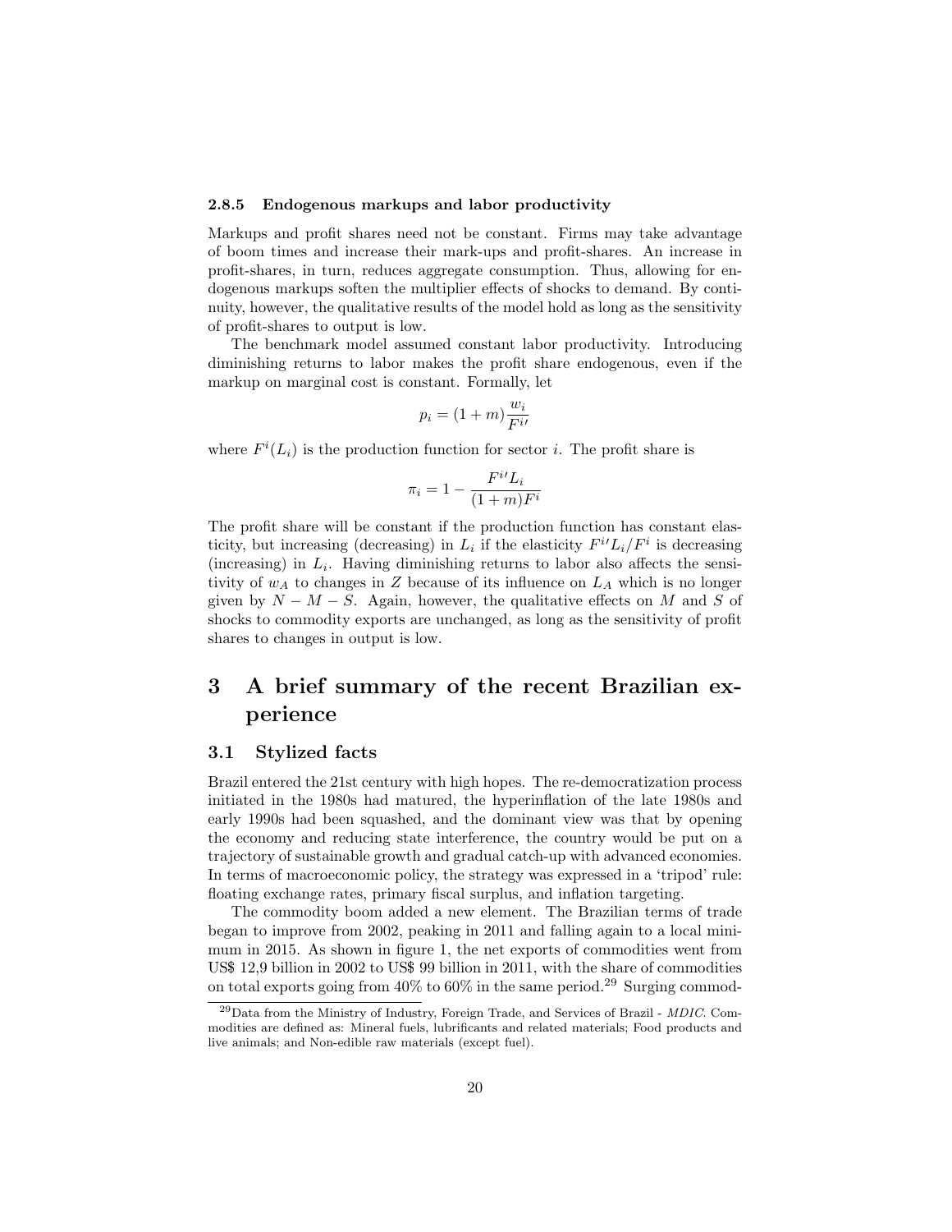#### 2.8.5 Endogenous markups and labor productivity

Markups and profit shares need not be constant. Firms may take advantage of boom times and increase their mark-ups and profit-shares. An increase in profit-shares, in turn, reduces aggregate consumption. Thus, allowing for endogenous markups soften the multiplier effects of shocks to demand. By continuity, however, the qualitative results of the model hold as long as the sensitivity of profit-shares to output is low.

The benchmark model assumed constant labor productivity. Introducing diminishing returns to labor makes the profit share endogenous, even if the markup on marginal cost is constant. Formally, let

$$p_i = (1+m)\frac{w_i}{F^{i\prime}}$$

where $F^i(L_i)$ is the production function for sector $i$. The profit share is

$$\pi_i = 1 - \frac{F^{i\prime}L_i}{(1+m)F^i}$$

The profit share will be constant if the production function has constant elasticity, but increasing (decreasing) in $L_i$ if the elasticity $F^{i\prime}L_i/F^i$ is decreasing (increasing) in $L_i$. Having diminishing returns to labor also affects the sensitivity of $w_A$ to changes in $Z$ because of its influence on $L_A$ which is no longer given by $N - M - S$. Again, however, the qualitative effects on $M$ and $S$ of shocks to commodity exports are unchanged, as long as the sensitivity of profit shares to changes in output is low.

# 3 A brief summary of the recent Brazilian experience

## 3.1 Stylized facts

Brazil entered the 21st century with high hopes. The re-democratization process initiated in the 1980s had matured, the hyperinflation of the late 1980s and early 1990s had been squashed, and the dominant view was that by opening the economy and reducing state interference, the country would be put on a trajectory of sustainable growth and gradual catch-up with advanced economies. In terms of macroeconomic policy, the strategy was expressed in a 'tripod' rule: floating exchange rates, primary fiscal surplus, and inflation targeting.

The commodity boom added a new element. The Brazilian terms of trade began to improve from 2002, peaking in 2011 and falling again to a local minimum in 2015. As shown in figure 1, the net exports of commodities went from US$ 12,9 billion in 2002 to US$ 99 billion in 2011, with the share of commodities on total exports going from 40% to 60% in the same period.[29] Surging commod-

[29] Data from the Ministry of Industry, Foreign Trade, and Services of Brazil - *MDIC*. Commodities are defined as: Mineral fuels, lubrificants and related materials; Food products and live animals; and Non-edible raw materials (except fuel).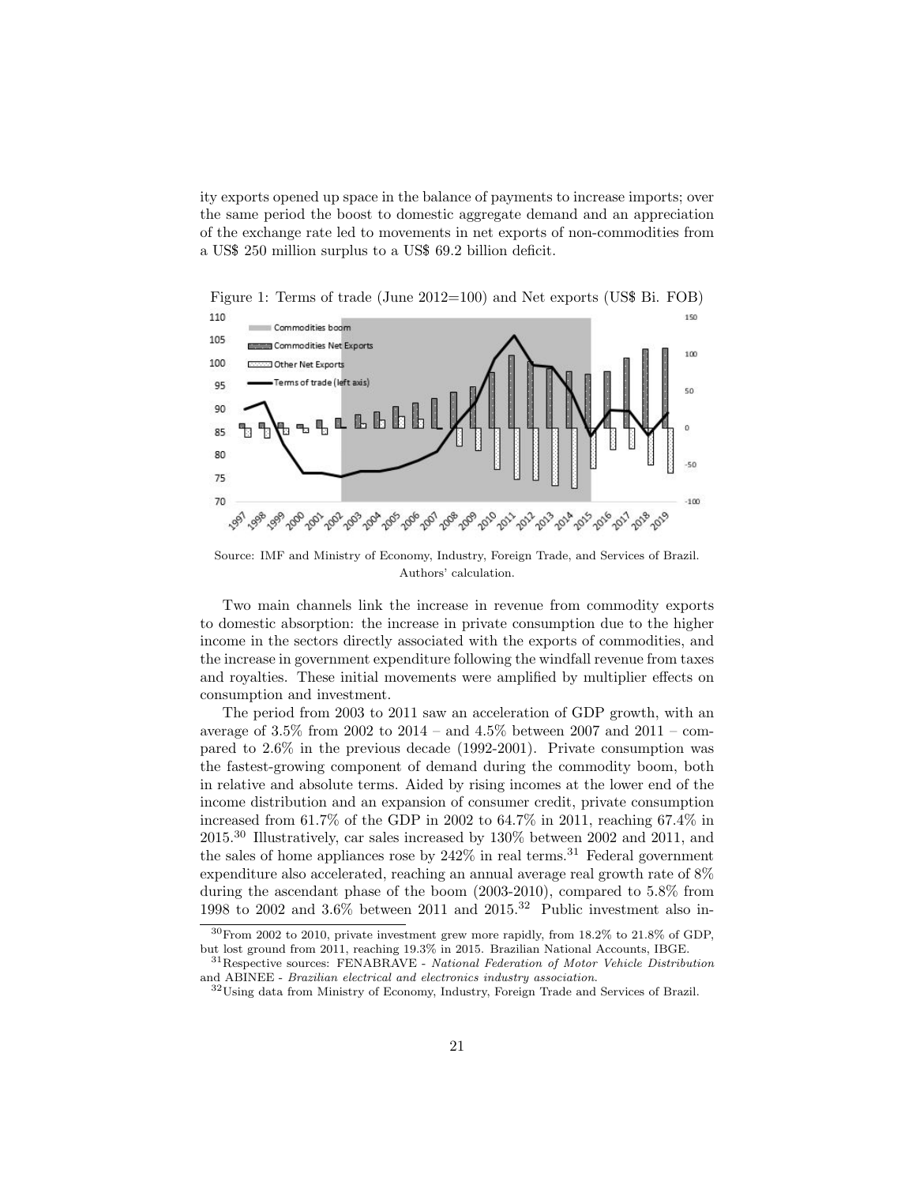ity exports opened up space in the balance of payments to increase imports; over the same period the boost to domestic aggregate demand and an appreciation of the exchange rate led to movements in net exports of non-commodities from a US$ 250 million surplus to a US$ 69.2 billion deficit.

Figure 1: Terms of trade (June 2012=100) and Net exports (US$ Bi. FOB)

Source: IMF and Ministry of Economy, Industry, Foreign Trade, and Services of Brazil. Authors' calculation.

Two main channels link the increase in revenue from commodity exports to domestic absorption: the increase in private consumption due to the higher income in the sectors directly associated with the exports of commodities, and the increase in government expenditure following the windfall revenue from taxes and royalties. These initial movements were amplified by multiplier effects on consumption and investment.

The period from 2003 to 2011 saw an acceleration of GDP growth, with an average of 3.5% from 2002 to 2014 – and 4.5% between 2007 and 2011 – compared to 2.6% in the previous decade (1992-2001). Private consumption was the fastest-growing component of demand during the commodity boom, both in relative and absolute terms. Aided by rising incomes at the lower end of the income distribution and an expansion of consumer credit, private consumption increased from 61.7% of the GDP in 2002 to 64.7% in 2011, reaching 67.4% in 2015.[30] Illustratively, car sales increased by 130% between 2002 and 2011, and the sales of home appliances rose by 242% in real terms.[31] Federal government expenditure also accelerated, reaching an annual average real growth rate of 8% during the ascendant phase of the boom (2003-2010), compared to 5.8% from 1998 to 2002 and 3.6% between 2011 and 2015.[32] Public investment also in-

[30] From 2002 to 2010, private investment grew more rapidly, from 18.2% to 21.8% of GDP, but lost ground from 2011, reaching 19.3% in 2015. Brazilian National Accounts, IBGE.

[31] Respective sources: FENABRAVE - *National Federation of Motor Vehicle Distribution* and ABINEE - *Brazilian electrical and electronics industry association.*

[32] Using data from Ministry of Economy, Industry, Foreign Trade and Services of Brazil.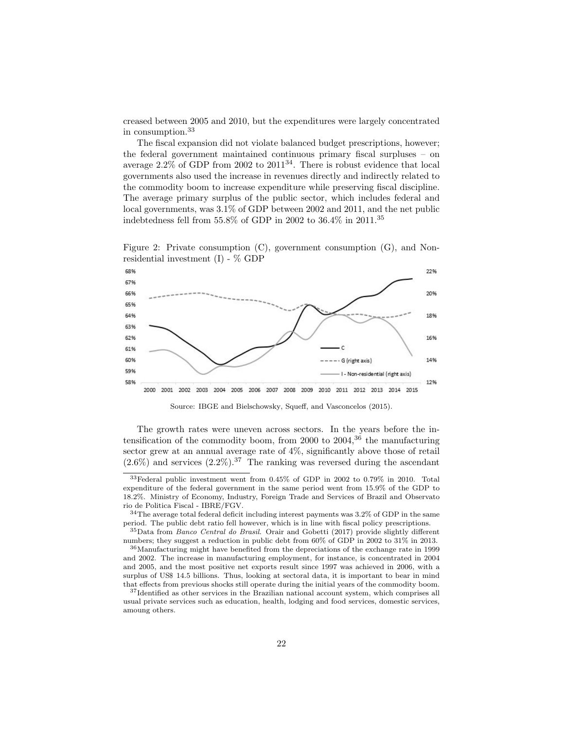creased between 2005 and 2010, but the expenditures were largely concentrated in consumption.[33]

The fiscal expansion did not violate balanced budget prescriptions, however; the federal government maintained continuous primary fiscal surpluses – on average 2.2% of GDP from 2002 to 2011[34]. There is robust evidence that local governments also used the increase in revenues directly and indirectly related to the commodity boom to increase expenditure while preserving fiscal discipline. The average primary surplus of the public sector, which includes federal and local governments, was 3.1% of GDP between 2002 and 2011, and the net public indebtedness fell from 55.8% of GDP in 2002 to 36.4% in 2011.[35]

Figure 2: Private consumption (C), government consumption (G), and Non-residential investment (I) - % GDP

Source: IBGE and Bielschowsky, Squeff, and Vasconcelos (2015).

The growth rates were uneven across sectors. In the years before the intensification of the commodity boom, from 2000 to 2004,[36] the manufacturing sector grew at an annual average rate of 4%, significantly above those of retail (2.6%) and services (2.2%).[37] The ranking was reversed during the ascendant

[33] Federal public investment went from 0.45% of GDP in 2002 to 0.79% in 2010. Total expenditure of the federal government in the same period went from 15.9% of the GDP to 18.2%. Ministry of Economy, Industry, Foreign Trade and Services of Brazil and Observato rio de Politica Fiscal - IBRE/FGV.

[34] The average total federal deficit including interest payments was 3.2% of GDP in the same period. The public debt ratio fell however, which is in line with fiscal policy prescriptions.

[35] Data from *Banco Central do Brasil*. Orair and Gobetti (2017) provide slightly different numbers; they suggest a reduction in public debt from 60% of GDP in 2002 to 31% in 2013.

[36] Manufacturing might have benefited from the depreciations of the exchange rate in 1999 and 2002. The increase in manufacturing employment, for instance, is concentrated in 2004 and 2005, and the most positive net exports result since 1997 was achieved in 2006, with a surplus of US$ 14.5 billions. Thus, looking at sectoral data, it is important to bear in mind that effects from previous shocks still operate during the initial years of the commodity boom.

[37] Identified as other services in the Brazilian national account system, which comprises all usual private services such as education, health, lodging and food services, domestic services, amoung others.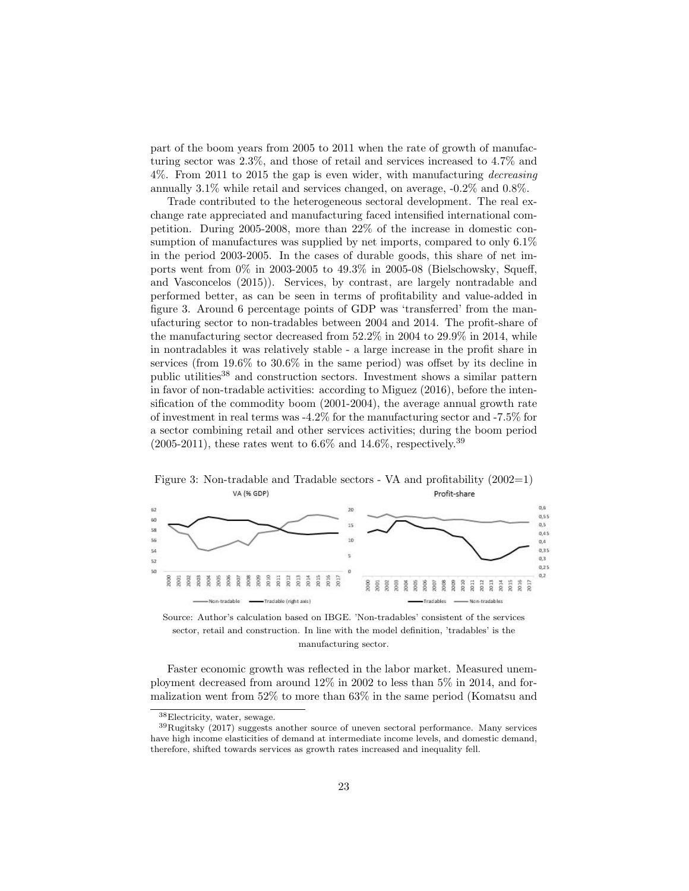part of the boom years from 2005 to 2011 when the rate of growth of manufacturing sector was 2.3%, and those of retail and services increased to 4.7% and 4%. From 2011 to 2015 the gap is even wider, with manufacturing *decreasing* annually 3.1% while retail and services changed, on average, -0.2% and 0.8%.

Trade contributed to the heterogeneous sectoral development. The real exchange rate appreciated and manufacturing faced intensified international competition. During 2005-2008, more than 22% of the increase in domestic consumption of manufactures was supplied by net imports, compared to only 6.1% in the period 2003-2005. In the cases of durable goods, this share of net imports went from 0% in 2003-2005 to 49.3% in 2005-08 (Bielschowsky, Squeff, and Vasconcelos (2015)). Services, by contrast, are largely nontradable and performed better, as can be seen in terms of profitability and value-added in figure 3. Around 6 percentage points of GDP was 'transferred' from the manufacturing sector to non-tradables between 2004 and 2014. The profit-share of the manufacturing sector decreased from 52.2% in 2004 to 29.9% in 2014, while in nontradables it was relatively stable - a large increase in the profit share in services (from 19.6% to 30.6% in the same period) was offset by its decline in public utilities[38] and construction sectors. Investment shows a similar pattern in favor of non-tradable activities: according to Miguez (2016), before the intensification of the commodity boom (2001-2004), the average annual growth rate of investment in real terms was -4.2% for the manufacturing sector and -7.5% for a sector combining retail and other services activities; during the boom period (2005-2011), these rates went to 6.6% and 14.6%, respectively.[39]

Figure 3: Non-tradable and Tradable sectors - VA and profitability (2002=1)

Source: Author's calculation based on IBGE. 'Non-tradables' consistent of the services sector, retail and construction. In line with the model definition, 'tradables' is the manufacturing sector.

Faster economic growth was reflected in the labor market. Measured unemployment decreased from around 12% in 2002 to less than 5% in 2014, and formalization went from 52% to more than 63% in the same period (Komatsu and

[38] Electricity, water, sewage.

[39] Rugitsky (2017) suggests another source of uneven sectoral performance. Many services have high income elasticities of demand at intermediate income levels, and domestic demand, therefore, shifted towards services as growth rates increased and inequality fell.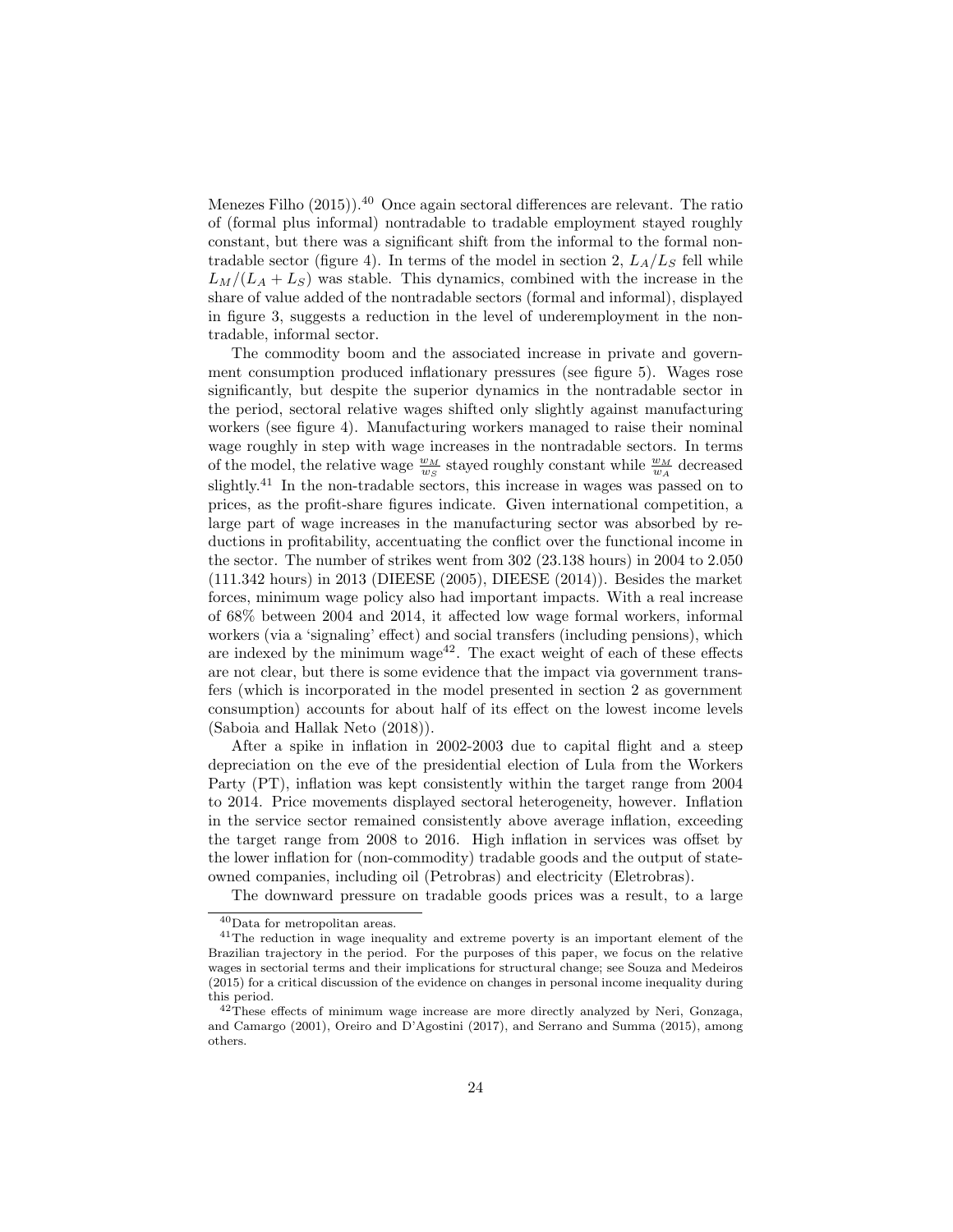Menezes Filho (2015)).[40] Once again sectoral differences are relevant. The ratio of (formal plus informal) nontradable to tradable employment stayed roughly constant, but there was a significant shift from the informal to the formal nontradable sector (figure 4). In terms of the model in section 2, $L_A/L_S$ fell while $L_M/(L_A + L_S)$ was stable. This dynamics, combined with the increase in the share of value added of the nontradable sectors (formal and informal), displayed in figure 3, suggests a reduction in the level of underemployment in the nontradable, informal sector.

The commodity boom and the associated increase in private and government consumption produced inflationary pressures (see figure 5). Wages rose significantly, but despite the superior dynamics in the nontradable sector in the period, sectoral relative wages shifted only slightly against manufacturing workers (see figure 4). Manufacturing workers managed to raise their nominal wage roughly in step with wage increases in the nontradable sectors. In terms of the model, the relative wage $\frac{w_M}{w_S}$ stayed roughly constant while $\frac{w_M}{w_A}$ decreased slightly.[41] In the non-tradable sectors, this increase in wages was passed on to prices, as the profit-share figures indicate. Given international competition, a large part of wage increases in the manufacturing sector was absorbed by reductions in profitability, accentuating the conflict over the functional income in the sector. The number of strikes went from 302 (23.138 hours) in 2004 to 2.050 (111.342 hours) in 2013 (DIEESE (2005), DIEESE (2014)). Besides the market forces, minimum wage policy also had important impacts. With a real increase of 68% between 2004 and 2014, it affected low wage formal workers, informal workers (via a 'signaling' effect) and social transfers (including pensions), which are indexed by the minimum wage[42]. The exact weight of each of these effects are not clear, but there is some evidence that the impact via government transfers (which is incorporated in the model presented in section 2 as government consumption) accounts for about half of its effect on the lowest income levels (Saboia and Hallak Neto (2018)).

After a spike in inflation in 2002-2003 due to capital flight and a steep depreciation on the eve of the presidential election of Lula from the Workers Party (PT), inflation was kept consistently within the target range from 2004 to 2014. Price movements displayed sectoral heterogeneity, however. Inflation in the service sector remained consistently above average inflation, exceeding the target range from 2008 to 2016. High inflation in services was offset by the lower inflation for (non-commodity) tradable goods and the output of state-owned companies, including oil (Petrobras) and electricity (Eletrobras).

The downward pressure on tradable goods prices was a result, to a large

---

[40] Data for metropolitan areas.

[41] The reduction in wage inequality and extreme poverty is an important element of the Brazilian trajectory in the period. For the purposes of this paper, we focus on the relative wages in sectorial terms and their implications for structural change; see Souza and Medeiros (2015) for a critical discussion of the evidence on changes in personal income inequality during this period.

[42] These effects of minimum wage increase are more directly analyzed by Neri, Gonzaga, and Camargo (2001), Oreiro and D'Agostini (2017), and Serrano and Summa (2015), among others.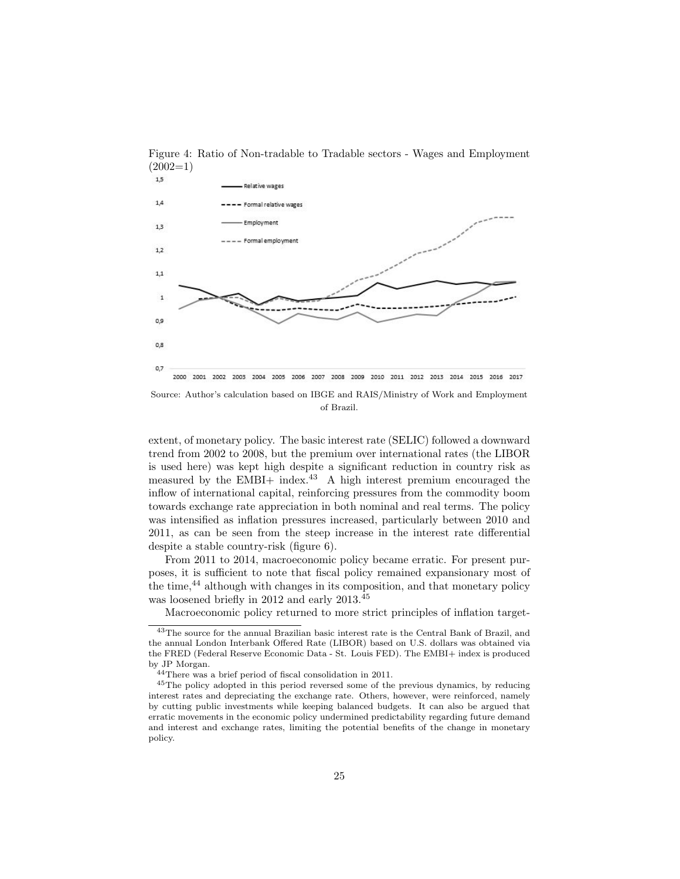Figure 4: Ratio of Non-tradable to Tradable sectors - Wages and Employment (2002=1)

Source: Author's calculation based on IBGE and RAIS/Ministry of Work and Employment of Brazil.

extent, of monetary policy. The basic interest rate (SELIC) followed a downward trend from 2002 to 2008, but the premium over international rates (the LIBOR is used here) was kept high despite a significant reduction in country risk as measured by the EMBI+ index.[43] A high interest premium encouraged the inflow of international capital, reinforcing pressures from the commodity boom towards exchange rate appreciation in both nominal and real terms. The policy was intensified as inflation pressures increased, particularly between 2010 and 2011, as can be seen from the steep increase in the interest rate differential despite a stable country-risk (figure 6).

From 2011 to 2014, macroeconomic policy became erratic. For present purposes, it is sufficient to note that fiscal policy remained expansionary most of the time,[44] although with changes in its composition, and that monetary policy was loosened briefly in 2012 and early 2013.[45]

Macroeconomic policy returned to more strict principles of inflation target-

[43] The source for the annual Brazilian basic interest rate is the Central Bank of Brazil, and the annual London Interbank Offered Rate (LIBOR) based on U.S. dollars was obtained via the FRED (Federal Reserve Economic Data - St. Louis FED). The EMBI+ index is produced by JP Morgan.

[44] There was a brief period of fiscal consolidation in 2011.

[45] The policy adopted in this period reversed some of the previous dynamics, by reducing interest rates and depreciating the exchange rate. Others, however, were reinforced, namely by cutting public investments while keeping balanced budgets. It can also be argued that erratic movements in the economic policy undermined predictability regarding future demand and interest and exchange rates, limiting the potential benefits of the change in monetary policy.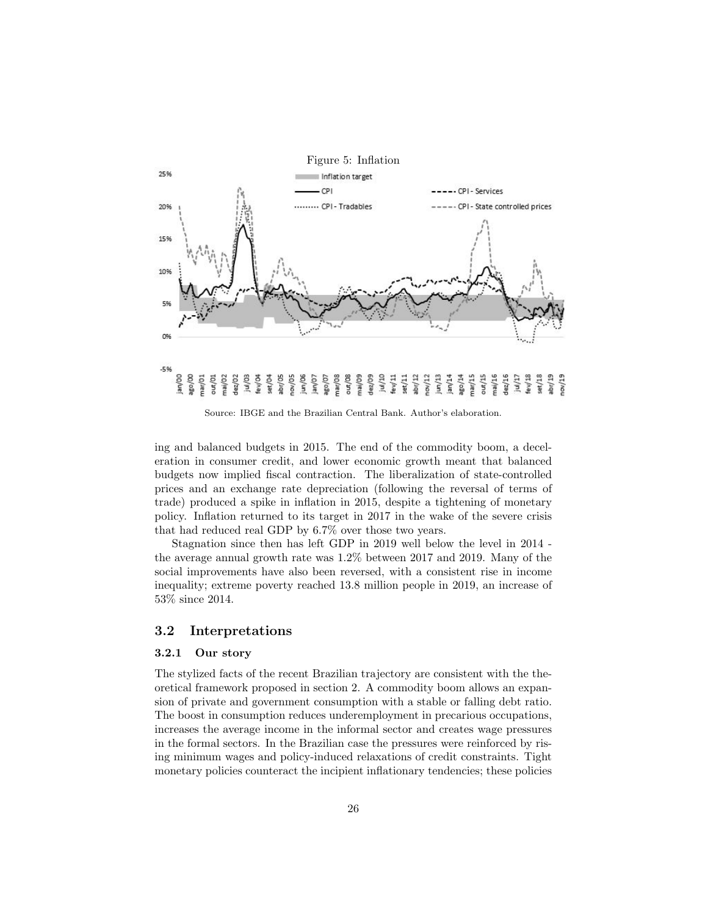Figure 5: Inflation

Source: IBGE and the Brazilian Central Bank. Author's elaboration.

ing and balanced budgets in 2015. The end of the commodity boom, a deceleration in consumer credit, and lower economic growth meant that balanced budgets now implied fiscal contraction. The liberalization of state-controlled prices and an exchange rate depreciation (following the reversal of terms of trade) produced a spike in inflation in 2015, despite a tightening of monetary policy. Inflation returned to its target in 2017 in the wake of the severe crisis that had reduced real GDP by 6.7% over those two years.

Stagnation since then has left GDP in 2019 well below the level in 2014 - the average annual growth rate was 1.2% between 2017 and 2019. Many of the social improvements have also been reversed, with a consistent rise in income inequality; extreme poverty reached 13.8 million people in 2019, an increase of 53% since 2014.

## 3.2 Interpretations

### 3.2.1 Our story

The stylized facts of the recent Brazilian trajectory are consistent with the theoretical framework proposed in section 2. A commodity boom allows an expansion of private and government consumption with a stable or falling debt ratio. The boost in consumption reduces underemployment in precarious occupations, increases the average income in the informal sector and creates wage pressures in the formal sectors. In the Brazilian case the pressures were reinforced by rising minimum wages and policy-induced relaxations of credit constraints. Tight monetary policies counteract the incipient inflationary tendencies; these policies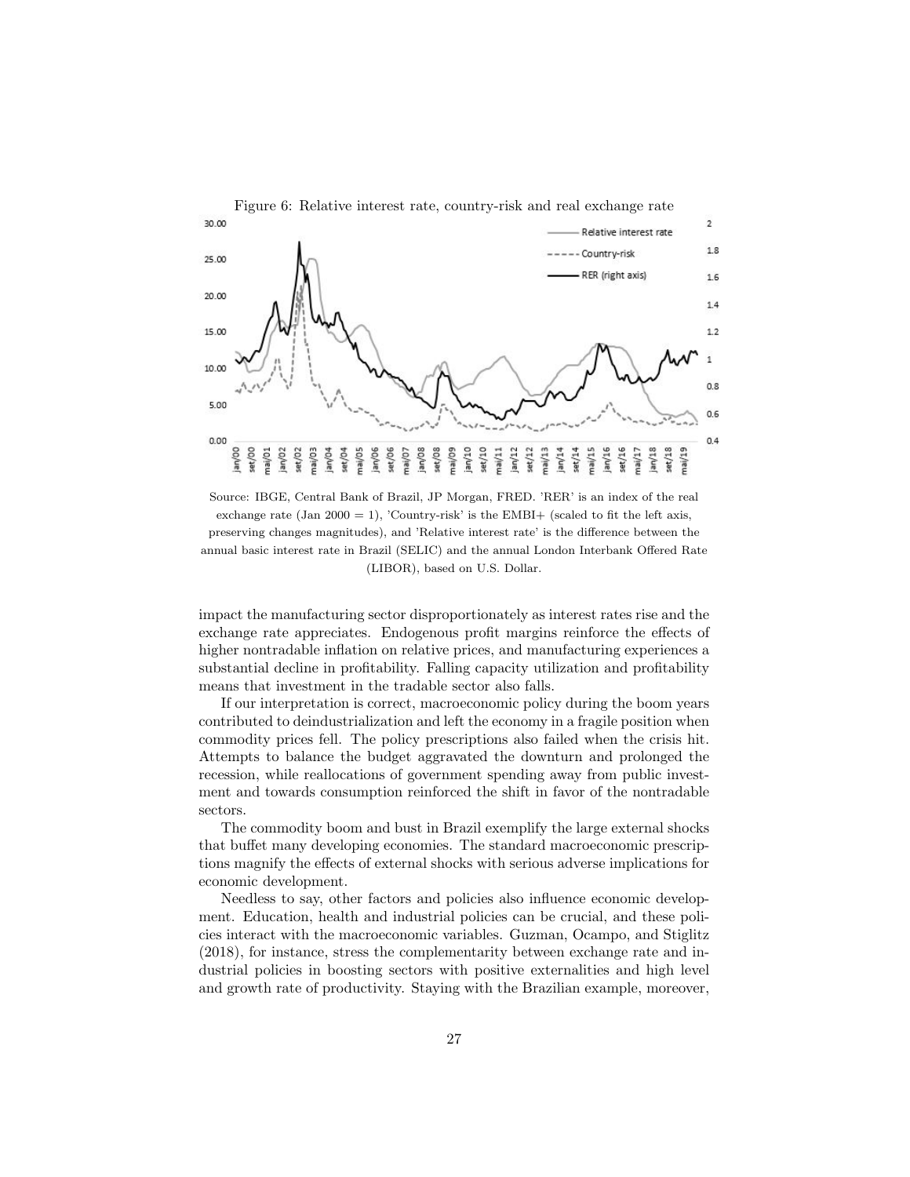Figure 6: Relative interest rate, country-risk and real exchange rate

Source: IBGE, Central Bank of Brazil, JP Morgan, FRED. 'RER' is an index of the real exchange rate (Jan 2000 = 1), 'Country-risk' is the EMBI+ (scaled to fit the left axis, preserving changes magnitudes), and 'Relative interest rate' is the difference between the annual basic interest rate in Brazil (SELIC) and the annual London Interbank Offered Rate (LIBOR), based on U.S. Dollar.

impact the manufacturing sector disproportionately as interest rates rise and the exchange rate appreciates. Endogenous profit margins reinforce the effects of higher nontradable inflation on relative prices, and manufacturing experiences a substantial decline in profitability. Falling capacity utilization and profitability means that investment in the tradable sector also falls.

If our interpretation is correct, macroeconomic policy during the boom years contributed to deindustrialization and left the economy in a fragile position when commodity prices fell. The policy prescriptions also failed when the crisis hit. Attempts to balance the budget aggravated the downturn and prolonged the recession, while reallocations of government spending away from public investment and towards consumption reinforced the shift in favor of the nontradable sectors.

The commodity boom and bust in Brazil exemplify the large external shocks that buffet many developing economies. The standard macroeconomic prescriptions magnify the effects of external shocks with serious adverse implications for economic development.

Needless to say, other factors and policies also influence economic development. Education, health and industrial policies can be crucial, and these policies interact with the macroeconomic variables. Guzman, Ocampo, and Stiglitz (2018), for instance, stress the complementarity between exchange rate and industrial policies in boosting sectors with positive externalities and high level and growth rate of productivity. Staying with the Brazilian example, moreover,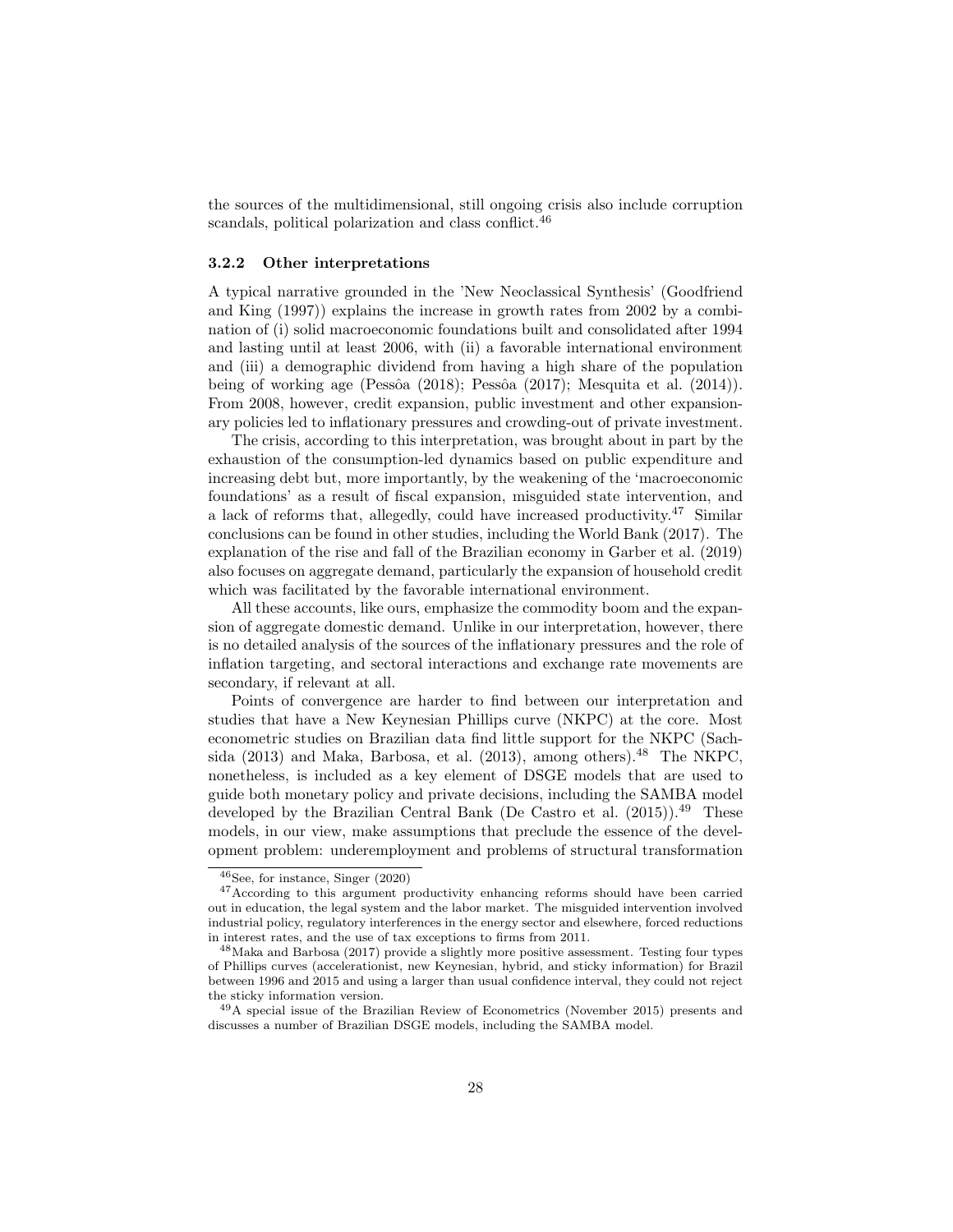the sources of the multidimensional, still ongoing crisis also include corruption scandals, political polarization and class conflict.[46]

### 3.2.2 Other interpretations

A typical narrative grounded in the 'New Neoclassical Synthesis' (Goodfriend and King (1997)) explains the increase in growth rates from 2002 by a combination of (i) solid macroeconomic foundations built and consolidated after 1994 and lasting until at least 2006, with (ii) a favorable international environment and (iii) a demographic dividend from having a high share of the population being of working age (Pessôa (2018); Pessôa (2017); Mesquita et al. (2014)). From 2008, however, credit expansion, public investment and other expansionary policies led to inflationary pressures and crowding-out of private investment.

The crisis, according to this interpretation, was brought about in part by the exhaustion of the consumption-led dynamics based on public expenditure and increasing debt but, more importantly, by the weakening of the 'macroeconomic foundations' as a result of fiscal expansion, misguided state intervention, and a lack of reforms that, allegedly, could have increased productivity.[47] Similar conclusions can be found in other studies, including the World Bank (2017). The explanation of the rise and fall of the Brazilian economy in Garber et al. (2019) also focuses on aggregate demand, particularly the expansion of household credit which was facilitated by the favorable international environment.

All these accounts, like ours, emphasize the commodity boom and the expansion of aggregate domestic demand. Unlike in our interpretation, however, there is no detailed analysis of the sources of the inflationary pressures and the role of inflation targeting, and sectoral interactions and exchange rate movements are secondary, if relevant at all.

Points of convergence are harder to find between our interpretation and studies that have a New Keynesian Phillips curve (NKPC) at the core. Most econometric studies on Brazilian data find little support for the NKPC (Sachsida (2013) and Maka, Barbosa, et al. (2013), among others).[48] The NKPC, nonetheless, is included as a key element of DSGE models that are used to guide both monetary policy and private decisions, including the SAMBA model developed by the Brazilian Central Bank (De Castro et al. (2015)).[49] These models, in our view, make assumptions that preclude the essence of the development problem: underemployment and problems of structural transformation

[46] See, for instance, Singer (2020)

[47] According to this argument productivity enhancing reforms should have been carried out in education, the legal system and the labor market. The misguided intervention involved industrial policy, regulatory interferences in the energy sector and elsewhere, forced reductions in interest rates, and the use of tax exceptions to firms from 2011.

[48] Maka and Barbosa (2017) provide a slightly more positive assessment. Testing four types of Phillips curves (accelerationist, new Keynesian, hybrid, and sticky information) for Brazil between 1996 and 2015 and using a larger than usual confidence interval, they could not reject the sticky information version.

[49] A special issue of the Brazilian Review of Econometrics (November 2015) presents and discusses a number of Brazilian DSGE models, including the SAMBA model.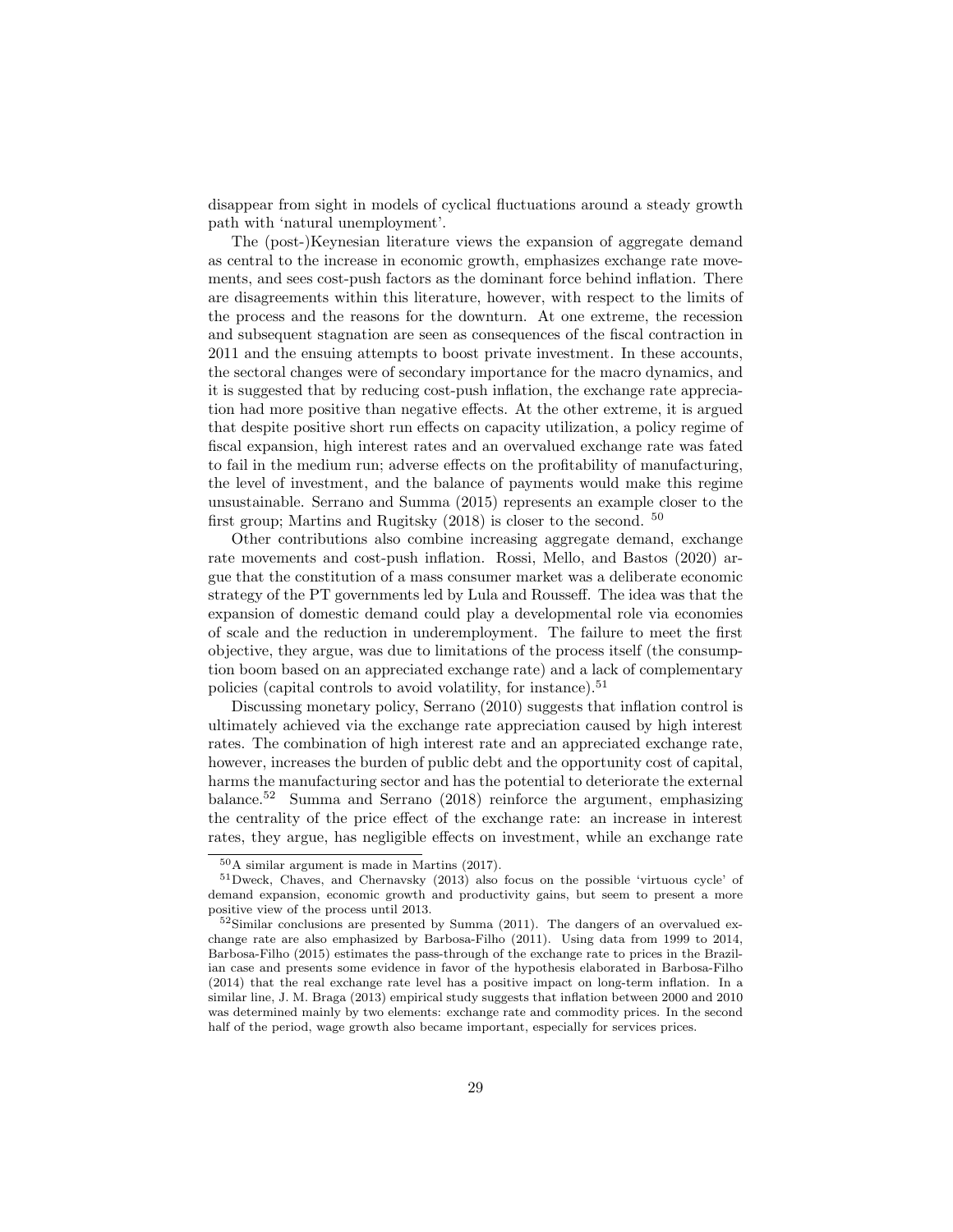disappear from sight in models of cyclical fluctuations around a steady growth path with 'natural unemployment'.

The (post-)Keynesian literature views the expansion of aggregate demand as central to the increase in economic growth, emphasizes exchange rate movements, and sees cost-push factors as the dominant force behind inflation. There are disagreements within this literature, however, with respect to the limits of the process and the reasons for the downturn. At one extreme, the recession and subsequent stagnation are seen as consequences of the fiscal contraction in 2011 and the ensuing attempts to boost private investment. In these accounts, the sectoral changes were of secondary importance for the macro dynamics, and it is suggested that by reducing cost-push inflation, the exchange rate appreciation had more positive than negative effects. At the other extreme, it is argued that despite positive short run effects on capacity utilization, a policy regime of fiscal expansion, high interest rates and an overvalued exchange rate was fated to fail in the medium run; adverse effects on the profitability of manufacturing, the level of investment, and the balance of payments would make this regime unsustainable. Serrano and Summa (2015) represents an example closer to the first group; Martins and Rugitsky (2018) is closer to the second. [50]

Other contributions also combine increasing aggregate demand, exchange rate movements and cost-push inflation. Rossi, Mello, and Bastos (2020) argue that the constitution of a mass consumer market was a deliberate economic strategy of the PT governments led by Lula and Rousseff. The idea was that the expansion of domestic demand could play a developmental role via economies of scale and the reduction in underemployment. The failure to meet the first objective, they argue, was due to limitations of the process itself (the consumption boom based on an appreciated exchange rate) and a lack of complementary policies (capital controls to avoid volatility, for instance).[51]

Discussing monetary policy, Serrano (2010) suggests that inflation control is ultimately achieved via the exchange rate appreciation caused by high interest rates. The combination of high interest rate and an appreciated exchange rate, however, increases the burden of public debt and the opportunity cost of capital, harms the manufacturing sector and has the potential to deteriorate the external balance.[52] Summa and Serrano (2018) reinforce the argument, emphasizing the centrality of the price effect of the exchange rate: an increase in interest rates, they argue, has negligible effects on investment, while an exchange rate

[50] A similar argument is made in Martins (2017).

[51] Dweck, Chaves, and Chernavsky (2013) also focus on the possible 'virtuous cycle' of demand expansion, economic growth and productivity gains, but seem to present a more positive view of the process until 2013.

[52] Similar conclusions are presented by Summa (2011). The dangers of an overvalued exchange rate are also emphasized by Barbosa-Filho (2011). Using data from 1999 to 2014, Barbosa-Filho (2015) estimates the pass-through of the exchange rate to prices in the Brazilian case and presents some evidence in favor of the hypothesis elaborated in Barbosa-Filho (2014) that the real exchange rate level has a positive impact on long-term inflation. In a similar line, J. M. Braga (2013) empirical study suggests that inflation between 2000 and 2010 was determined mainly by two elements: exchange rate and commodity prices. In the second half of the period, wage growth also became important, especially for services prices.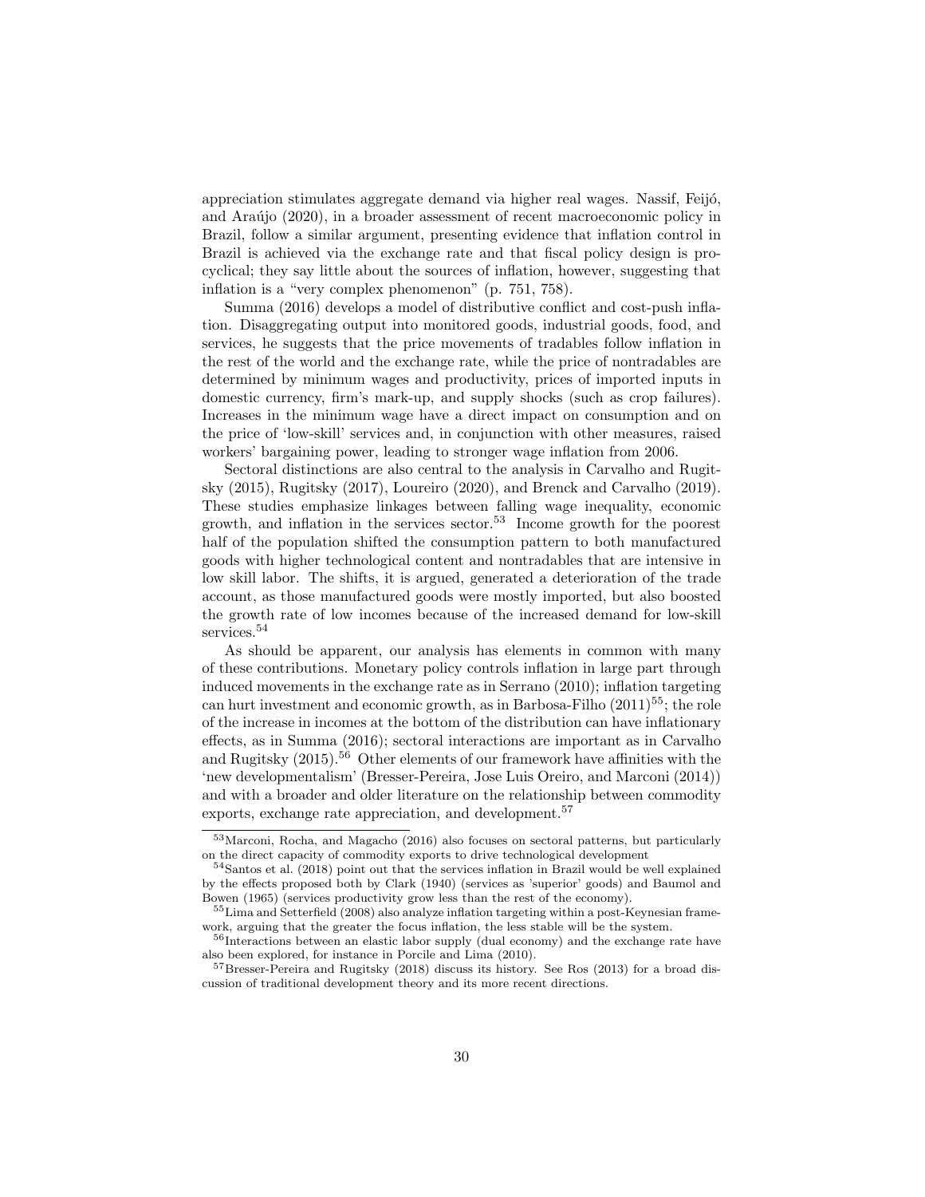appreciation stimulates aggregate demand via higher real wages. Nassif, Feijó, and Araújo (2020), in a broader assessment of recent macroeconomic policy in Brazil, follow a similar argument, presenting evidence that inflation control in Brazil is achieved via the exchange rate and that fiscal policy design is procyclical; they say little about the sources of inflation, however, suggesting that inflation is a "very complex phenomenon" (p. 751, 758).

Summa (2016) develops a model of distributive conflict and cost-push inflation. Disaggregating output into monitored goods, industrial goods, food, and services, he suggests that the price movements of tradables follow inflation in the rest of the world and the exchange rate, while the price of nontradables are determined by minimum wages and productivity, prices of imported inputs in domestic currency, firm's mark-up, and supply shocks (such as crop failures). Increases in the minimum wage have a direct impact on consumption and on the price of 'low-skill' services and, in conjunction with other measures, raised workers' bargaining power, leading to stronger wage inflation from 2006.

Sectoral distinctions are also central to the analysis in Carvalho and Rugitsky (2015), Rugitsky (2017), Loureiro (2020), and Brenck and Carvalho (2019). These studies emphasize linkages between falling wage inequality, economic growth, and inflation in the services sector.[53] Income growth for the poorest half of the population shifted the consumption pattern to both manufactured goods with higher technological content and nontradables that are intensive in low skill labor. The shifts, it is argued, generated a deterioration of the trade account, as those manufactured goods were mostly imported, but also boosted the growth rate of low incomes because of the increased demand for low-skill services.[54]

As should be apparent, our analysis has elements in common with many of these contributions. Monetary policy controls inflation in large part through induced movements in the exchange rate as in Serrano (2010); inflation targeting can hurt investment and economic growth, as in Barbosa-Filho (2011)[55]; the role of the increase in incomes at the bottom of the distribution can have inflationary effects, as in Summa (2016); sectoral interactions are important as in Carvalho and Rugitsky (2015).[56] Other elements of our framework have affinities with the 'new developmentalism' (Bresser-Pereira, Jose Luis Oreiro, and Marconi (2014)) and with a broader and older literature on the relationship between commodity exports, exchange rate appreciation, and development.[57]

[53] Marconi, Rocha, and Magacho (2016) also focuses on sectoral patterns, but particularly on the direct capacity of commodity exports to drive technological development

[54] Santos et al. (2018) point out that the services inflation in Brazil would be well explained by the effects proposed both by Clark (1940) (services as 'superior' goods) and Baumol and Bowen (1965) (services productivity grow less than the rest of the economy).

[55] Lima and Setterfield (2008) also analyze inflation targeting within a post-Keynesian framework, arguing that the greater the focus inflation, the less stable will be the system.

[56] Interactions between an elastic labor supply (dual economy) and the exchange rate have also been explored, for instance in Porcile and Lima (2010).

[57] Bresser-Pereira and Rugitsky (2018) discuss its history. See Ros (2013) for a broad discussion of traditional development theory and its more recent directions.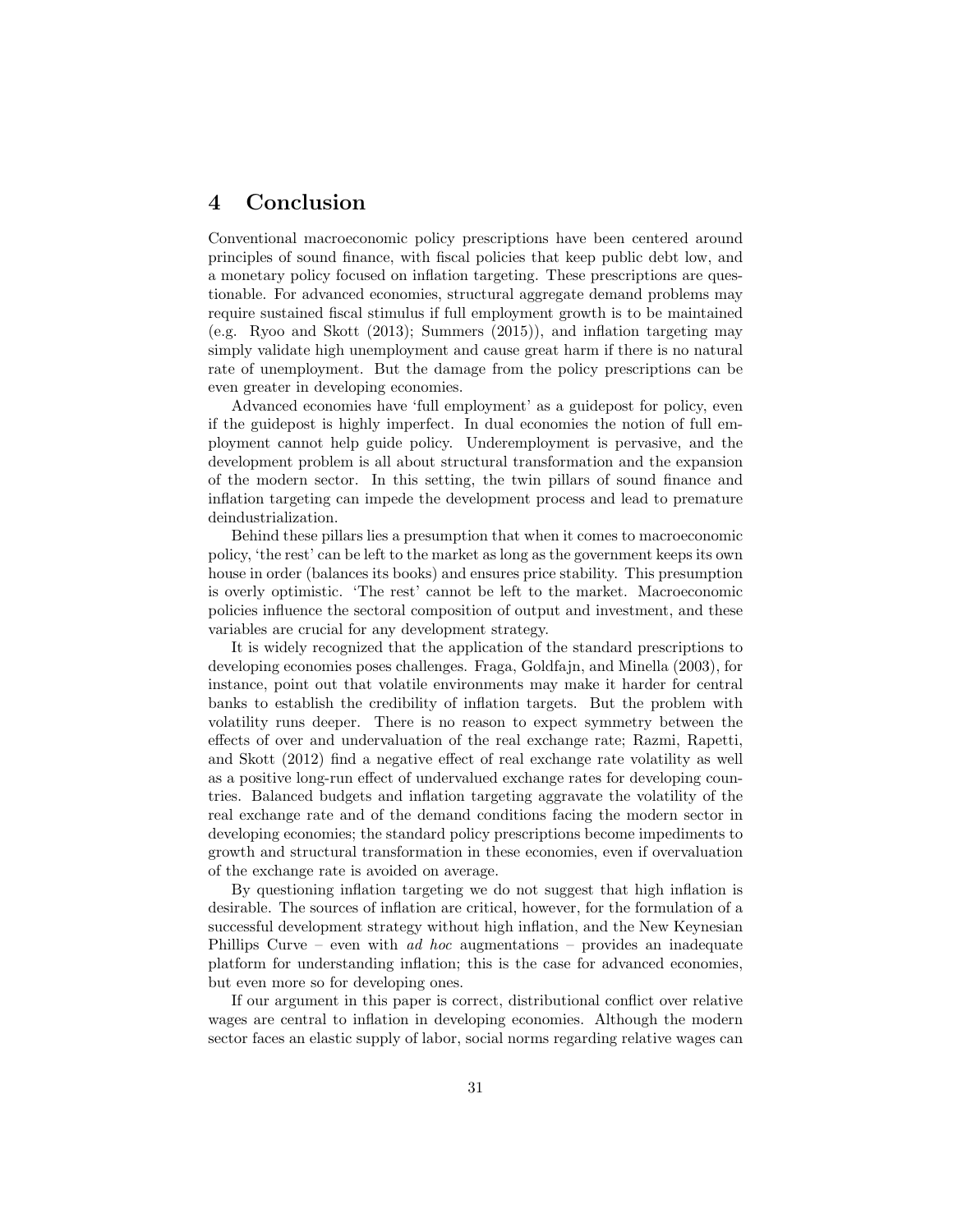# 4 Conclusion

Conventional macroeconomic policy prescriptions have been centered around principles of sound finance, with fiscal policies that keep public debt low, and a monetary policy focused on inflation targeting. These prescriptions are questionable. For advanced economies, structural aggregate demand problems may require sustained fiscal stimulus if full employment growth is to be maintained (e.g. Ryoo and Skott (2013); Summers (2015)), and inflation targeting may simply validate high unemployment and cause great harm if there is no natural rate of unemployment. But the damage from the policy prescriptions can be even greater in developing economies.

Advanced economies have 'full employment' as a guidepost for policy, even if the guidepost is highly imperfect. In dual economies the notion of full employment cannot help guide policy. Underemployment is pervasive, and the development problem is all about structural transformation and the expansion of the modern sector. In this setting, the twin pillars of sound finance and inflation targeting can impede the development process and lead to premature deindustrialization.

Behind these pillars lies a presumption that when it comes to macroeconomic policy, 'the rest' can be left to the market as long as the government keeps its own house in order (balances its books) and ensures price stability. This presumption is overly optimistic. 'The rest' cannot be left to the market. Macroeconomic policies influence the sectoral composition of output and investment, and these variables are crucial for any development strategy.

It is widely recognized that the application of the standard prescriptions to developing economies poses challenges. Fraga, Goldfajn, and Minella (2003), for instance, point out that volatile environments may make it harder for central banks to establish the credibility of inflation targets. But the problem with volatility runs deeper. There is no reason to expect symmetry between the effects of over and undervaluation of the real exchange rate; Razmi, Rapetti, and Skott (2012) find a negative effect of real exchange rate volatility as well as a positive long-run effect of undervalued exchange rates for developing countries. Balanced budgets and inflation targeting aggravate the volatility of the real exchange rate and of the demand conditions facing the modern sector in developing economies; the standard policy prescriptions become impediments to growth and structural transformation in these economies, even if overvaluation of the exchange rate is avoided on average.

By questioning inflation targeting we do not suggest that high inflation is desirable. The sources of inflation are critical, however, for the formulation of a successful development strategy without high inflation, and the New Keynesian Phillips Curve – even with *ad hoc* augmentations – provides an inadequate platform for understanding inflation; this is the case for advanced economies, but even more so for developing ones.

If our argument in this paper is correct, distributional conflict over relative wages are central to inflation in developing economies. Although the modern sector faces an elastic supply of labor, social norms regarding relative wages can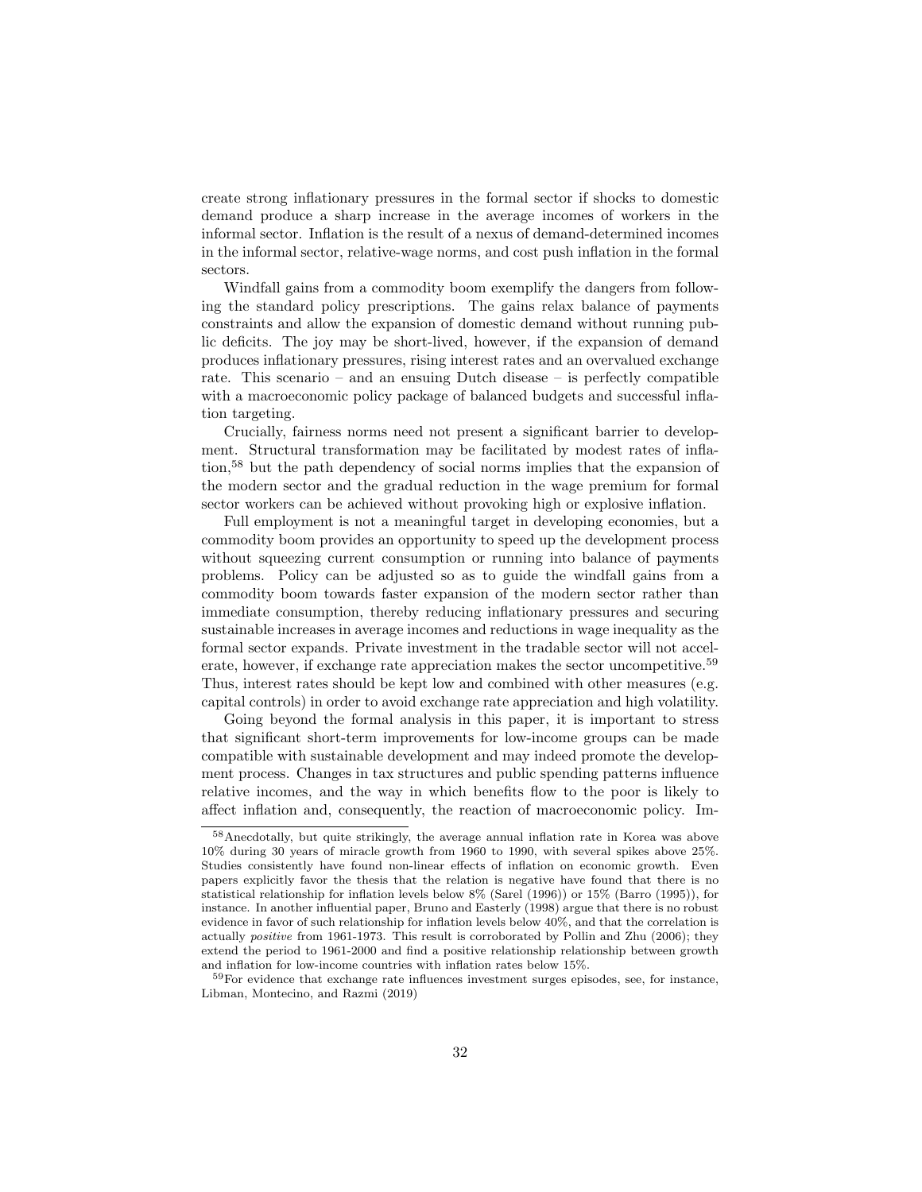create strong inflationary pressures in the formal sector if shocks to domestic demand produce a sharp increase in the average incomes of workers in the informal sector. Inflation is the result of a nexus of demand-determined incomes in the informal sector, relative-wage norms, and cost push inflation in the formal sectors.

Windfall gains from a commodity boom exemplify the dangers from following the standard policy prescriptions. The gains relax balance of payments constraints and allow the expansion of domestic demand without running public deficits. The joy may be short-lived, however, if the expansion of demand produces inflationary pressures, rising interest rates and an overvalued exchange rate. This scenario – and an ensuing Dutch disease – is perfectly compatible with a macroeconomic policy package of balanced budgets and successful inflation targeting.

Crucially, fairness norms need not present a significant barrier to development. Structural transformation may be facilitated by modest rates of inflation,[58] but the path dependency of social norms implies that the expansion of the modern sector and the gradual reduction in the wage premium for formal sector workers can be achieved without provoking high or explosive inflation.

Full employment is not a meaningful target in developing economies, but a commodity boom provides an opportunity to speed up the development process without squeezing current consumption or running into balance of payments problems. Policy can be adjusted so as to guide the windfall gains from a commodity boom towards faster expansion of the modern sector rather than immediate consumption, thereby reducing inflationary pressures and securing sustainable increases in average incomes and reductions in wage inequality as the formal sector expands. Private investment in the tradable sector will not accelerate, however, if exchange rate appreciation makes the sector uncompetitive.[59] Thus, interest rates should be kept low and combined with other measures (e.g. capital controls) in order to avoid exchange rate appreciation and high volatility.

Going beyond the formal analysis in this paper, it is important to stress that significant short-term improvements for low-income groups can be made compatible with sustainable development and may indeed promote the development process. Changes in tax structures and public spending patterns influence relative incomes, and the way in which benefits flow to the poor is likely to affect inflation and, consequently, the reaction of macroeconomic policy. Im-

---

[58] Anecdotally, but quite strikingly, the average annual inflation rate in Korea was above 10% during 30 years of miracle growth from 1960 to 1990, with several spikes above 25%. Studies consistently have found non-linear effects of inflation on economic growth. Even papers explicitly favor the thesis that the relation is negative have found that there is no statistical relationship for inflation levels below 8% (Sarel (1996)) or 15% (Barro (1995)), for instance. In another influential paper, Bruno and Easterly (1998) argue that there is no robust evidence in favor of such relationship for inflation levels below 40%, and that the correlation is actually *positive* from 1961-1973. This result is corroborated by Pollin and Zhu (2006); they extend the period to 1961-2000 and find a positive relationship relationship between growth and inflation for low-income countries with inflation rates below 15%.

[59] For evidence that exchange rate influences investment surges episodes, see, for instance, Libman, Montecino, and Razmi (2019)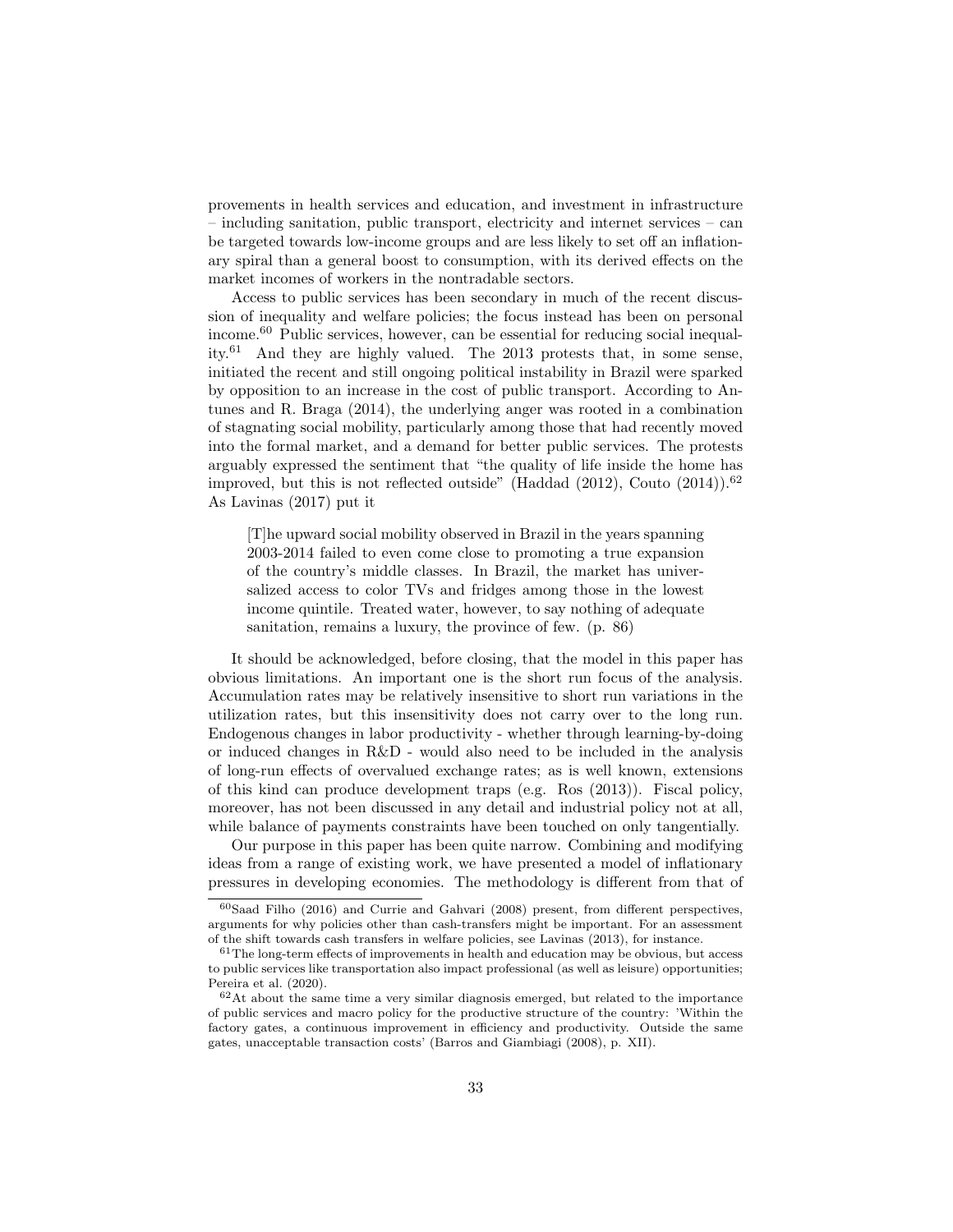provements in health services and education, and investment in infrastructure – including sanitation, public transport, electricity and internet services – can be targeted towards low-income groups and are less likely to set off an inflationary spiral than a general boost to consumption, with its derived effects on the market incomes of workers in the nontradable sectors.

Access to public services has been secondary in much of the recent discussion of inequality and welfare policies; the focus instead has been on personal income.[60] Public services, however, can be essential for reducing social inequality.[61] And they are highly valued. The 2013 protests that, in some sense, initiated the recent and still ongoing political instability in Brazil were sparked by opposition to an increase in the cost of public transport. According to Antunes and R. Braga (2014), the underlying anger was rooted in a combination of stagnating social mobility, particularly among those that had recently moved into the formal market, and a demand for better public services. The protests arguably expressed the sentiment that "the quality of life inside the home has improved, but this is not reflected outside" (Haddad (2012), Couto (2014)).[62] As Lavinas (2017) put it

> [T]he upward social mobility observed in Brazil in the years spanning 2003-2014 failed to even come close to promoting a true expansion of the country's middle classes. In Brazil, the market has universalized access to color TVs and fridges among those in the lowest income quintile. Treated water, however, to say nothing of adequate sanitation, remains a luxury, the province of few. (p. 86)

It should be acknowledged, before closing, that the model in this paper has obvious limitations. An important one is the short run focus of the analysis. Accumulation rates may be relatively insensitive to short run variations in the utilization rates, but this insensitivity does not carry over to the long run. Endogenous changes in labor productivity - whether through learning-by-doing or induced changes in R&D - would also need to be included in the analysis of long-run effects of overvalued exchange rates; as is well known, extensions of this kind can produce development traps (e.g. Ros (2013)). Fiscal policy, moreover, has not been discussed in any detail and industrial policy not at all, while balance of payments constraints have been touched on only tangentially.

Our purpose in this paper has been quite narrow. Combining and modifying ideas from a range of existing work, we have presented a model of inflationary pressures in developing economies. The methodology is different from that of

---

[60] Saad Filho (2016) and Currie and Gahvari (2008) present, from different perspectives, arguments for why policies other than cash-transfers might be important. For an assessment of the shift towards cash transfers in welfare policies, see Lavinas (2013), for instance.

[61] The long-term effects of improvements in health and education may be obvious, but access to public services like transportation also impact professional (as well as leisure) opportunities; Pereira et al. (2020).

[62] At about the same time a very similar diagnosis emerged, but related to the importance of public services and macro policy for the productive structure of the country: 'Within the factory gates, a continuous improvement in efficiency and productivity. Outside the same gates, unacceptable transaction costs' (Barros and Giambiagi (2008), p. XII).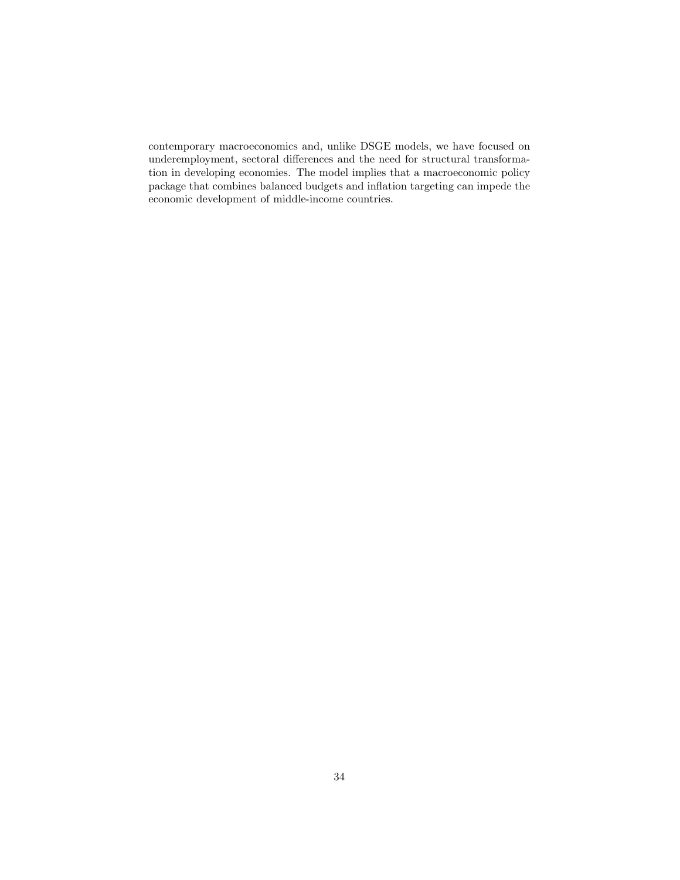contemporary macroeconomics and, unlike DSGE models, we have focused on underemployment, sectoral differences and the need for structural transformation in developing economies. The model implies that a macroeconomic policy package that combines balanced budgets and inflation targeting can impede the economic development of middle-income countries.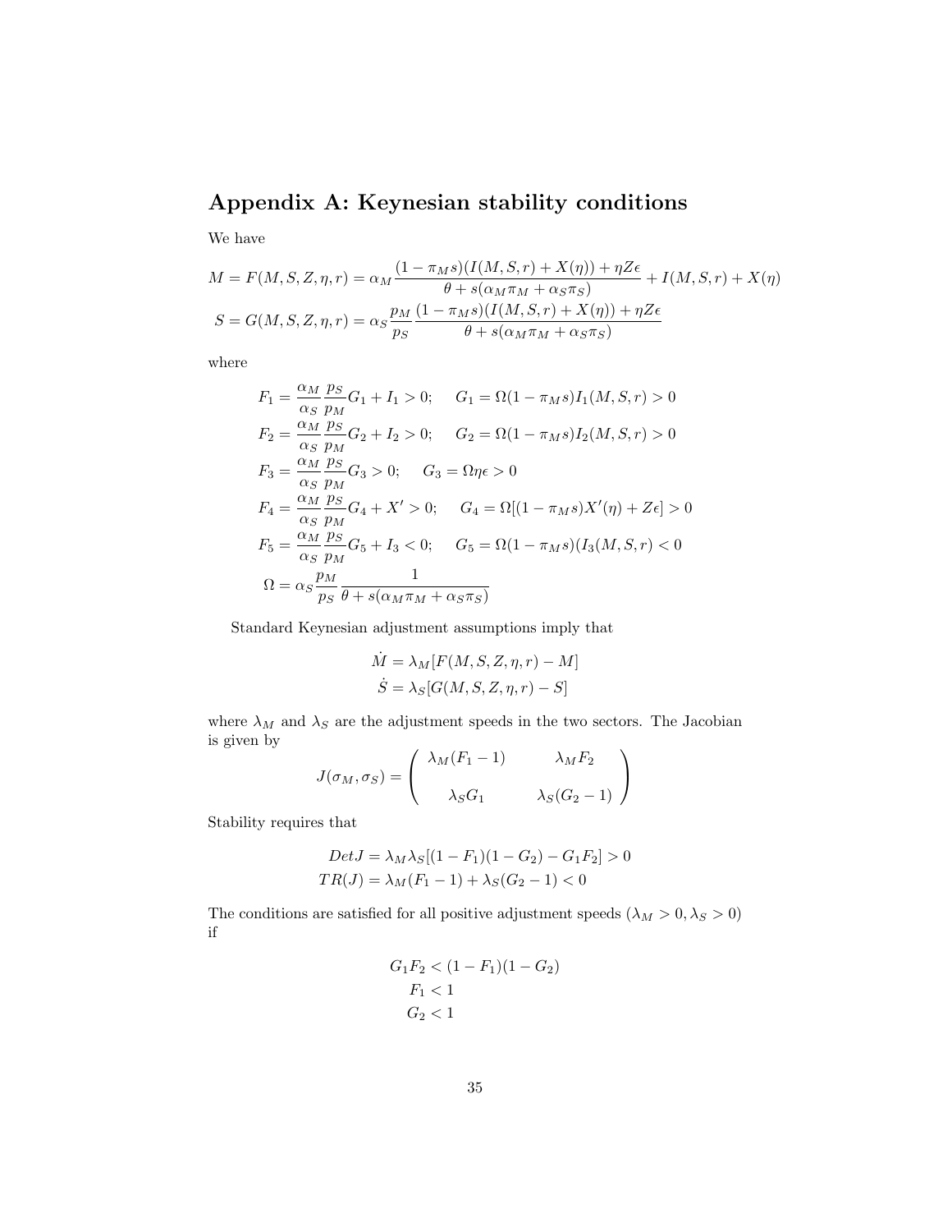## Appendix A: Keynesian stability conditions

We have

$$M = F(M,S,Z,\eta,r) = \alpha_M \frac{(1-\pi_M s)(I(M,S,r)+X(\eta)) + \eta Z\epsilon}{\theta + s(\alpha_M\pi_M + \alpha_S\pi_S)} + I(M,S,r) + X(\eta)$$

$$S = G(M,S,Z,\eta,r) = \alpha_S \frac{p_M}{p_S} \frac{(1-\pi_M s)(I(M,S,r)+X(\eta)) + \eta Z\epsilon}{\theta + s(\alpha_M\pi_M + \alpha_S\pi_S)}$$

where

$$F_1 = \frac{\alpha_M}{\alpha_S}\frac{p_S}{p_M}G_1 + I_1 > 0; \quad G_1 = \Omega(1-\pi_M s)I_1(M,S,r) > 0$$

$$F_2 = \frac{\alpha_M}{\alpha_S}\frac{p_S}{p_M}G_2 + I_2 > 0; \quad G_2 = \Omega(1-\pi_M s)I_2(M,S,r) > 0$$

$$F_3 = \frac{\alpha_M}{\alpha_S}\frac{p_S}{p_M}G_3 > 0; \quad G_3 = \Omega\eta\epsilon > 0$$

$$F_4 = \frac{\alpha_M}{\alpha_S}\frac{p_S}{p_M}G_4 + X' > 0; \quad G_4 = \Omega[(1-\pi_M s)X'(\eta) + Z\epsilon] > 0$$

$$F_5 = \frac{\alpha_M}{\alpha_S}\frac{p_S}{p_M}G_5 + I_3 < 0; \quad G_5 = \Omega(1-\pi_M s)(I_3(M,S,r) < 0$$

$$\Omega = \alpha_S \frac{p_M}{p_S}\frac{1}{\theta + s(\alpha_M\pi_M + \alpha_S\pi_S)}$$

Standard Keynesian adjustment assumptions imply that

$$\dot{M} = \lambda_M[F(M,S,Z,\eta,r) - M]$$
$$\dot{S} = \lambda_S[G(M,S,Z,\eta,r) - S]$$

where $\lambda_M$ and $\lambda_S$ are the adjustment speeds in the two sectors. The Jacobian is given by

$$J(\sigma_M,\sigma_S) = \begin{pmatrix} \lambda_M(F_1-1) & \lambda_M F_2 \\ \lambda_S G_1 & \lambda_S(G_2-1) \end{pmatrix}$$

Stability requires that

$$DetJ = \lambda_M\lambda_S[(1-F_1)(1-G_2) - G_1F_2] > 0$$
$$TR(J) = \lambda_M(F_1-1) + \lambda_S(G_2-1) < 0$$

The conditions are satisfied for all positive adjustment speeds ($\lambda_M > 0, \lambda_S > 0$) if

$$G_1F_2 < (1-F_1)(1-G_2)$$
$$F_1 < 1$$
$$G_2 < 1$$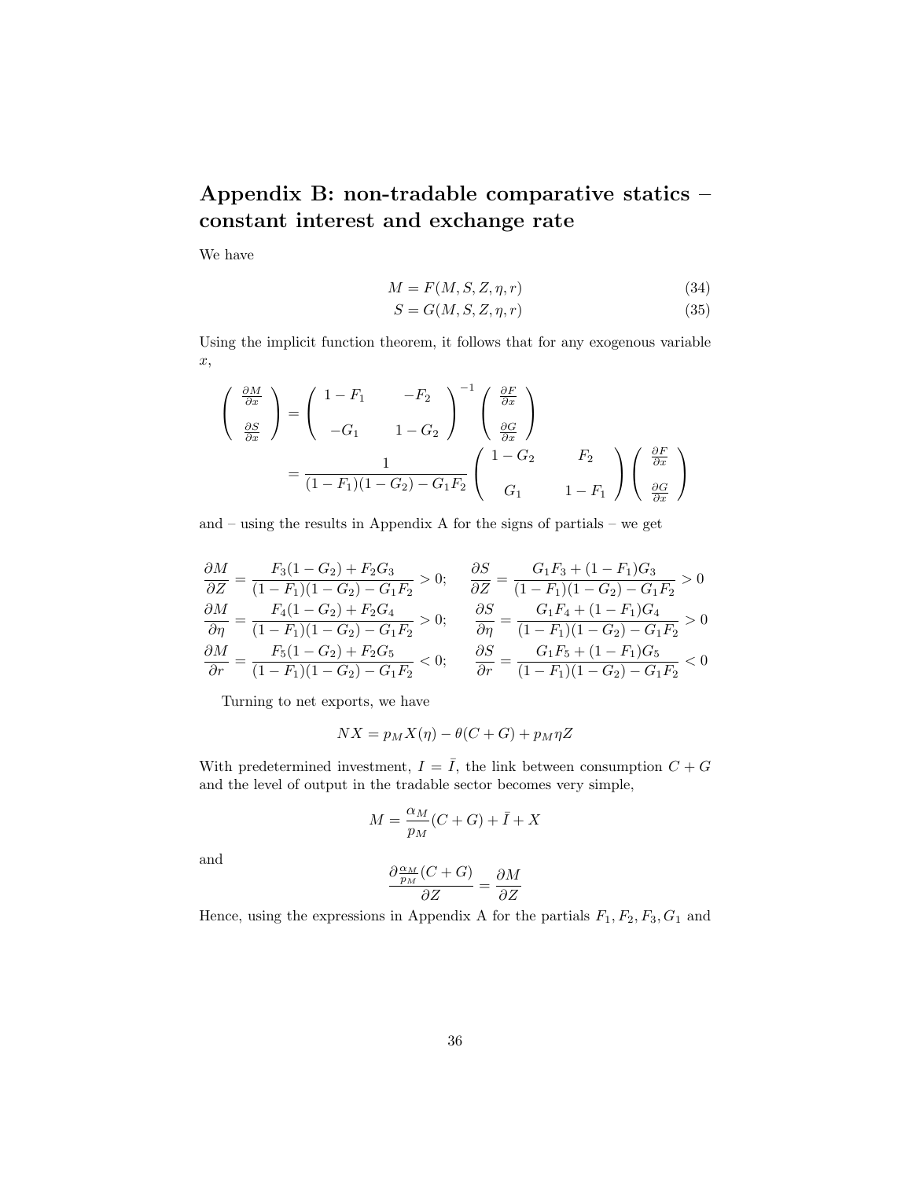# Appendix B: non-tradable comparative statics – constant interest and exchange rate

We have

$$M = F(M, S, Z, \eta, r) \tag{34}$$

$$S = G(M, S, Z, \eta, r) \tag{35}$$

Using the implicit function theorem, it follows that for any exogenous variable $x$,

$$\begin{pmatrix} \frac{\partial M}{\partial x} \\ \frac{\partial S}{\partial x} \end{pmatrix} = \begin{pmatrix} 1 - F_1 & -F_2 \\ -G_1 & 1 - G_2 \end{pmatrix}^{-1} \begin{pmatrix} \frac{\partial F}{\partial x} \\ \frac{\partial G}{\partial x} \end{pmatrix}$$

$$= \frac{1}{(1 - F_1)(1 - G_2) - G_1 F_2} \begin{pmatrix} 1 - G_2 & F_2 \\ G_1 & 1 - F_1 \end{pmatrix} \begin{pmatrix} \frac{\partial F}{\partial x} \\ \frac{\partial G}{\partial x} \end{pmatrix}$$

and – using the results in Appendix A for the signs of partials – we get

$$\frac{\partial M}{\partial Z} = \frac{F_3(1 - G_2) + F_2 G_3}{(1 - F_1)(1 - G_2) - G_1 F_2} > 0; \qquad \frac{\partial S}{\partial Z} = \frac{G_1 F_3 + (1 - F_1) G_3}{(1 - F_1)(1 - G_2) - G_1 F_2} > 0$$

$$\frac{\partial M}{\partial \eta} = \frac{F_4(1 - G_2) + F_2 G_4}{(1 - F_1)(1 - G_2) - G_1 F_2} > 0; \qquad \frac{\partial S}{\partial \eta} = \frac{G_1 F_4 + (1 - F_1) G_4}{(1 - F_1)(1 - G_2) - G_1 F_2} > 0$$

$$\frac{\partial M}{\partial r} = \frac{F_5(1 - G_2) + F_2 G_5}{(1 - F_1)(1 - G_2) - G_1 F_2} < 0; \qquad \frac{\partial S}{\partial r} = \frac{G_1 F_5 + (1 - F_1) G_5}{(1 - F_1)(1 - G_2) - G_1 F_2} < 0$$

Turning to net exports, we have

$$NX = p_M X(\eta) - \theta(C + G) + p_M \eta Z$$

With predetermined investment, $I = \bar{I}$, the link between consumption $C + G$ and the level of output in the tradable sector becomes very simple,

$$M = \frac{\alpha_M}{p_M}(C + G) + \bar{I} + X$$

and

$$\frac{\partial \frac{\alpha_M}{p_M}(C + G)}{\partial Z} = \frac{\partial M}{\partial Z}$$

Hence, using the expressions in Appendix A for the partials $F_1, F_2, F_3, G_1$ and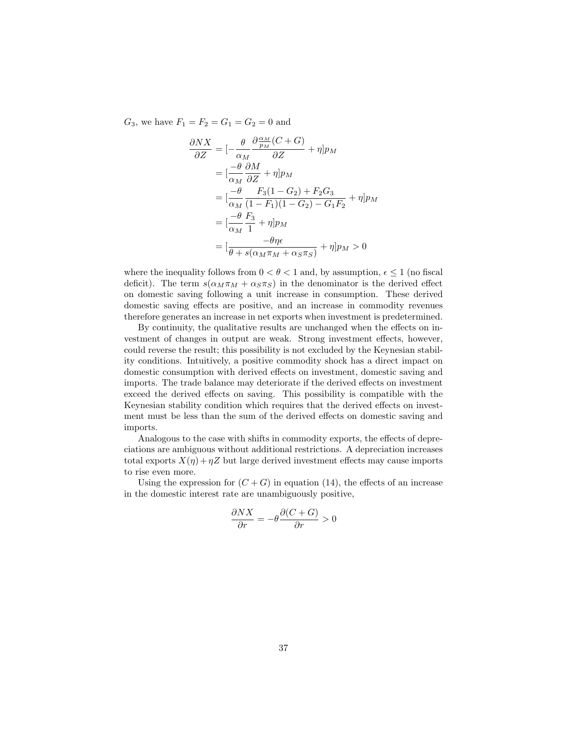$G_3$, we have $F_1 = F_2 = G_1 = G_2 = 0$ and

$$
\begin{aligned}
\frac{\partial NX}{\partial Z} &= [-\frac{\theta}{\alpha_M}\frac{\partial \frac{\alpha_M}{p_M}(C+G)}{\partial Z} + \eta]p_M \\
&= [\frac{-\theta}{\alpha_M}\frac{\partial M}{\partial Z} + \eta]p_M \\
&= [\frac{-\theta}{\alpha_M}\frac{F_3(1-G_2)+F_2G_3}{(1-F_1)(1-G_2)-G_1F_2} + \eta]p_M \\
&= [\frac{-\theta}{\alpha_M}\frac{F_3}{1} + \eta]p_M \\
&= [\frac{-\theta\eta\epsilon}{\theta + s(\alpha_M\pi_M + \alpha_S\pi_S)} + \eta]p_M > 0
\end{aligned}
$$

where the inequality follows from $0 < \theta < 1$ and, by assumption, $\epsilon \leq 1$ (no fiscal deficit). The term $s(\alpha_M\pi_M + \alpha_S\pi_S)$ in the denominator is the derived effect on domestic saving following a unit increase in consumption. These derived domestic saving effects are positive, and an increase in commodity revenues therefore generates an increase in net exports when investment is predetermined.

By continuity, the qualitative results are unchanged when the effects on investment of changes in output are weak. Strong investment effects, however, could reverse the result; this possibility is not excluded by the Keynesian stability conditions. Intuitively, a positive commodity shock has a direct impact on domestic consumption with derived effects on investment, domestic saving and imports. The trade balance may deteriorate if the derived effects on investment exceed the derived effects on saving. This possibility is compatible with the Keynesian stability condition which requires that the derived effects on investment must be less than the sum of the derived effects on domestic saving and imports.

Analogous to the case with shifts in commodity exports, the effects of depreciations are ambiguous without additional restrictions. A depreciation increases total exports $X(\eta) + \eta Z$ but large derived investment effects may cause imports to rise even more.

Using the expression for $(C + G)$ in equation (14), the effects of an increase in the domestic interest rate are unambiguously positive,

$$
\frac{\partial NX}{\partial r} = -\theta\frac{\partial(C+G)}{\partial r} > 0
$$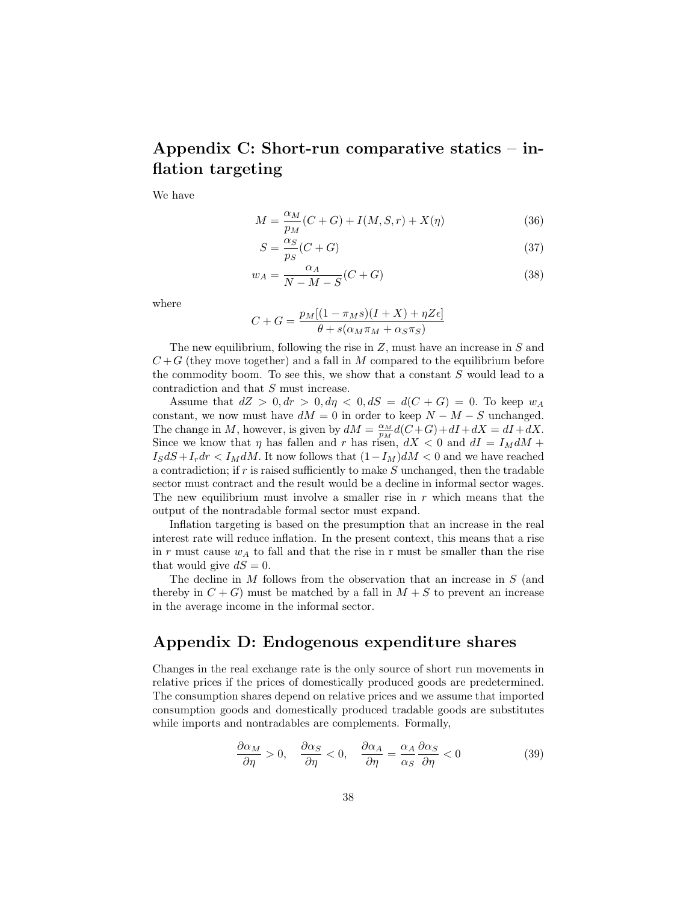## Appendix C: Short-run comparative statics – inflation targeting

We have

$$M = \frac{\alpha_M}{p_M}(C+G) + I(M,S,r) + X(\eta) \tag{36}$$

$$S = \frac{\alpha_S}{p_S}(C+G) \tag{37}$$

$$w_A = \frac{\alpha_A}{N-M-S}(C+G) \tag{38}$$

where

$$C+G = \frac{p_M[(1-\pi_M s)(I+X) + \eta Z\epsilon]}{\theta + s(\alpha_M \pi_M + \alpha_S \pi_S)}$$

The new equilibrium, following the rise in $Z$, must have an increase in $S$ and $C+G$ (they move together) and a fall in $M$ compared to the equilibrium before the commodity boom. To see this, we show that a constant $S$ would lead to a contradiction and that $S$ must increase.

Assume that $dZ > 0, dr > 0, d\eta < 0, dS = d(C+G) = 0$. To keep $w_A$ constant, we now must have $dM = 0$ in order to keep $N-M-S$ unchanged. The change in $M$, however, is given by $dM = \frac{\alpha_M}{p_M}d(C+G) + dI + dX = dI + dX$. Since we know that $\eta$ has fallen and $r$ has risen, $dX < 0$ and $dI = I_M dM + I_S dS + I_r dr < I_M dM$. It now follows that $(1-I_M)dM < 0$ and we have reached a contradiction; if $r$ is raised sufficiently to make $S$ unchanged, then the tradable sector must contract and the result would be a decline in informal sector wages. The new equilibrium must involve a smaller rise in $r$ which means that the output of the nontradable formal sector must expand.

Inflation targeting is based on the presumption that an increase in the real interest rate will reduce inflation. In the present context, this means that a rise in $r$ must cause $w_A$ to fall and that the rise in r must be smaller than the rise that would give $dS = 0$.

The decline in $M$ follows from the observation that an increase in $S$ (and thereby in $C+G$) must be matched by a fall in $M+S$ to prevent an increase in the average income in the informal sector.

## Appendix D: Endogenous expenditure shares

Changes in the real exchange rate is the only source of short run movements in relative prices if the prices of domestically produced goods are predetermined. The consumption shares depend on relative prices and we assume that imported consumption goods and domestically produced tradable goods are substitutes while imports and nontradables are complements. Formally,

$$\frac{\partial \alpha_M}{\partial \eta} > 0, \quad \frac{\partial \alpha_S}{\partial \eta} < 0, \quad \frac{\partial \alpha_A}{\partial \eta} = \frac{\alpha_A}{\alpha_S}\frac{\partial \alpha_S}{\partial \eta} < 0 \tag{39}$$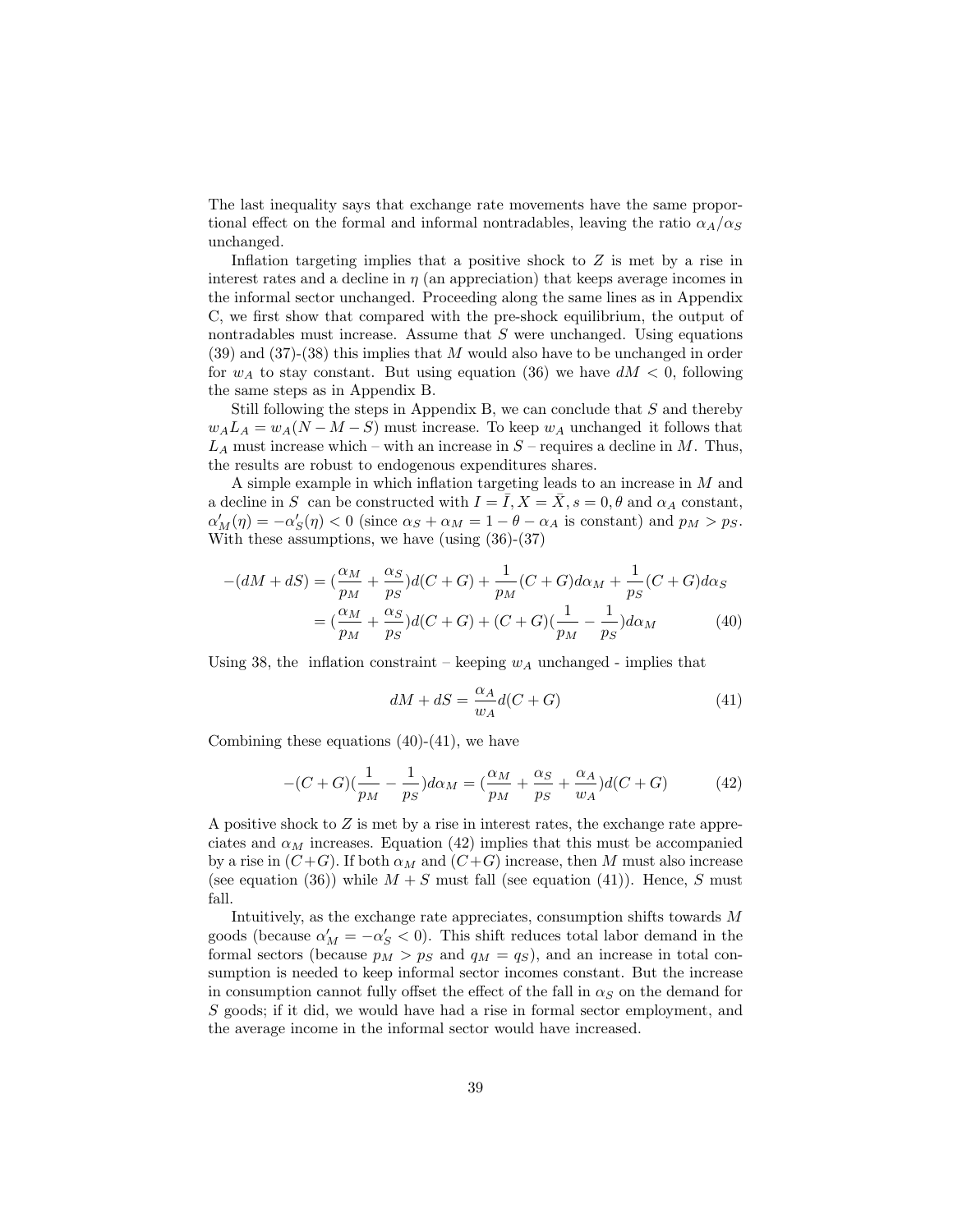The last inequality says that exchange rate movements have the same proportional effect on the formal and informal nontradables, leaving the ratio $\alpha_A/\alpha_S$ unchanged.

Inflation targeting implies that a positive shock to $Z$ is met by a rise in interest rates and a decline in $\eta$ (an appreciation) that keeps average incomes in the informal sector unchanged. Proceeding along the same lines as in Appendix C, we first show that compared with the pre-shock equilibrium, the output of nontradables must increase. Assume that $S$ were unchanged. Using equations (39) and (37)-(38) this implies that $M$ would also have to be unchanged in order for $w_A$ to stay constant. But using equation (36) we have $dM < 0$, following the same steps as in Appendix B.

Still following the steps in Appendix B, we can conclude that $S$ and thereby $w_A L_A = w_A(N - M - S)$ must increase. To keep $w_A$ unchanged it follows that $L_A$ must increase which – with an increase in $S$ – requires a decline in $M$. Thus, the results are robust to endogenous expenditures shares.

A simple example in which inflation targeting leads to an increase in $M$ and a decline in $S$ can be constructed with $I = \bar{I}, X = \bar{X}, s = 0, \theta$ and $\alpha_A$ constant, $\alpha_M'(\eta) = -\alpha_S'(\eta) < 0$ (since $\alpha_S + \alpha_M = 1 - \theta - \alpha_A$ is constant) and $p_M > p_S$. With these assumptions, we have (using (36)-(37)

$$
\begin{aligned}
-(dM + dS) &= (\frac{\alpha_M}{p_M} + \frac{\alpha_S}{p_S})d(C+G) + \frac{1}{p_M}(C+G)d\alpha_M + \frac{1}{p_S}(C+G)d\alpha_S \\
&= (\frac{\alpha_M}{p_M} + \frac{\alpha_S}{p_S})d(C+G) + (C+G)(\frac{1}{p_M} - \frac{1}{p_S})d\alpha_M \qquad (40)
\end{aligned}
$$

Using 38, the inflation constraint – keeping $w_A$ unchanged - implies that

$$
dM + dS = \frac{\alpha_A}{w_A} d(C+G) \qquad (41)
$$

Combining these equations (40)-(41), we have

$$
-(C+G)(\frac{1}{p_M} - \frac{1}{p_S})d\alpha_M = (\frac{\alpha_M}{p_M} + \frac{\alpha_S}{p_S} + \frac{\alpha_A}{w_A})d(C+G) \qquad (42)
$$

A positive shock to $Z$ is met by a rise in interest rates, the exchange rate appreciates and $\alpha_M$ increases. Equation (42) implies that this must be accompanied by a rise in $(C+G)$. If both $\alpha_M$ and $(C+G)$ increase, then $M$ must also increase (see equation (36)) while $M+S$ must fall (see equation (41)). Hence, $S$ must fall.

Intuitively, as the exchange rate appreciates, consumption shifts towards $M$ goods (because $\alpha_M' = -\alpha_S' < 0$). This shift reduces total labor demand in the formal sectors (because $p_M > p_S$ and $q_M = q_S$), and an increase in total consumption is needed to keep informal sector incomes constant. But the increase in consumption cannot fully offset the effect of the fall in $\alpha_S$ on the demand for $S$ goods; if it did, we would have had a rise in formal sector employment, and the average income in the informal sector would have increased.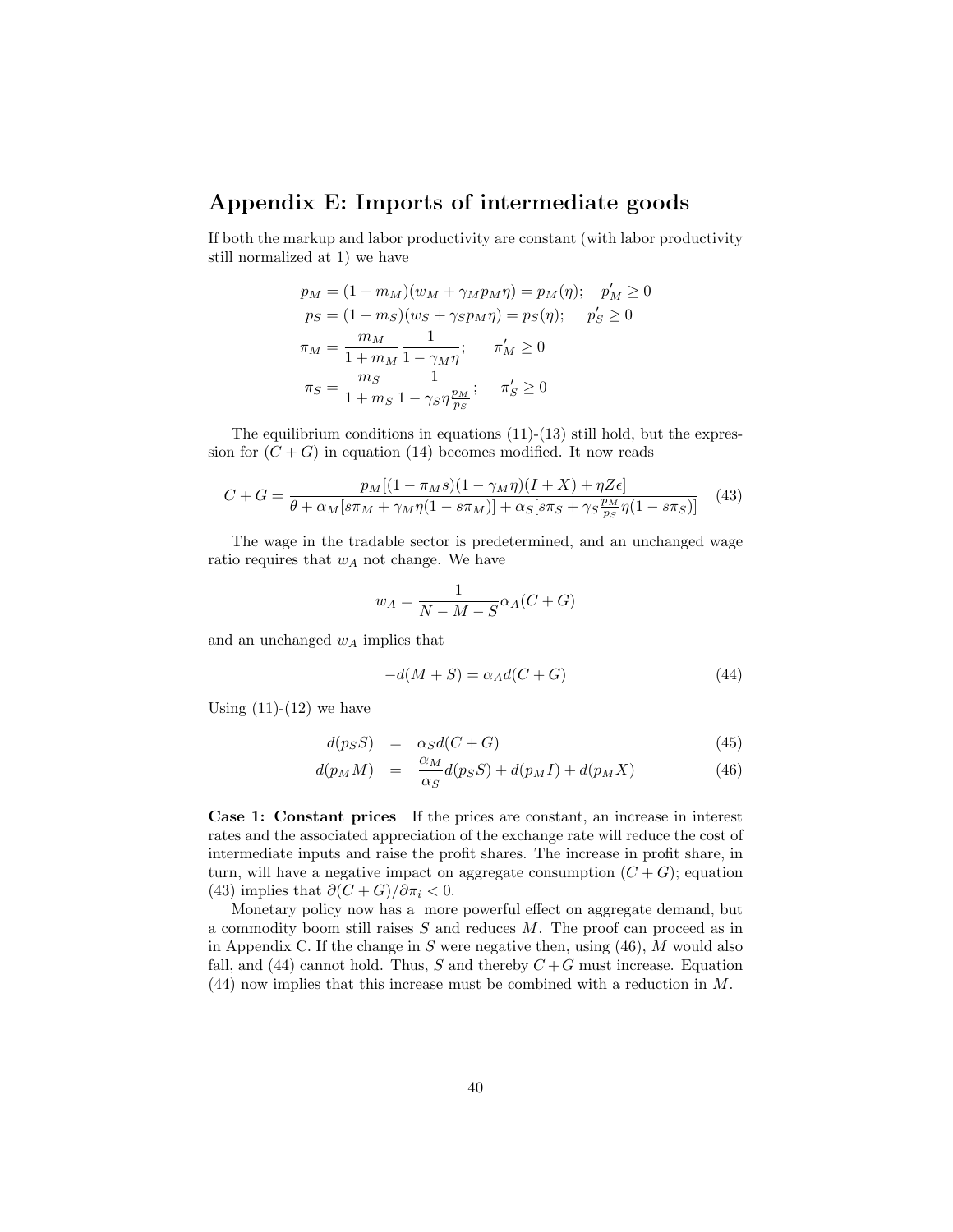## Appendix E: Imports of intermediate goods

If both the markup and labor productivity are constant (with labor productivity still normalized at 1) we have

$$
\begin{aligned}
p_M &= (1+m_M)(w_M + \gamma_M p_M \eta) = p_M(\eta); \quad p_M' \geq 0 \\
p_S &= (1-m_S)(w_S + \gamma_S p_M \eta) = p_S(\eta); \quad p_S' \geq 0 \\
\pi_M &= \frac{m_M}{1+m_M}\frac{1}{1-\gamma_M \eta}; \quad \pi_M' \geq 0 \\
\pi_S &= \frac{m_S}{1+m_S}\frac{1}{1-\gamma_S \eta \frac{p_M}{p_S}}; \quad \pi_S' \geq 0
\end{aligned}
$$

The equilibrium conditions in equations (11)-(13) still hold, but the expression for $(C+G)$ in equation (14) becomes modified. It now reads

$$
C+G = \frac{p_M[(1-\pi_M s)(1-\gamma_M \eta)(I+X) + \eta Z \epsilon]}{\theta + \alpha_M[s\pi_M + \gamma_M \eta(1-s\pi_M)] + \alpha_S[s\pi_S + \gamma_S \frac{p_M}{p_S}\eta(1-s\pi_S)]} \tag{43}
$$

The wage in the tradable sector is predetermined, and an unchanged wage ratio requires that $w_A$ not change. We have

$$
w_A = \frac{1}{N-M-S}\alpha_A(C+G)
$$

and an unchanged $w_A$ implies that

$$
-d(M+S) = \alpha_A d(C+G) \tag{44}
$$

Using (11)-(12) we have

$$
\begin{aligned}
d(p_S S) &= \alpha_S d(C+G) & (45) \\
d(p_M M) &= \frac{\alpha_M}{\alpha_S} d(p_S S) + d(p_M I) + d(p_M X) & (46)
\end{aligned}
$$

**Case 1: Constant prices** If the prices are constant, an increase in interest rates and the associated appreciation of the exchange rate will reduce the cost of intermediate inputs and raise the profit shares. The increase in profit share, in turn, will have a negative impact on aggregate consumption $(C+G)$; equation (43) implies that $\partial(C+G)/\partial\pi_i < 0$.

Monetary policy now has a more powerful effect on aggregate demand, but a commodity boom still raises $S$ and reduces $M$. The proof can proceed as in in Appendix C. If the change in $S$ were negative then, using (46), $M$ would also fall, and (44) cannot hold. Thus, $S$ and thereby $C+G$ must increase. Equation (44) now implies that this increase must be combined with a reduction in $M$.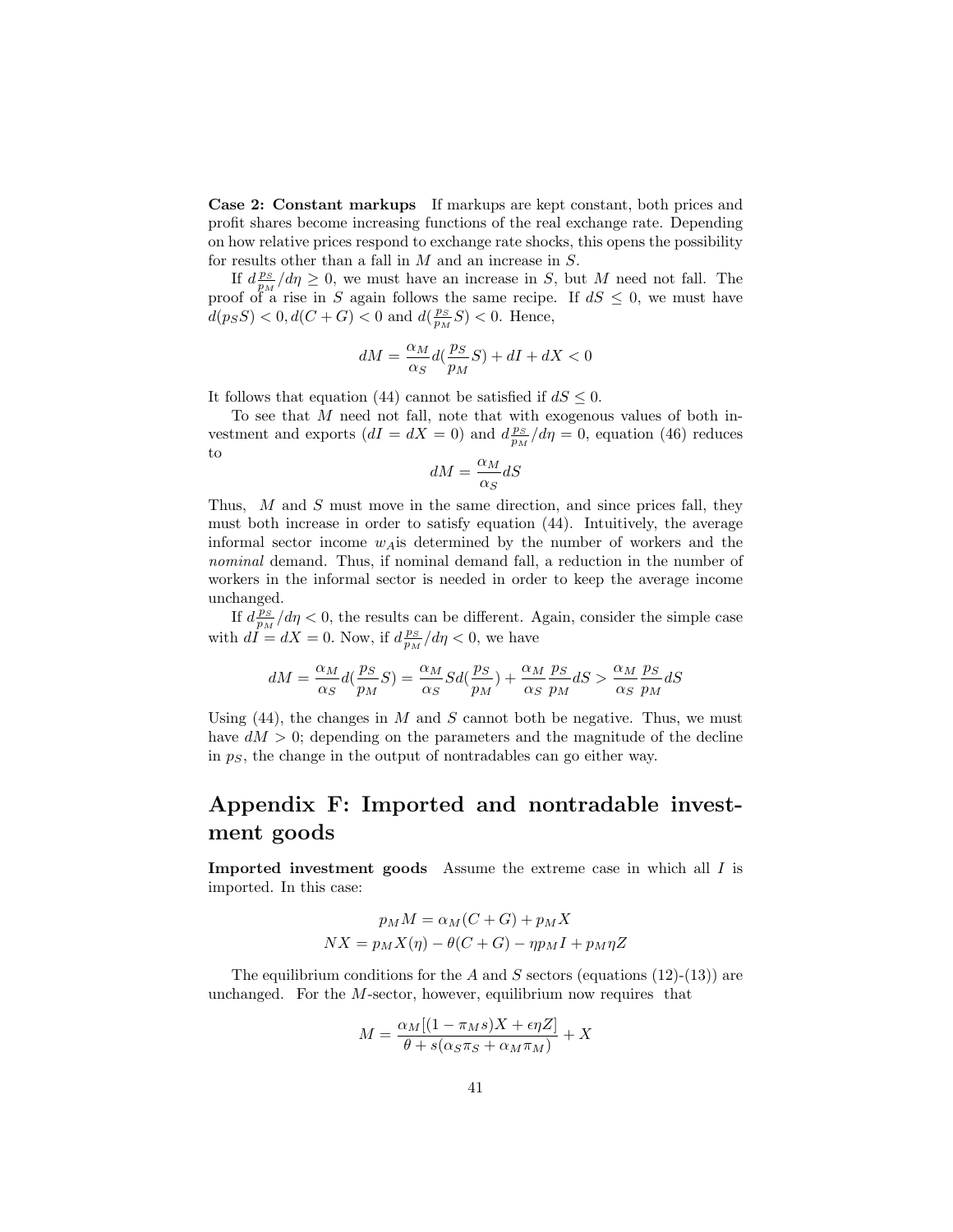**Case 2: Constant markups** If markups are kept constant, both prices and profit shares become increasing functions of the real exchange rate. Depending on how relative prices respond to exchange rate shocks, this opens the possibility for results other than a fall in $M$ and an increase in $S$.

If $d\frac{p_S}{p_M}/d\eta \geq 0$, we must have an increase in $S$, but $M$ need not fall. The proof of a rise in $S$ again follows the same recipe. If $dS \leq 0$, we must have $d(p_S S) < 0, d(C+G) < 0$ and $d(\frac{p_S}{p_M}S) < 0$. Hence,

$$dM = \frac{\alpha_M}{\alpha_S} d(\frac{p_S}{p_M}S) + dI + dX < 0$$

It follows that equation (44) cannot be satisfied if $dS \leq 0$.

To see that $M$ need not fall, note that with exogenous values of both investment and exports ($dI = dX = 0$) and $d\frac{p_S}{p_M}/d\eta = 0$, equation (46) reduces to

$$dM = \frac{\alpha_M}{\alpha_S} dS$$

Thus, $M$ and $S$ must move in the same direction, and since prices fall, they must both increase in order to satisfy equation (44). Intuitively, the average informal sector income $w_A$is determined by the number of workers and the *nominal* demand. Thus, if nominal demand fall, a reduction in the number of workers in the informal sector is needed in order to keep the average income unchanged.

If $d\frac{p_S}{p_M}/d\eta < 0$, the results can be different. Again, consider the simple case with $dI = dX = 0$. Now, if $d\frac{p_S}{p_M}/d\eta < 0$, we have

$$dM = \frac{\alpha_M}{\alpha_S} d(\frac{p_S}{p_M}S) = \frac{\alpha_M}{\alpha_S} S d(\frac{p_S}{p_M}) + \frac{\alpha_M}{\alpha_S}\frac{p_S}{p_M} dS > \frac{\alpha_M}{\alpha_S}\frac{p_S}{p_M} dS$$

Using (44), the changes in $M$ and $S$ cannot both be negative. Thus, we must have $dM > 0$; depending on the parameters and the magnitude of the decline in $p_S$, the change in the output of nontradables can go either way.

# Appendix F: Imported and nontradable investment goods

**Imported investment goods** Assume the extreme case in which all $I$ is imported. In this case:

$$p_M M = \alpha_M (C+G) + p_M X$$
$$NX = p_M X(\eta) - \theta(C+G) - \eta p_M I + p_M \eta Z$$

The equilibrium conditions for the $A$ and $S$ sectors (equations (12)-(13)) are unchanged. For the $M$-sector, however, equilibrium now requires that

$$M = \frac{\alpha_M[(1-\pi_M s)X + \epsilon\eta Z]}{\theta + s(\alpha_S \pi_S + \alpha_M \pi_M)} + X$$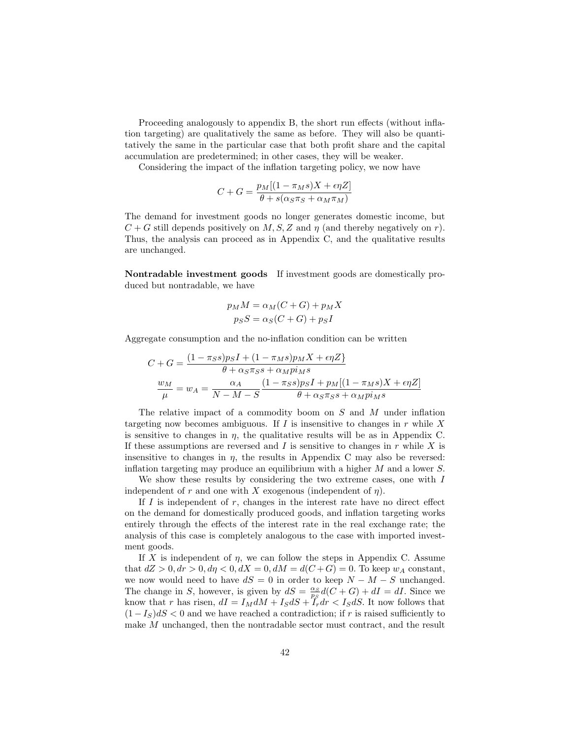Proceeding analogously to appendix B, the short run effects (without inflation targeting) are qualitatively the same as before. They will also be quantitatively the same in the particular case that both profit share and the capital accumulation are predetermined; in other cases, they will be weaker.

Considering the impact of the inflation targeting policy, we now have

$$C + G = \frac{p_M[(1 - \pi_M s)X + \epsilon\eta Z]}{\theta + s(\alpha_S \pi_S + \alpha_M \pi_M)}$$

The demand for investment goods no longer generates domestic income, but $C + G$ still depends positively on $M, S, Z$ and $\eta$ (and thereby negatively on $r$). Thus, the analysis can proceed as in Appendix C, and the qualitative results are unchanged.

**Nontradable investment goods** If investment goods are domestically produced but nontradable, we have

$$p_M M = \alpha_M(C + G) + p_M X$$
$$p_S S = \alpha_S(C + G) + p_S I$$

Aggregate consumption and the no-inflation condition can be written

$$C + G = \frac{(1 - \pi_S s)p_S I + (1 - \pi_M s)p_M X + \epsilon\eta Z\}}{\theta + \alpha_S \pi_S s + \alpha_M pi_M s}$$

$$\frac{w_M}{\mu} = w_A = \frac{\alpha_A}{N - M - S}\frac{(1 - \pi_S s)p_S I + p_M[(1 - \pi_M s)X + \epsilon\eta Z]}{\theta + \alpha_S \pi_S s + \alpha_M pi_M s}$$

The relative impact of a commodity boom on $S$ and $M$ under inflation targeting now becomes ambiguous. If $I$ is insensitive to changes in $r$ while $X$ is sensitive to changes in $\eta$, the qualitative results will be as in Appendix C. If these assumptions are reversed and $I$ is sensitive to changes in $r$ while $X$ is insensitive to changes in $\eta$, the results in Appendix C may also be reversed: inflation targeting may produce an equilibrium with a higher $M$ and a lower $S$.

We show these results by considering the two extreme cases, one with $I$ independent of $r$ and one with $X$ exogenous (independent of $\eta$).

If $I$ is independent of $r$, changes in the interest rate have no direct effect on the demand for domestically produced goods, and inflation targeting works entirely through the effects of the interest rate in the real exchange rate; the analysis of this case is completely analogous to the case with imported investment goods.

If $X$ is independent of $\eta$, we can follow the steps in Appendix C. Assume that $dZ > 0, dr > 0, d\eta < 0, dX = 0, dM = d(C + G) = 0$. To keep $w_A$ constant, we now would need to have $dS = 0$ in order to keep $N - M - S$ unchanged. The change in $S$, however, is given by $dS = \frac{\alpha_S}{p_S}d(C + G) + dI = dI$. Since we know that $r$ has risen, $dI = I_M dM + I_S dS + I_r dr < I_S dS$. It now follows that $(1 - I_S)dS < 0$ and we have reached a contradiction; if $r$ is raised sufficiently to make $M$ unchanged, then the nontradable sector must contract, and the result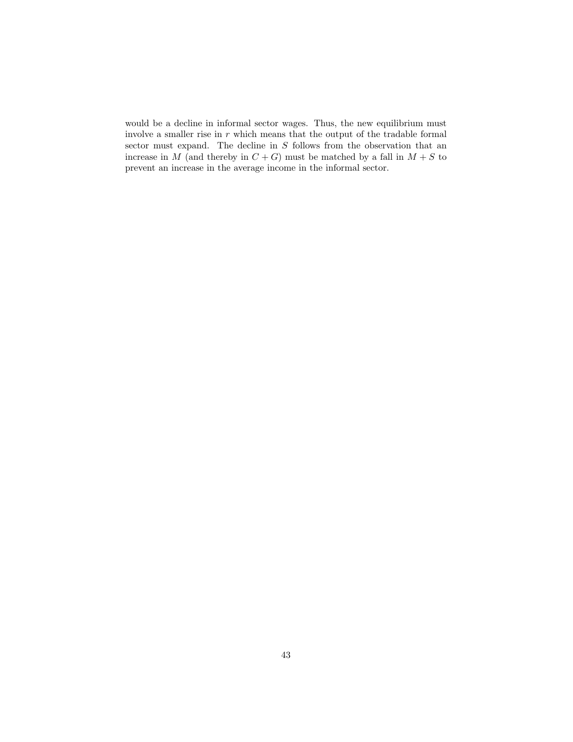would be a decline in informal sector wages. Thus, the new equilibrium must involve a smaller rise in $r$ which means that the output of the tradable formal sector must expand. The decline in $S$ follows from the observation that an increase in $M$ (and thereby in $C + G$) must be matched by a fall in $M + S$ to prevent an increase in the average income in the informal sector.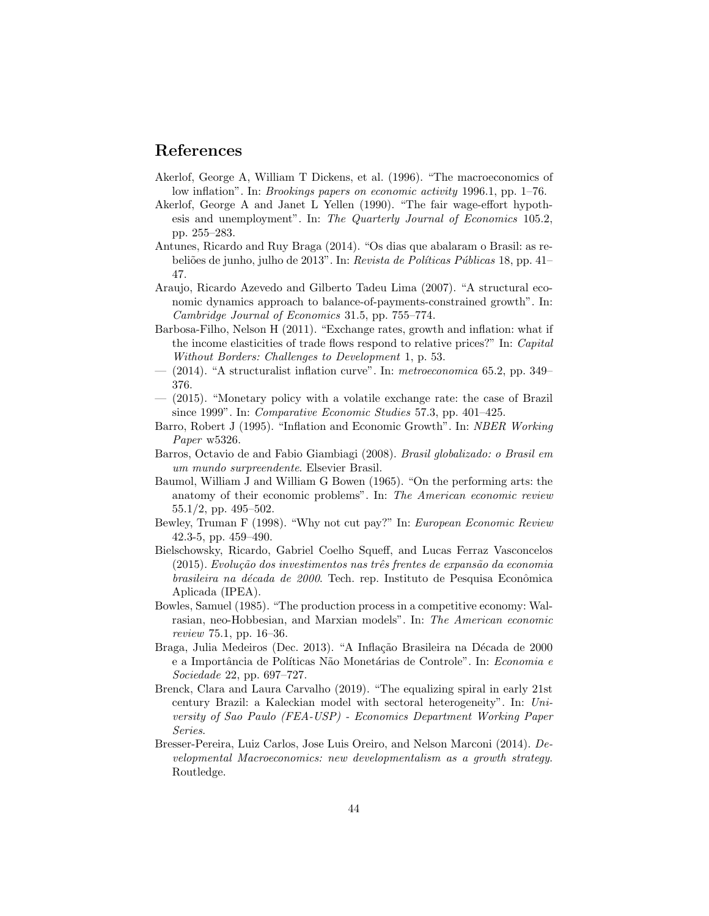## References

Akerlof, George A, William T Dickens, et al. (1996). "The macroeconomics of low inflation". In: *Brookings papers on economic activity* 1996.1, pp. 1–76.

Akerlof, George A and Janet L Yellen (1990). "The fair wage-effort hypothesis and unemployment". In: *The Quarterly Journal of Economics* 105.2, pp. 255–283.

Antunes, Ricardo and Ruy Braga (2014). "Os dias que abalaram o Brasil: as rebeliões de junho, julho de 2013". In: *Revista de Políticas Públicas* 18, pp. 41–47.

Araujo, Ricardo Azevedo and Gilberto Tadeu Lima (2007). "A structural economic dynamics approach to balance-of-payments-constrained growth". In: *Cambridge Journal of Economics* 31.5, pp. 755–774.

Barbosa-Filho, Nelson H (2011). "Exchange rates, growth and inflation: what if the income elasticities of trade flows respond to relative prices?" In: *Capital Without Borders: Challenges to Development* 1, p. 53.

— (2014). "A structuralist inflation curve". In: *metroeconomica* 65.2, pp. 349–376.

— (2015). "Monetary policy with a volatile exchange rate: the case of Brazil since 1999". In: *Comparative Economic Studies* 57.3, pp. 401–425.

Barro, Robert J (1995). "Inflation and Economic Growth". In: *NBER Working Paper* w5326.

Barros, Octavio de and Fabio Giambiagi (2008). *Brasil globalizado: o Brasil em um mundo surpreendente*. Elsevier Brasil.

Baumol, William J and William G Bowen (1965). "On the performing arts: the anatomy of their economic problems". In: *The American economic review* 55.1/2, pp. 495–502.

Bewley, Truman F (1998). "Why not cut pay?" In: *European Economic Review* 42.3-5, pp. 459–490.

Bielschowsky, Ricardo, Gabriel Coelho Squeff, and Lucas Ferraz Vasconcelos (2015). *Evolução dos investimentos nas três frentes de expansão da economia brasileira na década de 2000*. Tech. rep. Instituto de Pesquisa Econômica Aplicada (IPEA).

Bowles, Samuel (1985). "The production process in a competitive economy: Walrasian, neo-Hobbesian, and Marxian models". In: *The American economic review* 75.1, pp. 16–36.

Braga, Julia Medeiros (Dec. 2013). "A Inflação Brasileira na Década de 2000 e a Importância de Políticas Não Monetárias de Controle". In: *Economia e Sociedade* 22, pp. 697–727.

Brenck, Clara and Laura Carvalho (2019). "The equalizing spiral in early 21st century Brazil: a Kaleckian model with sectoral heterogeneity". In: *University of Sao Paulo (FEA-USP) - Economics Department Working Paper Series*.

Bresser-Pereira, Luiz Carlos, Jose Luis Oreiro, and Nelson Marconi (2014). *Developmental Macroeconomics: new developmentalism as a growth strategy*. Routledge.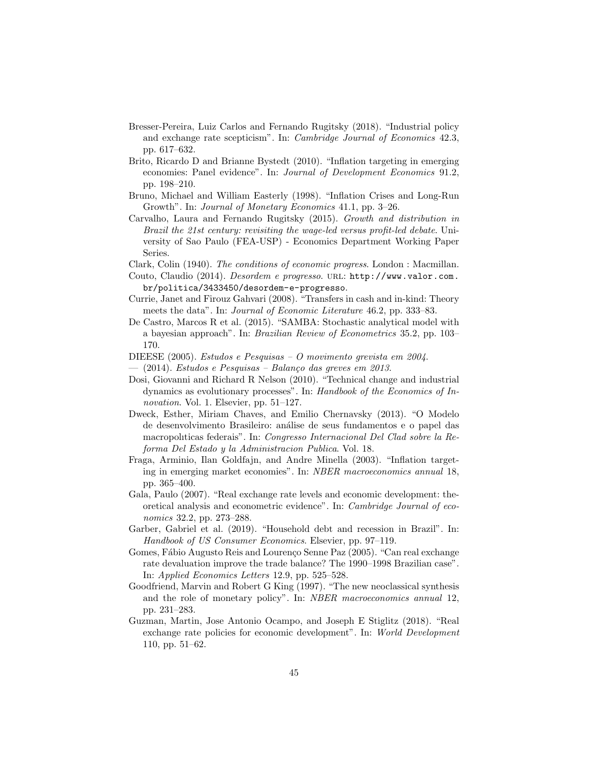Bresser-Pereira, Luiz Carlos and Fernando Rugitsky (2018). "Industrial policy and exchange rate scepticism". In: *Cambridge Journal of Economics* 42.3, pp. 617–632.

Brito, Ricardo D and Brianne Bystedt (2010). "Inflation targeting in emerging economies: Panel evidence". In: *Journal of Development Economics* 91.2, pp. 198–210.

Bruno, Michael and William Easterly (1998). "Inflation Crises and Long-Run Growth". In: *Journal of Monetary Economics* 41.1, pp. 3–26.

Carvalho, Laura and Fernando Rugitsky (2015). *Growth and distribution in Brazil the 21st century: revisiting the wage-led versus profit-led debate*. University of Sao Paulo (FEA-USP) - Economics Department Working Paper Series.

Clark, Colin (1940). *The conditions of economic progress*. London : Macmillan.

Couto, Claudio (2014). *Desordem e progresso*. URL: http://www.valor.com.br/politica/3433450/desordem-e-progresso.

Currie, Janet and Firouz Gahvari (2008). "Transfers in cash and in-kind: Theory meets the data". In: *Journal of Economic Literature* 46.2, pp. 333–83.

De Castro, Marcos R et al. (2015). "SAMBA: Stochastic analytical model with a bayesian approach". In: *Brazilian Review of Econometrics* 35.2, pp. 103–170.

DIEESE (2005). *Estudos e Pesquisas – O movimento grevista em 2004*.

— (2014). *Estudos e Pesquisas – Balanço das greves em 2013*.

Dosi, Giovanni and Richard R Nelson (2010). "Technical change and industrial dynamics as evolutionary processes". In: *Handbook of the Economics of Innovation*. Vol. 1. Elsevier, pp. 51–127.

Dweck, Esther, Miriam Chaves, and Emilio Chernavsky (2013). "O Modelo de desenvolvimento Brasileiro: análise de seus fundamentos e o papel das macropolıticas federais". In: *Congresso Internacional Del Clad sobre la Reforma Del Estado y la Administracion Publica*. Vol. 18.

Fraga, Arminio, Ilan Goldfajn, and Andre Minella (2003). "Inflation targeting in emerging market economies". In: *NBER macroeconomics annual* 18, pp. 365–400.

Gala, Paulo (2007). "Real exchange rate levels and economic development: theoretical analysis and econometric evidence". In: *Cambridge Journal of economics* 32.2, pp. 273–288.

Garber, Gabriel et al. (2019). "Household debt and recession in Brazil". In: *Handbook of US Consumer Economics*. Elsevier, pp. 97–119.

Gomes, Fábio Augusto Reis and Lourenço Senne Paz (2005). "Can real exchange rate devaluation improve the trade balance? The 1990–1998 Brazilian case". In: *Applied Economics Letters* 12.9, pp. 525–528.

Goodfriend, Marvin and Robert G King (1997). "The new neoclassical synthesis and the role of monetary policy". In: *NBER macroeconomics annual* 12, pp. 231–283.

Guzman, Martin, Jose Antonio Ocampo, and Joseph E Stiglitz (2018). "Real exchange rate policies for economic development". In: *World Development* 110, pp. 51–62.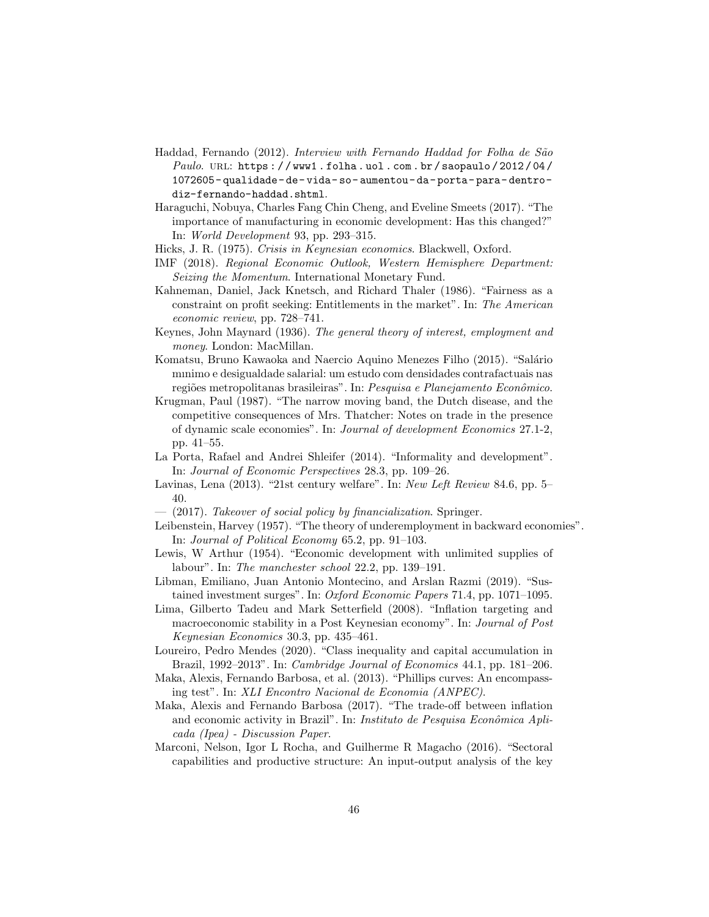Haddad, Fernando (2012). *Interview with Fernando Haddad for Folha de São Paulo*. URL: https://www1.folha.uol.com.br/saopaulo/2012/04/1072605-qualidade-de-vida-so-aumentou-da-porta-para-dentro-diz-fernando-haddad.shtml.

Haraguchi, Nobuya, Charles Fang Chin Cheng, and Eveline Smeets (2017). "The importance of manufacturing in economic development: Has this changed?" In: *World Development* 93, pp. 293–315.

Hicks, J. R. (1975). *Crisis in Keynesian economics*. Blackwell, Oxford.

IMF (2018). *Regional Economic Outlook, Western Hemisphere Department: Seizing the Momentum*. International Monetary Fund.

Kahneman, Daniel, Jack Knetsch, and Richard Thaler (1986). "Fairness as a constraint on profit seeking: Entitlements in the market". In: *The American economic review*, pp. 728–741.

Keynes, John Maynard (1936). *The general theory of interest, employment and money*. London: MacMillan.

Komatsu, Bruno Kawaoka and Naercio Aquino Menezes Filho (2015). "Salário mınimo e desigualdade salarial: um estudo com densidades contrafactuais nas regiões metropolitanas brasileiras". In: *Pesquisa e Planejamento Econômico*.

Krugman, Paul (1987). "The narrow moving band, the Dutch disease, and the competitive consequences of Mrs. Thatcher: Notes on trade in the presence of dynamic scale economies". In: *Journal of development Economics* 27.1-2, pp. 41–55.

La Porta, Rafael and Andrei Shleifer (2014). "Informality and development". In: *Journal of Economic Perspectives* 28.3, pp. 109–26.

Lavinas, Lena (2013). "21st century welfare". In: *New Left Review* 84.6, pp. 5–40.

— (2017). *Takeover of social policy by financialization*. Springer.

Leibenstein, Harvey (1957). "The theory of underemployment in backward economies". In: *Journal of Political Economy* 65.2, pp. 91–103.

Lewis, W Arthur (1954). "Economic development with unlimited supplies of labour". In: *The manchester school* 22.2, pp. 139–191.

Libman, Emiliano, Juan Antonio Montecino, and Arslan Razmi (2019). "Sustained investment surges". In: *Oxford Economic Papers* 71.4, pp. 1071–1095.

Lima, Gilberto Tadeu and Mark Setterfield (2008). "Inflation targeting and macroeconomic stability in a Post Keynesian economy". In: *Journal of Post Keynesian Economics* 30.3, pp. 435–461.

Loureiro, Pedro Mendes (2020). "Class inequality and capital accumulation in Brazil, 1992–2013". In: *Cambridge Journal of Economics* 44.1, pp. 181–206.

Maka, Alexis, Fernando Barbosa, et al. (2013). "Phillips curves: An encompassing test". In: *XLI Encontro Nacional de Economia (ANPEC)*.

Maka, Alexis and Fernando Barbosa (2017). "The trade-off between inflation and economic activity in Brazil". In: *Instituto de Pesquisa Econômica Aplicada (Ipea) - Discussion Paper*.

Marconi, Nelson, Igor L Rocha, and Guilherme R Magacho (2016). "Sectoral capabilities and productive structure: An input-output analysis of the key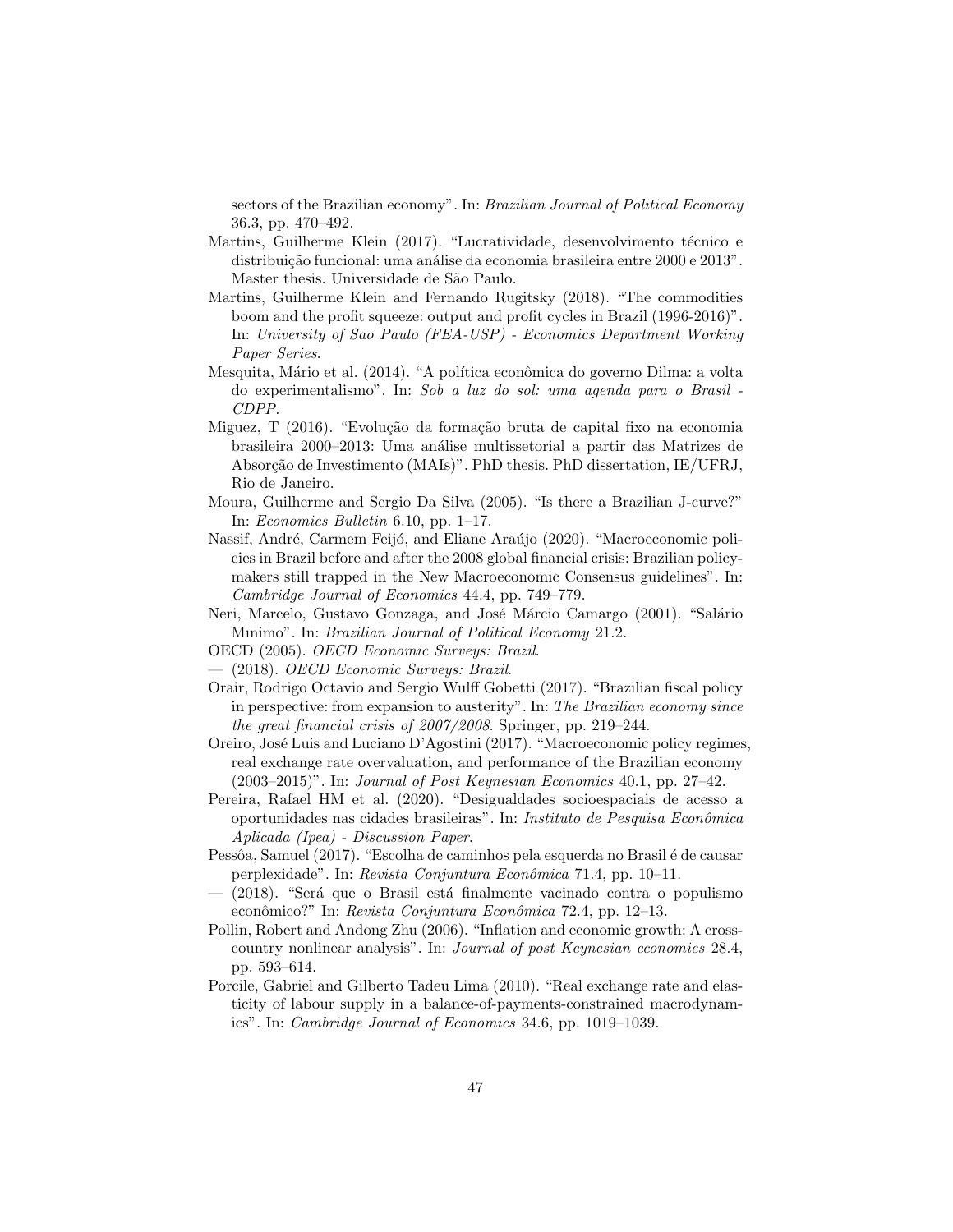sectors of the Brazilian economy". In: *Brazilian Journal of Political Economy* 36.3, pp. 470–492.

Martins, Guilherme Klein (2017). "Lucratividade, desenvolvimento técnico e distribuição funcional: uma análise da economia brasileira entre 2000 e 2013". Master thesis. Universidade de São Paulo.

Martins, Guilherme Klein and Fernando Rugitsky (2018). "The commodities boom and the profit squeeze: output and profit cycles in Brazil (1996-2016)". In: *University of Sao Paulo (FEA-USP) - Economics Department Working Paper Series*.

Mesquita, Mário et al. (2014). "A política econômica do governo Dilma: a volta do experimentalismo". In: *Sob a luz do sol: uma agenda para o Brasil - CDPP*.

Miguez, T (2016). "Evolução da formação bruta de capital fixo na economia brasileira 2000–2013: Uma análise multissetorial a partir das Matrizes de Absorção de Investimento (MAIs)". PhD thesis. PhD dissertation, IE/UFRJ, Rio de Janeiro.

Moura, Guilherme and Sergio Da Silva (2005). "Is there a Brazilian J-curve?" In: *Economics Bulletin* 6.10, pp. 1–17.

Nassif, André, Carmem Feijó, and Eliane Araújo (2020). "Macroeconomic policies in Brazil before and after the 2008 global financial crisis: Brazilian policy-makers still trapped in the New Macroeconomic Consensus guidelines". In: *Cambridge Journal of Economics* 44.4, pp. 749–779.

Neri, Marcelo, Gustavo Gonzaga, and José Márcio Camargo (2001). "Salário Mınimo". In: *Brazilian Journal of Political Economy* 21.2.

OECD (2005). *OECD Economic Surveys: Brazil*.

— (2018). *OECD Economic Surveys: Brazil*.

Orair, Rodrigo Octavio and Sergio Wulff Gobetti (2017). "Brazilian fiscal policy in perspective: from expansion to austerity". In: *The Brazilian economy since the great financial crisis of 2007/2008*. Springer, pp. 219–244.

Oreiro, José Luis and Luciano D'Agostini (2017). "Macroeconomic policy regimes, real exchange rate overvaluation, and performance of the Brazilian economy (2003–2015)". In: *Journal of Post Keynesian Economics* 40.1, pp. 27–42.

Pereira, Rafael HM et al. (2020). "Desigualdades socioespaciais de acesso a oportunidades nas cidades brasileiras". In: *Instituto de Pesquisa Econômica Aplicada (Ipea) - Discussion Paper*.

Pessôa, Samuel (2017). "Escolha de caminhos pela esquerda no Brasil é de causar perplexidade". In: *Revista Conjuntura Econômica* 71.4, pp. 10–11.

— (2018). "Será que o Brasil está finalmente vacinado contra o populismo econômico?" In: *Revista Conjuntura Econômica* 72.4, pp. 12–13.

Pollin, Robert and Andong Zhu (2006). "Inflation and economic growth: A cross-country nonlinear analysis". In: *Journal of post Keynesian economics* 28.4, pp. 593–614.

Porcile, Gabriel and Gilberto Tadeu Lima (2010). "Real exchange rate and elasticity of labour supply in a balance-of-payments-constrained macrodynamics". In: *Cambridge Journal of Economics* 34.6, pp. 1019–1039.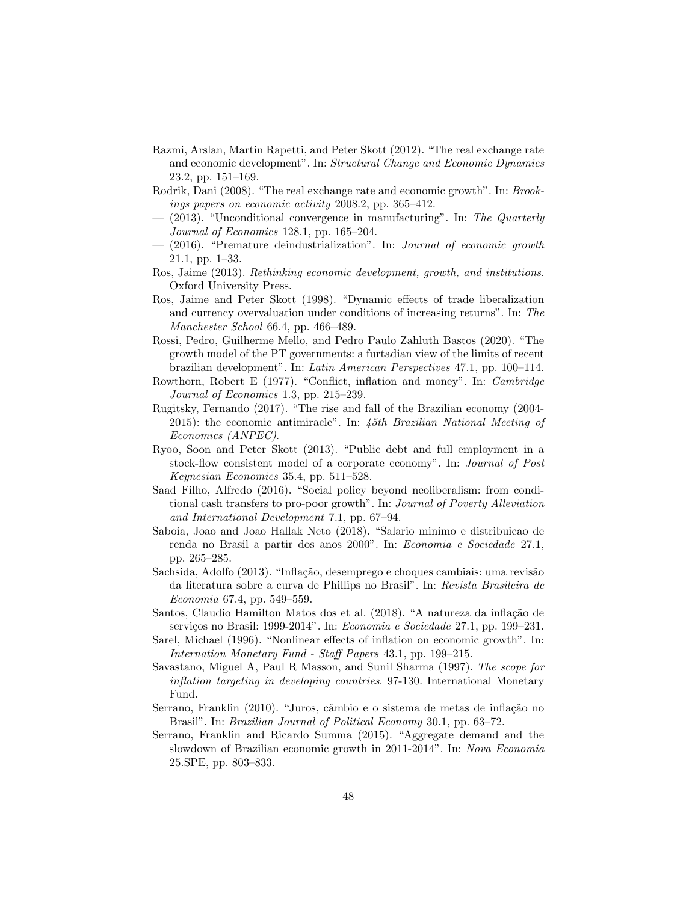Razmi, Arslan, Martin Rapetti, and Peter Skott (2012). "The real exchange rate and economic development". In: *Structural Change and Economic Dynamics* 23.2, pp. 151–169.

Rodrik, Dani (2008). "The real exchange rate and economic growth". In: *Brookings papers on economic activity* 2008.2, pp. 365–412.

— (2013). "Unconditional convergence in manufacturing". In: *The Quarterly Journal of Economics* 128.1, pp. 165–204.

— (2016). "Premature deindustrialization". In: *Journal of economic growth* 21.1, pp. 1–33.

Ros, Jaime (2013). *Rethinking economic development, growth, and institutions*. Oxford University Press.

Ros, Jaime and Peter Skott (1998). "Dynamic effects of trade liberalization and currency overvaluation under conditions of increasing returns". In: *The Manchester School* 66.4, pp. 466–489.

Rossi, Pedro, Guilherme Mello, and Pedro Paulo Zahluth Bastos (2020). "The growth model of the PT governments: a furtadian view of the limits of recent brazilian development". In: *Latin American Perspectives* 47.1, pp. 100–114.

Rowthorn, Robert E (1977). "Conflict, inflation and money". In: *Cambridge Journal of Economics* 1.3, pp. 215–239.

Rugitsky, Fernando (2017). "The rise and fall of the Brazilian economy (2004-2015): the economic antimiracle". In: *45th Brazilian National Meeting of Economics (ANPEC)*.

Ryoo, Soon and Peter Skott (2013). "Public debt and full employment in a stock-flow consistent model of a corporate economy". In: *Journal of Post Keynesian Economics* 35.4, pp. 511–528.

Saad Filho, Alfredo (2016). "Social policy beyond neoliberalism: from conditional cash transfers to pro-poor growth". In: *Journal of Poverty Alleviation and International Development* 7.1, pp. 67–94.

Saboia, Joao and Joao Hallak Neto (2018). "Salario minimo e distribuicao de renda no Brasil a partir dos anos 2000". In: *Economia e Sociedade* 27.1, pp. 265–285.

Sachsida, Adolfo (2013). "Inflação, desemprego e choques cambiais: uma revisão da literatura sobre a curva de Phillips no Brasil". In: *Revista Brasileira de Economia* 67.4, pp. 549–559.

Santos, Claudio Hamilton Matos dos et al. (2018). "A natureza da inflação de serviços no Brasil: 1999-2014". In: *Economia e Sociedade* 27.1, pp. 199–231.

Sarel, Michael (1996). "Nonlinear effects of inflation on economic growth". In: *Internation Monetary Fund - Staff Papers* 43.1, pp. 199–215.

Savastano, Miguel A, Paul R Masson, and Sunil Sharma (1997). *The scope for inflation targeting in developing countries*. 97-130. International Monetary Fund.

Serrano, Franklin (2010). "Juros, câmbio e o sistema de metas de inflação no Brasil". In: *Brazilian Journal of Political Economy* 30.1, pp. 63–72.

Serrano, Franklin and Ricardo Summa (2015). "Aggregate demand and the slowdown of Brazilian economic growth in 2011-2014". In: *Nova Economia* 25.SPE, pp. 803–833.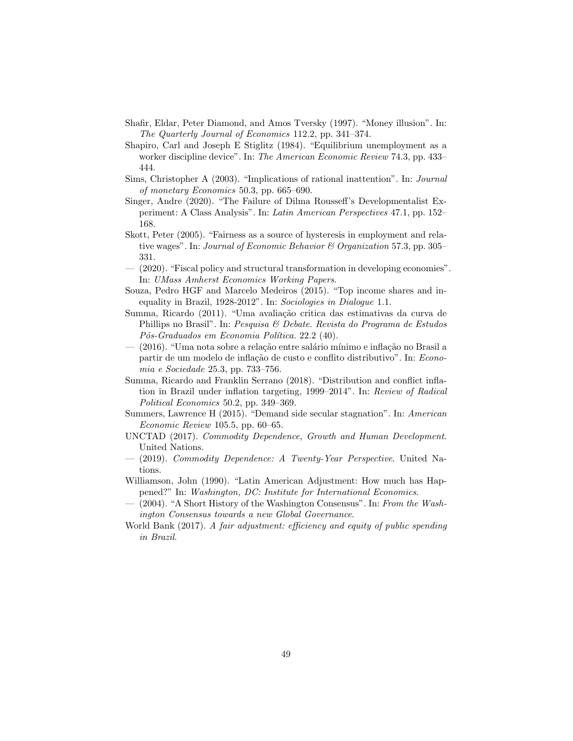Shafir, Eldar, Peter Diamond, and Amos Tversky (1997). "Money illusion". In: *The Quarterly Journal of Economics* 112.2, pp. 341–374.

Shapiro, Carl and Joseph E Stiglitz (1984). "Equilibrium unemployment as a worker discipline device". In: *The American Economic Review* 74.3, pp. 433–444.

Sims, Christopher A (2003). "Implications of rational inattention". In: *Journal of monetary Economics* 50.3, pp. 665–690.

Singer, Andre (2020). "The Failure of Dilma Rousseff's Developmentalist Experiment: A Class Analysis". In: *Latin American Perspectives* 47.1, pp. 152–168.

Skott, Peter (2005). "Fairness as a source of hysteresis in employment and relative wages". In: *Journal of Economic Behavior & Organization* 57.3, pp. 305–331.

— (2020). "Fiscal policy and structural transformation in developing economies". In: *UMass Amherst Economics Working Papers*.

Souza, Pedro HGF and Marcelo Medeiros (2015). "Top income shares and inequality in Brazil, 1928-2012". In: *Sociologies in Dialogue* 1.1.

Summa, Ricardo (2011). "Uma avaliação critica das estimativas da curva de Phillips no Brasil". In: *Pesquisa & Debate. Revista do Programa de Estudos Pós-Graduados em Economia Política.* 22.2 (40).

— (2016). "Uma nota sobre a relação entre salário mínimo e inflação no Brasil a partir de um modelo de inflação de custo e conflito distributivo". In: *Economia e Sociedade* 25.3, pp. 733–756.

Summa, Ricardo and Franklin Serrano (2018). "Distribution and conflict inflation in Brazil under inflation targeting, 1999–2014". In: *Review of Radical Political Economics* 50.2, pp. 349–369.

Summers, Lawrence H (2015). "Demand side secular stagnation". In: *American Economic Review* 105.5, pp. 60–65.

UNCTAD (2017). *Commodity Dependence, Growth and Human Development*. United Nations.

— (2019). *Commodity Dependence: A Twenty-Year Perspective*. United Nations.

Williamson, John (1990). "Latin American Adjustment: How much has Happened?" In: *Washington, DC: Institute for International Economics*.

— (2004). "A Short History of the Washington Consensus". In: *From the Washington Consensus towards a new Global Governance*.

World Bank (2017). *A fair adjustment: efficiency and equity of public spending in Brazil*.